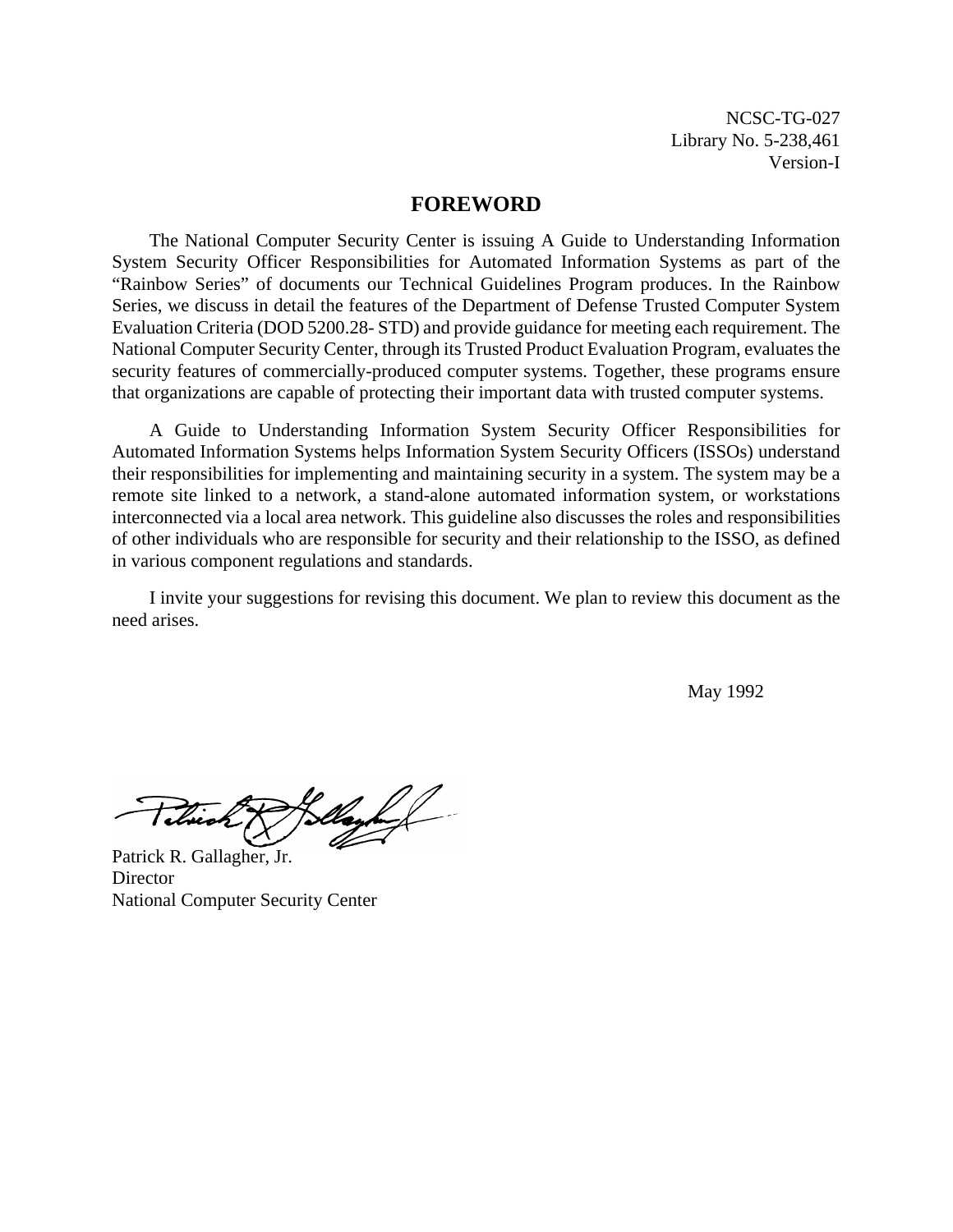NCSC-TG-027
Library No. 5-238,461
Version-I

## FOREWORD

The National Computer Security Center is issuing A Guide to Understanding Information System Security Officer Responsibilities for Automated Information Systems as part of the "Rainbow Series" of documents our Technical Guidelines Program produces. In the Rainbow Series, we discuss in detail the features of the Department of Defense Trusted Computer System Evaluation Criteria (DOD 5200.28- STD) and provide guidance for meeting each requirement. The National Computer Security Center, through its Trusted Product Evaluation Program, evaluates the security features of commercially-produced computer systems. Together, these programs ensure that organizations are capable of protecting their important data with trusted computer systems.

A Guide to Understanding Information System Security Officer Responsibilities for Automated Information Systems helps Information System Security Officers (ISSOs) understand their responsibilities for implementing and maintaining security in a system. The system may be a remote site linked to a network, a stand-alone automated information system, or workstations interconnected via a local area network. This guideline also discusses the roles and responsibilities of other individuals who are responsible for security and their relationship to the ISSO, as defined in various component regulations and standards.

I invite your suggestions for revising this document. We plan to review this document as the need arises.

May 1992

Patrick R. Gallagher, Jr.
Director
National Computer Security Center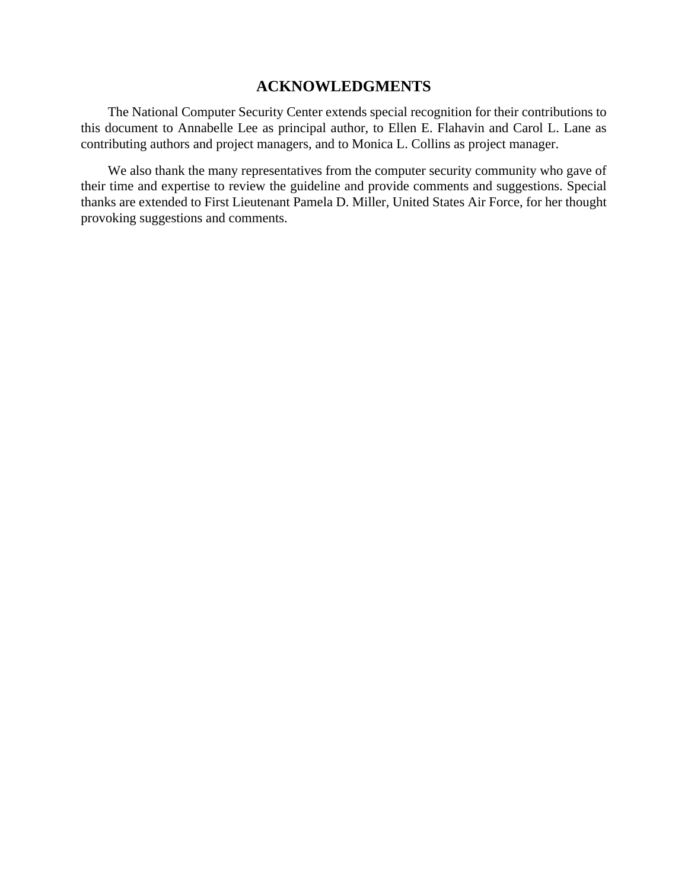# ACKNOWLEDGMENTS

The National Computer Security Center extends special recognition for their contributions to this document to Annabelle Lee as principal author, to Ellen E. Flahavin and Carol L. Lane as contributing authors and project managers, and to Monica L. Collins as project manager.

We also thank the many representatives from the computer security community who gave of their time and expertise to review the guideline and provide comments and suggestions. Special thanks are extended to First Lieutenant Pamela D. Miller, United States Air Force, for her thought provoking suggestions and comments.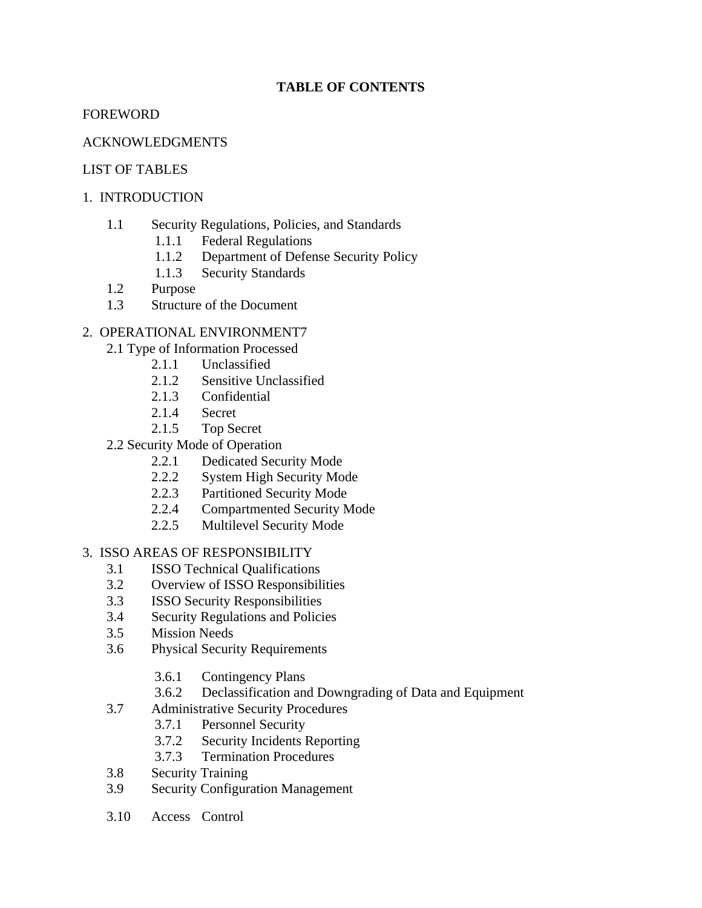# TABLE OF CONTENTS

FOREWORD

ACKNOWLEDGMENTS

LIST OF TABLES

1. INTRODUCTION

- 1.1 Security Regulations, Policies, and Standards
  - 1.1.1 Federal Regulations
  - 1.1.2 Department of Defense Security Policy
  - 1.1.3 Security Standards
- 1.2 Purpose
- 1.3 Structure of the Document

2. OPERATIONAL ENVIRONMENT7

- 2.1 Type of Information Processed
  - 2.1.1 Unclassified
  - 2.1.2 Sensitive Unclassified
  - 2.1.3 Confidential
  - 2.1.4 Secret
  - 2.1.5 Top Secret
- 2.2 Security Mode of Operation
  - 2.2.1 Dedicated Security Mode
  - 2.2.2 System High Security Mode
  - 2.2.3 Partitioned Security Mode
  - 2.2.4 Compartmented Security Mode
  - 2.2.5 Multilevel Security Mode

3. ISSO AREAS OF RESPONSIBILITY

- 3.1 ISSO Technical Qualifications
- 3.2 Overview of ISSO Responsibilities
- 3.3 ISSO Security Responsibilities
- 3.4 Security Regulations and Policies
- 3.5 Mission Needs
- 3.6 Physical Security Requirements
  - 3.6.1 Contingency Plans
  - 3.6.2 Declassification and Downgrading of Data and Equipment
- 3.7 Administrative Security Procedures
  - 3.7.1 Personnel Security
  - 3.7.2 Security Incidents Reporting
  - 3.7.3 Termination Procedures
- 3.8 Security Training
- 3.9 Security Configuration Management
- 3.10 Access Control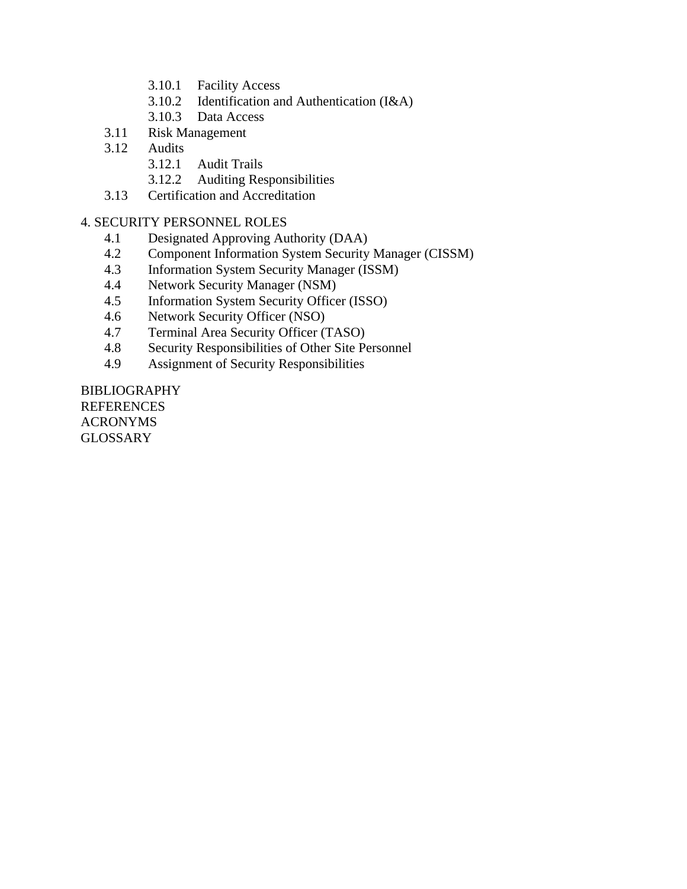- 3.10.1 Facility Access
- 3.10.2 Identification and Authentication (I&A)
- 3.10.3 Data Access

3.11 Risk Management

3.12 Audits

- 3.12.1 Audit Trails
- 3.12.2 Auditing Responsibilities

3.13 Certification and Accreditation

4. SECURITY PERSONNEL ROLES

- 4.1 Designated Approving Authority (DAA)
- 4.2 Component Information System Security Manager (CISSM)
- 4.3 Information System Security Manager (ISSM)
- 4.4 Network Security Manager (NSM)
- 4.5 Information System Security Officer (ISSO)
- 4.6 Network Security Officer (NSO)
- 4.7 Terminal Area Security Officer (TASO)
- 4.8 Security Responsibilities of Other Site Personnel
- 4.9 Assignment of Security Responsibilities

BIBLIOGRAPHY

REFERENCES

ACRONYMS

GLOSSARY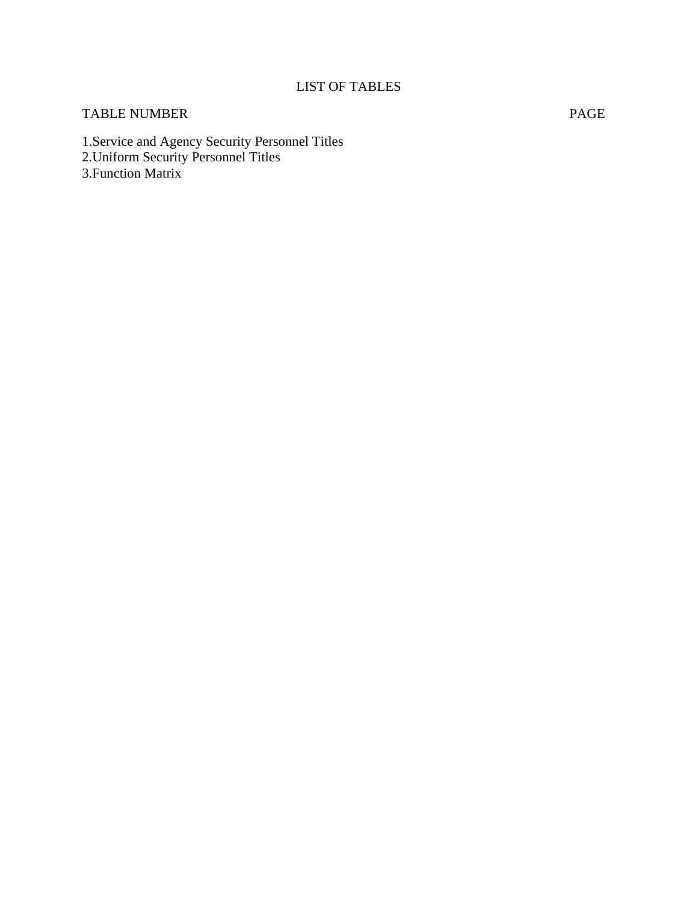# LIST OF TABLES

TABLE NUMBER PAGE

1.Service and Agency Security Personnel Titles
2.Uniform Security Personnel Titles
3.Function Matrix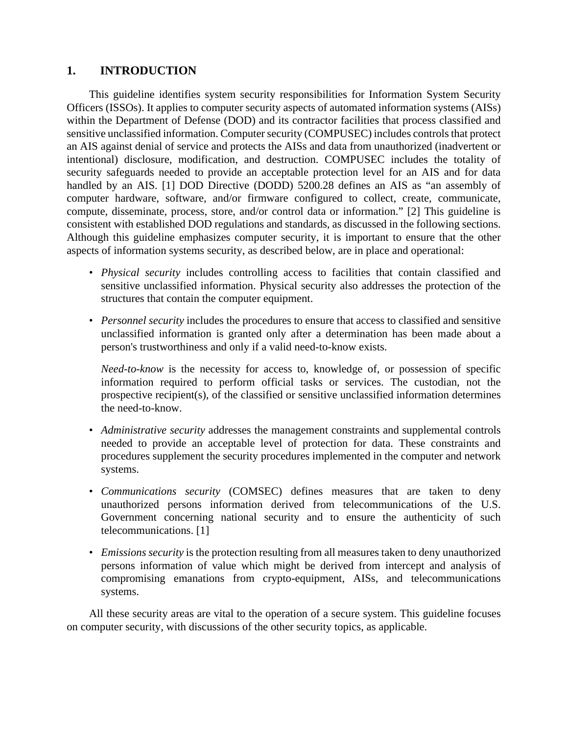# 1. INTRODUCTION

This guideline identifies system security responsibilities for Information System Security Officers (ISSOs). It applies to computer security aspects of automated information systems (AISs) within the Department of Defense (DOD) and its contractor facilities that process classified and sensitive unclassified information. Computer security (COMPUSEC) includes controls that protect an AIS against denial of service and protects the AISs and data from unauthorized (inadvertent or intentional) disclosure, modification, and destruction. COMPUSEC includes the totality of security safeguards needed to provide an acceptable protection level for an AIS and for data handled by an AIS. [1] DOD Directive (DODD) 5200.28 defines an AIS as "an assembly of computer hardware, software, and/or firmware configured to collect, create, communicate, compute, disseminate, process, store, and/or control data or information." [2] This guideline is consistent with established DOD regulations and standards, as discussed in the following sections. Although this guideline emphasizes computer security, it is important to ensure that the other aspects of information systems security, as described below, are in place and operational:

- *Physical security* includes controlling access to facilities that contain classified and sensitive unclassified information. Physical security also addresses the protection of the structures that contain the computer equipment.

- *Personnel security* includes the procedures to ensure that access to classified and sensitive unclassified information is granted only after a determination has been made about a person's trustworthiness and only if a valid need-to-know exists.

  *Need-to-know* is the necessity for access to, knowledge of, or possession of specific information required to perform official tasks or services. The custodian, not the prospective recipient(s), of the classified or sensitive unclassified information determines the need-to-know.

- *Administrative security* addresses the management constraints and supplemental controls needed to provide an acceptable level of protection for data. These constraints and procedures supplement the security procedures implemented in the computer and network systems.

- *Communications security* (COMSEC) defines measures that are taken to deny unauthorized persons information derived from telecommunications of the U.S. Government concerning national security and to ensure the authenticity of such telecommunications. [1]

- *Emissions security* is the protection resulting from all measures taken to deny unauthorized persons information of value which might be derived from intercept and analysis of compromising emanations from crypto-equipment, AISs, and telecommunications systems.

All these security areas are vital to the operation of a secure system. This guideline focuses on computer security, with discussions of the other security topics, as applicable.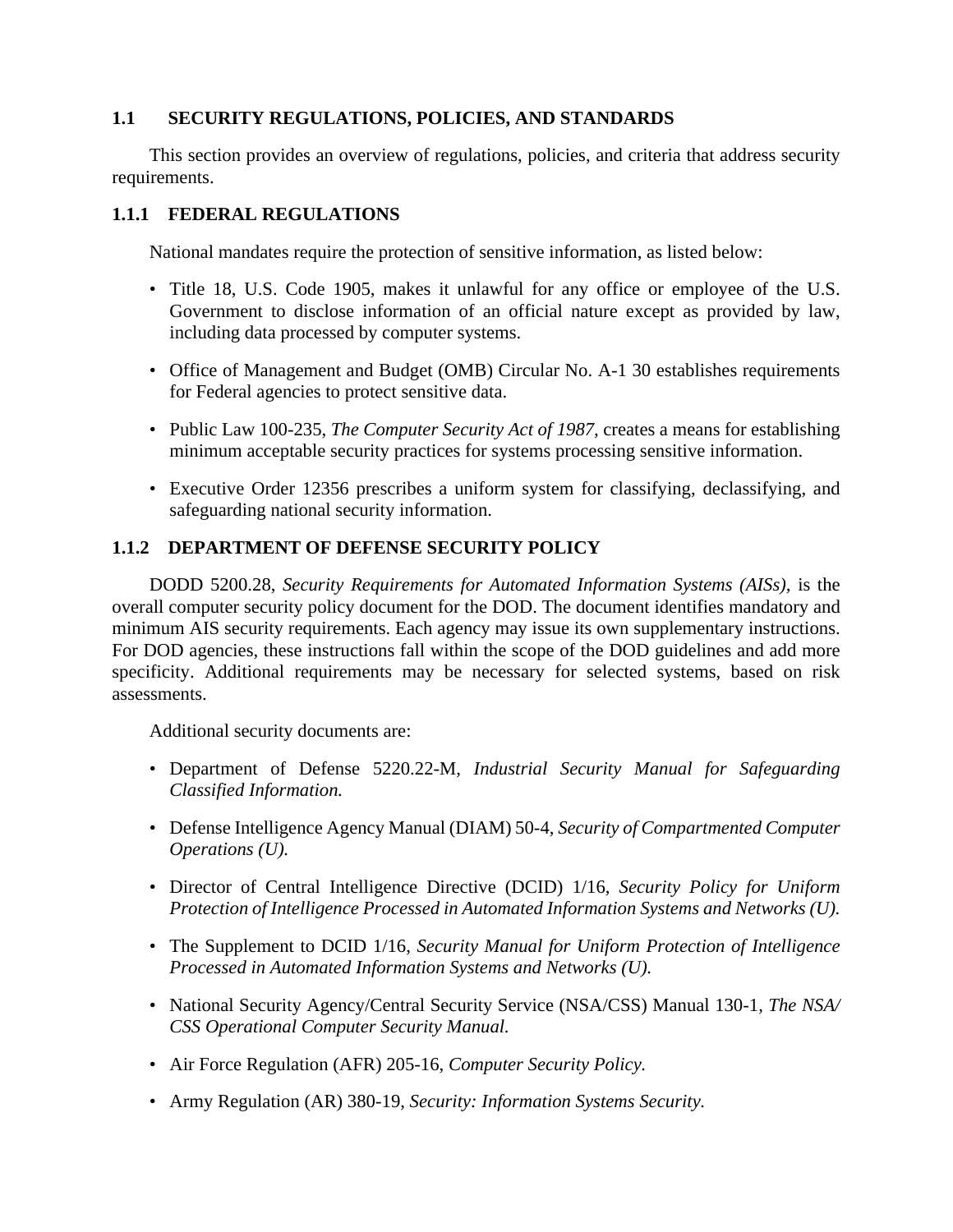## 1.1 SECURITY REGULATIONS, POLICIES, AND STANDARDS

This section provides an overview of regulations, policies, and criteria that address security requirements.

### 1.1.1 FEDERAL REGULATIONS

National mandates require the protection of sensitive information, as listed below:

- Title 18, U.S. Code 1905, makes it unlawful for any office or employee of the U.S. Government to disclose information of an official nature except as provided by law, including data processed by computer systems.
- Office of Management and Budget (OMB) Circular No. A-1 30 establishes requirements for Federal agencies to protect sensitive data.
- Public Law 100-235, *The Computer Security Act of 1987*, creates a means for establishing minimum acceptable security practices for systems processing sensitive information.
- Executive Order 12356 prescribes a uniform system for classifying, declassifying, and safeguarding national security information.

### 1.1.2 DEPARTMENT OF DEFENSE SECURITY POLICY

DODD 5200.28, *Security Requirements for Automated Information Systems (AISs),* is the overall computer security policy document for the DOD. The document identifies mandatory and minimum AIS security requirements. Each agency may issue its own supplementary instructions. For DOD agencies, these instructions fall within the scope of the DOD guidelines and add more specificity. Additional requirements may be necessary for selected systems, based on risk assessments.

Additional security documents are:

- Department of Defense 5220.22-M, *Industrial Security Manual for Safeguarding Classified Information.*
- Defense Intelligence Agency Manual (DIAM) 50-4, *Security of Compartmented Computer Operations (U).*
- Director of Central Intelligence Directive (DCID) 1/16, *Security Policy for Uniform Protection of Intelligence Processed in Automated Information Systems and Networks (U).*
- The Supplement to DCID 1/16, *Security Manual for Uniform Protection of Intelligence Processed in Automated Information Systems and Networks (U).*
- National Security Agency/Central Security Service (NSA/CSS) Manual 130-1, *The NSA/CSS Operational Computer Security Manual.*
- Air Force Regulation (AFR) 205-16, *Computer Security Policy.*
- Army Regulation (AR) 380-19, *Security: Information Systems Security.*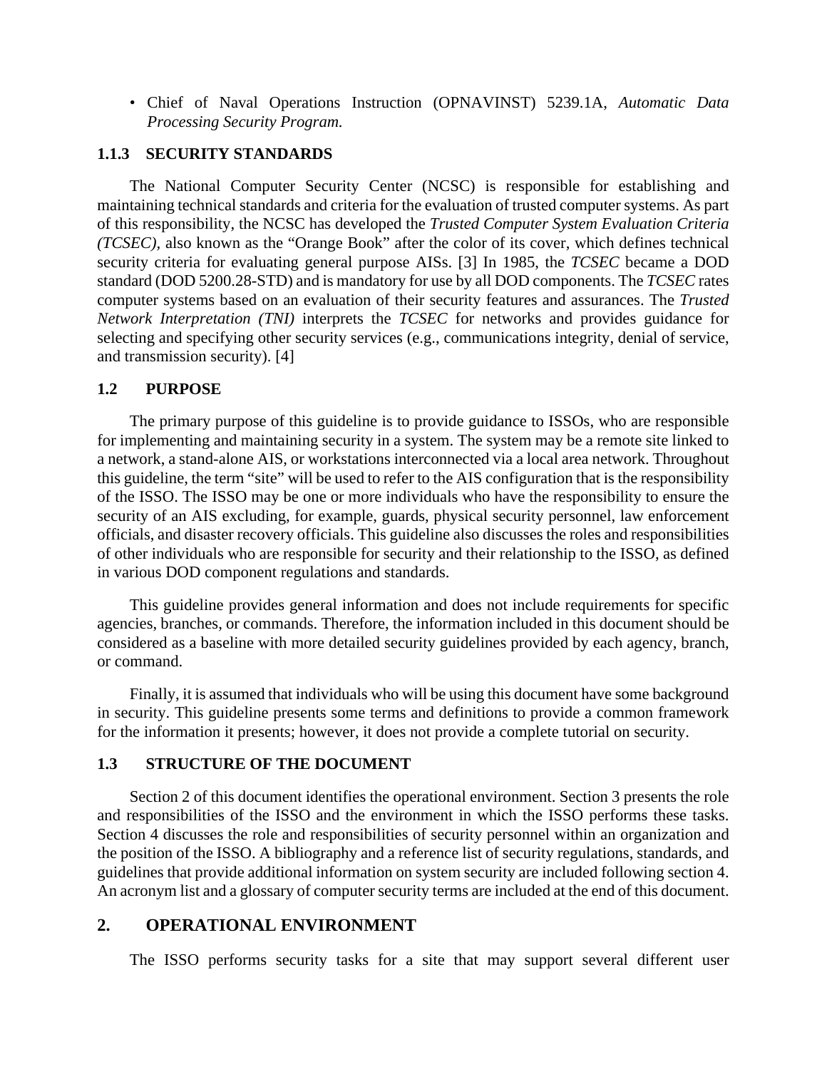- Chief of Naval Operations Instruction (OPNAVINST) 5239.1A, *Automatic Data Processing Security Program.*

### 1.1.3 SECURITY STANDARDS

The National Computer Security Center (NCSC) is responsible for establishing and maintaining technical standards and criteria for the evaluation of trusted computer systems. As part of this responsibility, the NCSC has developed the *Trusted Computer System Evaluation Criteria (TCSEC)*, also known as the "Orange Book" after the color of its cover, which defines technical security criteria for evaluating general purpose AISs. [3] In 1985, the *TCSEC* became a DOD standard (DOD 5200.28-STD) and is mandatory for use by all DOD components. The *TCSEC* rates computer systems based on an evaluation of their security features and assurances. The *Trusted Network Interpretation (TNI)* interprets the *TCSEC* for networks and provides guidance for selecting and specifying other security services (e.g., communications integrity, denial of service, and transmission security). [4]

### 1.2 PURPOSE

The primary purpose of this guideline is to provide guidance to ISSOs, who are responsible for implementing and maintaining security in a system. The system may be a remote site linked to a network, a stand-alone AIS, or workstations interconnected via a local area network. Throughout this guideline, the term "site" will be used to refer to the AIS configuration that is the responsibility of the ISSO. The ISSO may be one or more individuals who have the responsibility to ensure the security of an AIS excluding, for example, guards, physical security personnel, law enforcement officials, and disaster recovery officials. This guideline also discusses the roles and responsibilities of other individuals who are responsible for security and their relationship to the ISSO, as defined in various DOD component regulations and standards.

This guideline provides general information and does not include requirements for specific agencies, branches, or commands. Therefore, the information included in this document should be considered as a baseline with more detailed security guidelines provided by each agency, branch, or command.

Finally, it is assumed that individuals who will be using this document have some background in security. This guideline presents some terms and definitions to provide a common framework for the information it presents; however, it does not provide a complete tutorial on security.

### 1.3 STRUCTURE OF THE DOCUMENT

Section 2 of this document identifies the operational environment. Section 3 presents the role and responsibilities of the ISSO and the environment in which the ISSO performs these tasks. Section 4 discusses the role and responsibilities of security personnel within an organization and the position of the ISSO. A bibliography and a reference list of security regulations, standards, and guidelines that provide additional information on system security are included following section 4. An acronym list and a glossary of computer security terms are included at the end of this document.

## 2. OPERATIONAL ENVIRONMENT

The ISSO performs security tasks for a site that may support several different user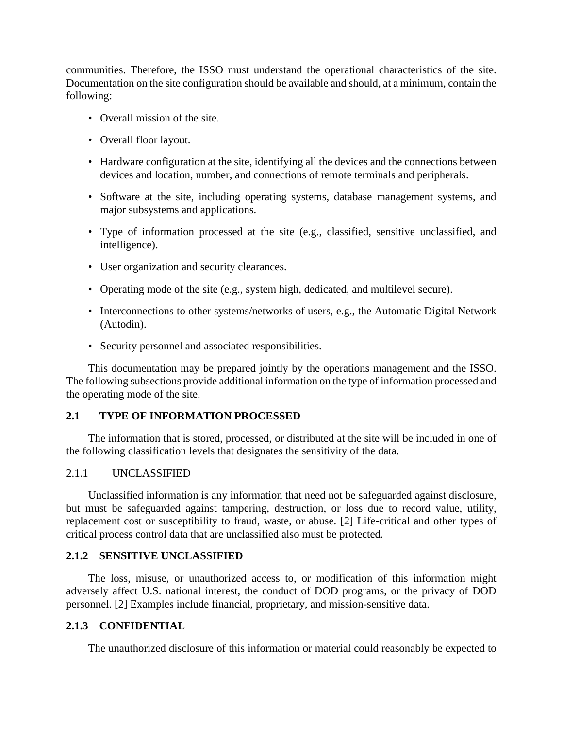communities. Therefore, the ISSO must understand the operational characteristics of the site. Documentation on the site configuration should be available and should, at a minimum, contain the following:

- Overall mission of the site.
- Overall floor layout.
- Hardware configuration at the site, identifying all the devices and the connections between devices and location, number, and connections of remote terminals and peripherals.
- Software at the site, including operating systems, database management systems, and major subsystems and applications.
- Type of information processed at the site (e.g., classified, sensitive unclassified, and intelligence).
- User organization and security clearances.
- Operating mode of the site (e.g., system high, dedicated, and multilevel secure).
- Interconnections to other systems/networks of users, e.g., the Automatic Digital Network (Autodin).
- Security personnel and associated responsibilities.

This documentation may be prepared jointly by the operations management and the ISSO. The following subsections provide additional information on the type of information processed and the operating mode of the site.

## 2.1 TYPE OF INFORMATION PROCESSED

The information that is stored, processed, or distributed at the site will be included in one of the following classification levels that designates the sensitivity of the data.

### 2.1.1 UNCLASSIFIED

Unclassified information is any information that need not be safeguarded against disclosure, but must be safeguarded against tampering, destruction, or loss due to record value, utility, replacement cost or susceptibility to fraud, waste, or abuse. [2] Life-critical and other types of critical process control data that are unclassified also must be protected.

### 2.1.2 SENSITIVE UNCLASSIFIED

The loss, misuse, or unauthorized access to, or modification of this information might adversely affect U.S. national interest, the conduct of DOD programs, or the privacy of DOD personnel. [2] Examples include financial, proprietary, and mission-sensitive data.

### 2.1.3 CONFIDENTIAL

The unauthorized disclosure of this information or material could reasonably be expected to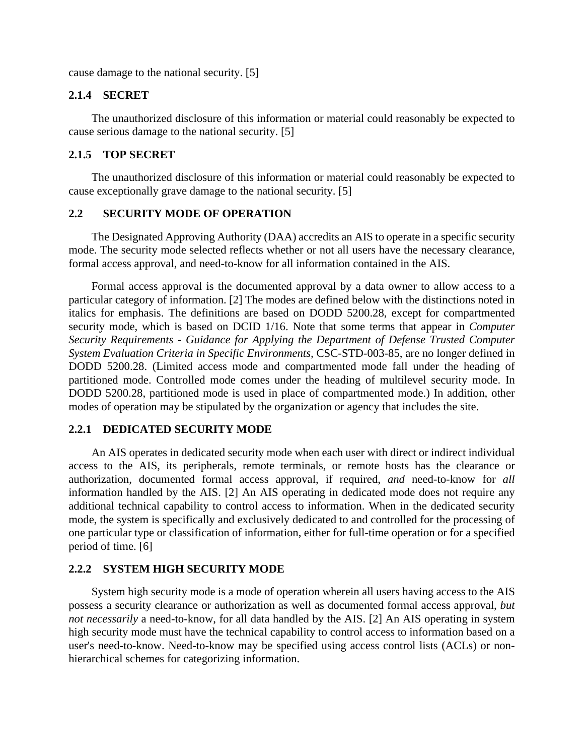cause damage to the national security. [5]

### 2.1.4 SECRET

The unauthorized disclosure of this information or material could reasonably be expected to cause serious damage to the national security. [5]

### 2.1.5 TOP SECRET

The unauthorized disclosure of this information or material could reasonably be expected to cause exceptionally grave damage to the national security. [5]

## 2.2 SECURITY MODE OF OPERATION

The Designated Approving Authority (DAA) accredits an AIS to operate in a specific security mode. The security mode selected reflects whether or not all users have the necessary clearance, formal access approval, and need-to-know for all information contained in the AIS.

Formal access approval is the documented approval by a data owner to allow access to a particular category of information. [2] The modes are defined below with the distinctions noted in italics for emphasis. The definitions are based on DODD 5200.28, except for compartmented security mode, which is based on DCID 1/16. Note that some terms that appear in *Computer Security Requirements - Guidance for Applying the Department of Defense Trusted Computer System Evaluation Criteria in Specific Environments,* CSC-STD-003-85, are no longer defined in DODD 5200.28. (Limited access mode and compartmented mode fall under the heading of partitioned mode. Controlled mode comes under the heading of multilevel security mode. In DODD 5200.28, partitioned mode is used in place of compartmented mode.) In addition, other modes of operation may be stipulated by the organization or agency that includes the site.

### 2.2.1 DEDICATED SECURITY MODE

An AIS operates in dedicated security mode when each user with direct or indirect individual access to the AIS, its peripherals, remote terminals, or remote hosts has the clearance or authorization, documented formal access approval, if required, *and* need-to-know for *all* information handled by the AIS. [2] An AIS operating in dedicated mode does not require any additional technical capability to control access to information. When in the dedicated security mode, the system is specifically and exclusively dedicated to and controlled for the processing of one particular type or classification of information, either for full-time operation or for a specified period of time. [6]

### 2.2.2 SYSTEM HIGH SECURITY MODE

System high security mode is a mode of operation wherein all users having access to the AIS possess a security clearance or authorization as well as documented formal access approval, *but not necessarily* a need-to-know, for all data handled by the AIS. [2] An AIS operating in system high security mode must have the technical capability to control access to information based on a user's need-to-know. Need-to-know may be specified using access control lists (ACLs) or non-hierarchical schemes for categorizing information.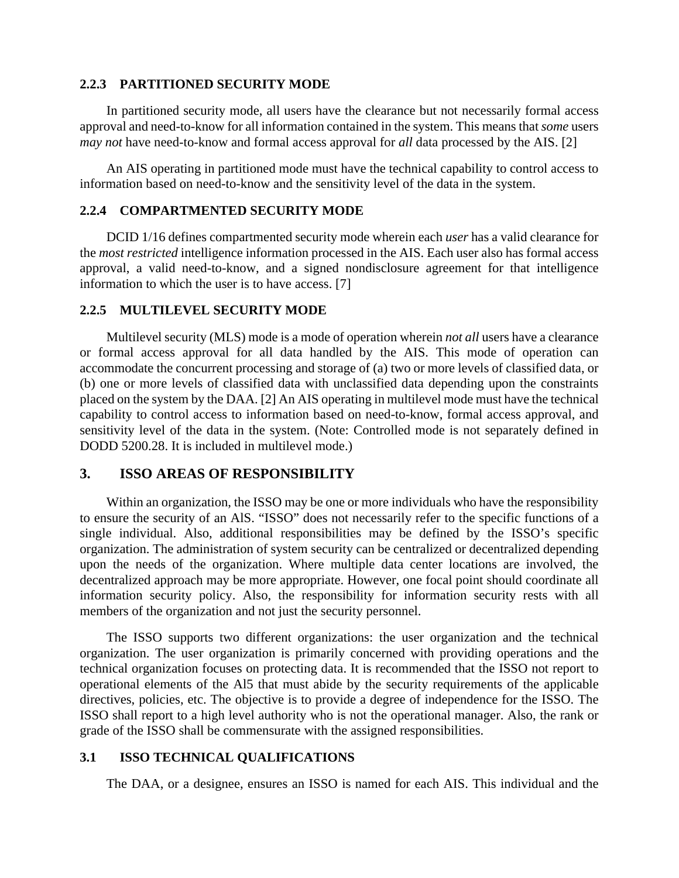### 2.2.3 PARTITIONED SECURITY MODE

In partitioned security mode, all users have the clearance but not necessarily formal access approval and need-to-know for all information contained in the system. This means that *some* users *may not* have need-to-know and formal access approval for *all* data processed by the AIS. [2]

An AIS operating in partitioned mode must have the technical capability to control access to information based on need-to-know and the sensitivity level of the data in the system.

### 2.2.4 COMPARTMENTED SECURITY MODE

DCID 1/16 defines compartmented security mode wherein each *user* has a valid clearance for the *most restricted* intelligence information processed in the AIS. Each user also has formal access approval, a valid need-to-know, and a signed nondisclosure agreement for that intelligence information to which the user is to have access. [7]

### 2.2.5 MULTILEVEL SECURITY MODE

Multilevel security (MLS) mode is a mode of operation wherein *not all* users have a clearance or formal access approval for all data handled by the AIS. This mode of operation can accommodate the concurrent processing and storage of (a) two or more levels of classified data, or (b) one or more levels of classified data with unclassified data depending upon the constraints placed on the system by the DAA. [2] An AIS operating in multilevel mode must have the technical capability to control access to information based on need-to-know, formal access approval, and sensitivity level of the data in the system. (Note: Controlled mode is not separately defined in DODD 5200.28. It is included in multilevel mode.)

## 3. ISSO AREAS OF RESPONSIBILITY

Within an organization, the ISSO may be one or more individuals who have the responsibility to ensure the security of an AlS. "ISSO" does not necessarily refer to the specific functions of a single individual. Also, additional responsibilities may be defined by the ISSO's specific organization. The administration of system security can be centralized or decentralized depending upon the needs of the organization. Where multiple data center locations are involved, the decentralized approach may be more appropriate. However, one focal point should coordinate all information security policy. Also, the responsibility for information security rests with all members of the organization and not just the security personnel.

The ISSO supports two different organizations: the user organization and the technical organization. The user organization is primarily concerned with providing operations and the technical organization focuses on protecting data. It is recommended that the ISSO not report to operational elements of the Al5 that must abide by the security requirements of the applicable directives, policies, etc. The objective is to provide a degree of independence for the ISSO. The ISSO shall report to a high level authority who is not the operational manager. Also, the rank or grade of the ISSO shall be commensurate with the assigned responsibilities.

### 3.1 ISSO TECHNICAL QUALIFICATIONS

The DAA, or a designee, ensures an ISSO is named for each AIS. This individual and the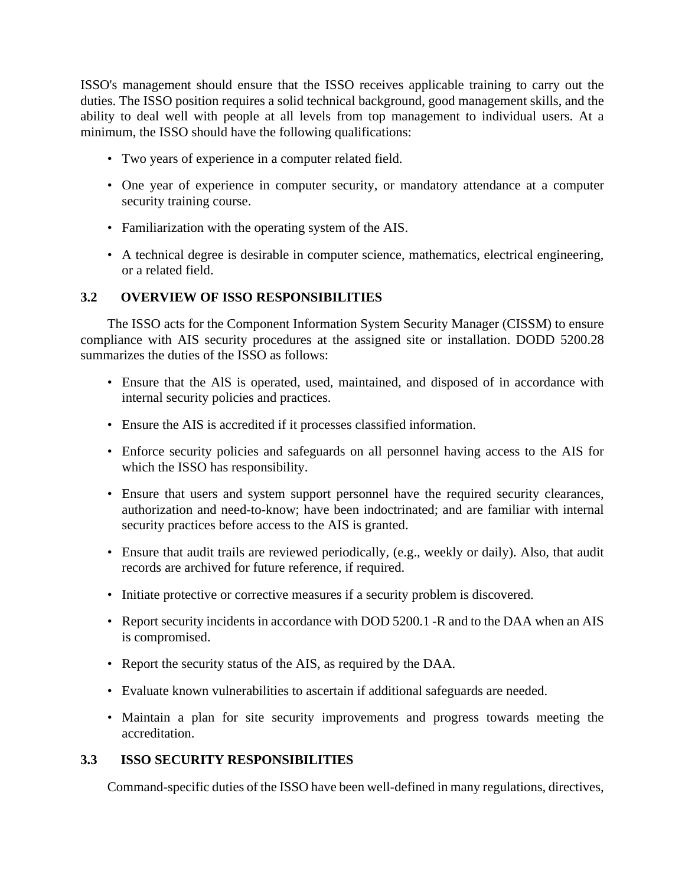ISSO's management should ensure that the ISSO receives applicable training to carry out the duties. The ISSO position requires a solid technical background, good management skills, and the ability to deal well with people at all levels from top management to individual users. At a minimum, the ISSO should have the following qualifications:

- Two years of experience in a computer related field.
- One year of experience in computer security, or mandatory attendance at a computer security training course.
- Familiarization with the operating system of the AIS.
- A technical degree is desirable in computer science, mathematics, electrical engineering, or a related field.

### 3.2 OVERVIEW OF ISSO RESPONSIBILITIES

The ISSO acts for the Component Information System Security Manager (CISSM) to ensure compliance with AIS security procedures at the assigned site or installation. DODD 5200.28 summarizes the duties of the ISSO as follows:

- Ensure that the AlS is operated, used, maintained, and disposed of in accordance with internal security policies and practices.
- Ensure the AIS is accredited if it processes classified information.
- Enforce security policies and safeguards on all personnel having access to the AIS for which the ISSO has responsibility.
- Ensure that users and system support personnel have the required security clearances, authorization and need-to-know; have been indoctrinated; and are familiar with internal security practices before access to the AIS is granted.
- Ensure that audit trails are reviewed periodically, (e.g., weekly or daily). Also, that audit records are archived for future reference, if required.
- Initiate protective or corrective measures if a security problem is discovered.
- Report security incidents in accordance with DOD 5200.1 -R and to the DAA when an AIS is compromised.
- Report the security status of the AIS, as required by the DAA.
- Evaluate known vulnerabilities to ascertain if additional safeguards are needed.
- Maintain a plan for site security improvements and progress towards meeting the accreditation.

### 3.3 ISSO SECURITY RESPONSIBILITIES

Command-specific duties of the ISSO have been well-defined in many regulations, directives,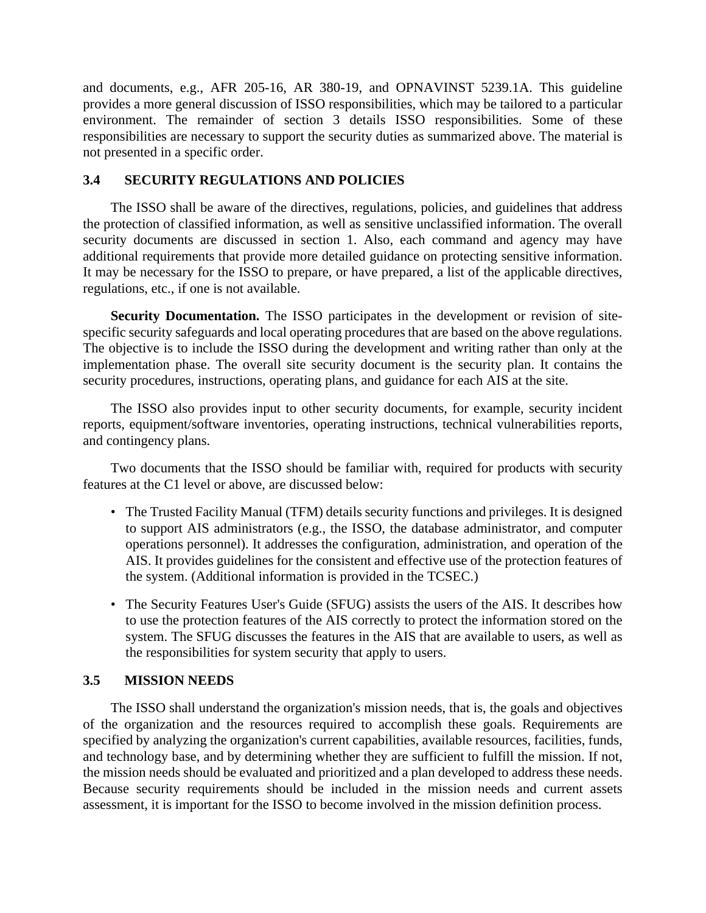and documents, e.g., AFR 205-16, AR 380-19, and OPNAVINST 5239.1A. This guideline provides a more general discussion of ISSO responsibilities, which may be tailored to a particular environment. The remainder of section 3 details ISSO responsibilities. Some of these responsibilities are necessary to support the security duties as summarized above. The material is not presented in a specific order.

### 3.4 SECURITY REGULATIONS AND POLICIES

The ISSO shall be aware of the directives, regulations, policies, and guidelines that address the protection of classified information, as well as sensitive unclassified information. The overall security documents are discussed in section 1. Also, each command and agency may have additional requirements that provide more detailed guidance on protecting sensitive information. It may be necessary for the ISSO to prepare, or have prepared, a list of the applicable directives, regulations, etc., if one is not available.

**Security Documentation.** The ISSO participates in the development or revision of site-specific security safeguards and local operating procedures that are based on the above regulations. The objective is to include the ISSO during the development and writing rather than only at the implementation phase. The overall site security document is the security plan. It contains the security procedures, instructions, operating plans, and guidance for each AIS at the site.

The ISSO also provides input to other security documents, for example, security incident reports, equipment/software inventories, operating instructions, technical vulnerabilities reports, and contingency plans.

Two documents that the ISSO should be familiar with, required for products with security features at the C1 level or above, are discussed below:

- The Trusted Facility Manual (TFM) details security functions and privileges. It is designed to support AIS administrators (e.g., the ISSO, the database administrator, and computer operations personnel). It addresses the configuration, administration, and operation of the AIS. It provides guidelines for the consistent and effective use of the protection features of the system. (Additional information is provided in the TCSEC.)

- The Security Features User's Guide (SFUG) assists the users of the AIS. It describes how to use the protection features of the AIS correctly to protect the information stored on the system. The SFUG discusses the features in the AIS that are available to users, as well as the responsibilities for system security that apply to users.

### 3.5 MISSION NEEDS

The ISSO shall understand the organization's mission needs, that is, the goals and objectives of the organization and the resources required to accomplish these goals. Requirements are specified by analyzing the organization's current capabilities, available resources, facilities, funds, and technology base, and by determining whether they are sufficient to fulfill the mission. If not, the mission needs should be evaluated and prioritized and a plan developed to address these needs. Because security requirements should be included in the mission needs and current assets assessment, it is important for the ISSO to become involved in the mission definition process.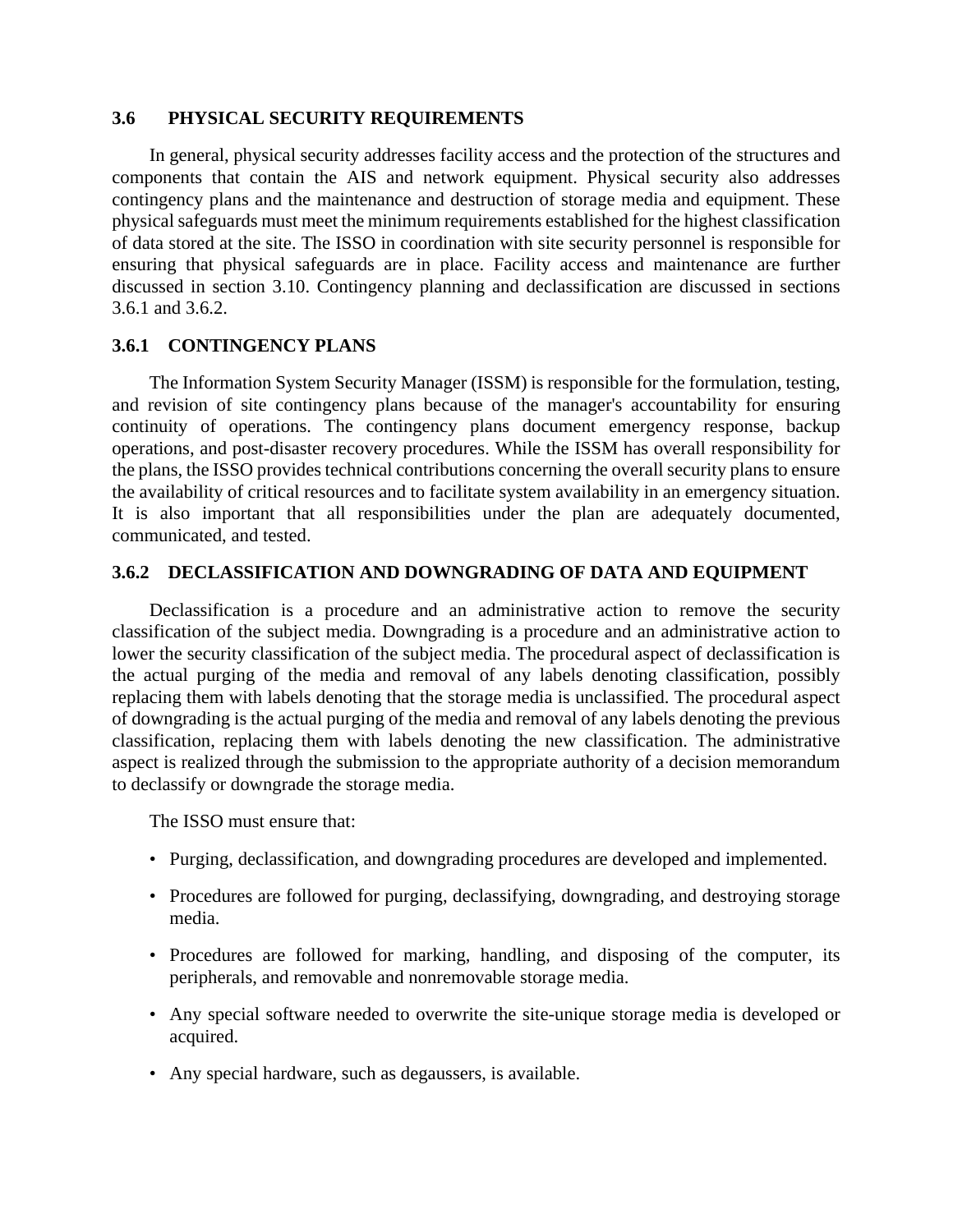## 3.6 PHYSICAL SECURITY REQUIREMENTS

In general, physical security addresses facility access and the protection of the structures and components that contain the AIS and network equipment. Physical security also addresses contingency plans and the maintenance and destruction of storage media and equipment. These physical safeguards must meet the minimum requirements established for the highest classification of data stored at the site. The ISSO in coordination with site security personnel is responsible for ensuring that physical safeguards are in place. Facility access and maintenance are further discussed in section 3.10. Contingency planning and declassification are discussed in sections 3.6.1 and 3.6.2.

### 3.6.1 CONTINGENCY PLANS

The Information System Security Manager (ISSM) is responsible for the formulation, testing, and revision of site contingency plans because of the manager's accountability for ensuring continuity of operations. The contingency plans document emergency response, backup operations, and post-disaster recovery procedures. While the ISSM has overall responsibility for the plans, the ISSO provides technical contributions concerning the overall security plans to ensure the availability of critical resources and to facilitate system availability in an emergency situation. It is also important that all responsibilities under the plan are adequately documented, communicated, and tested.

### 3.6.2 DECLASSIFICATION AND DOWNGRADING OF DATA AND EQUIPMENT

Declassification is a procedure and an administrative action to remove the security classification of the subject media. Downgrading is a procedure and an administrative action to lower the security classification of the subject media. The procedural aspect of declassification is the actual purging of the media and removal of any labels denoting classification, possibly replacing them with labels denoting that the storage media is unclassified. The procedural aspect of downgrading is the actual purging of the media and removal of any labels denoting the previous classification, replacing them with labels denoting the new classification. The administrative aspect is realized through the submission to the appropriate authority of a decision memorandum to declassify or downgrade the storage media.

The ISSO must ensure that:

- Purging, declassification, and downgrading procedures are developed and implemented.
- Procedures are followed for purging, declassifying, downgrading, and destroying storage media.
- Procedures are followed for marking, handling, and disposing of the computer, its peripherals, and removable and nonremovable storage media.
- Any special software needed to overwrite the site-unique storage media is developed or acquired.
- Any special hardware, such as degaussers, is available.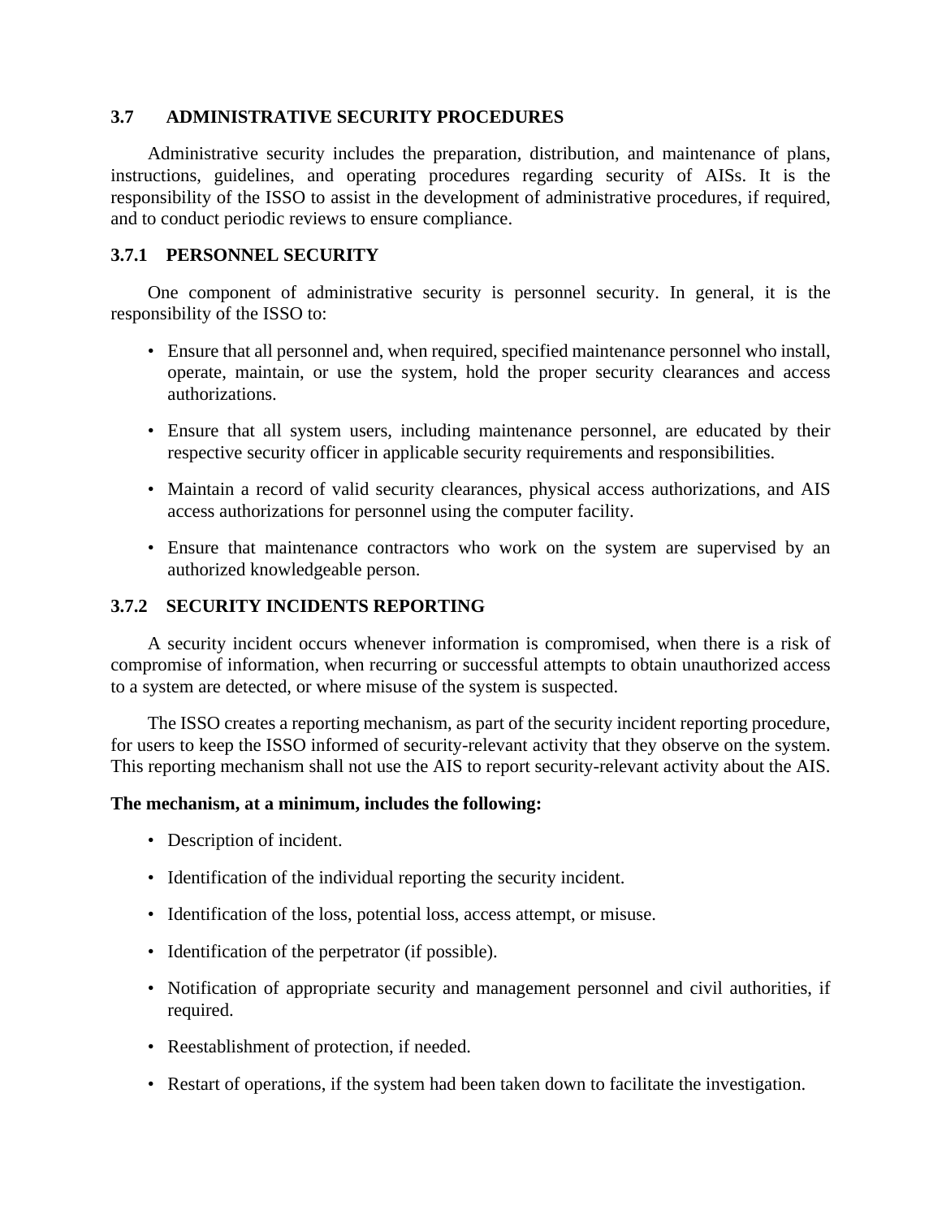## 3.7 ADMINISTRATIVE SECURITY PROCEDURES

Administrative security includes the preparation, distribution, and maintenance of plans, instructions, guidelines, and operating procedures regarding security of AISs. It is the responsibility of the ISSO to assist in the development of administrative procedures, if required, and to conduct periodic reviews to ensure compliance.

### 3.7.1 PERSONNEL SECURITY

One component of administrative security is personnel security. In general, it is the responsibility of the ISSO to:

- Ensure that all personnel and, when required, specified maintenance personnel who install, operate, maintain, or use the system, hold the proper security clearances and access authorizations.
- Ensure that all system users, including maintenance personnel, are educated by their respective security officer in applicable security requirements and responsibilities.
- Maintain a record of valid security clearances, physical access authorizations, and AIS access authorizations for personnel using the computer facility.
- Ensure that maintenance contractors who work on the system are supervised by an authorized knowledgeable person.

### 3.7.2 SECURITY INCIDENTS REPORTING

A security incident occurs whenever information is compromised, when there is a risk of compromise of information, when recurring or successful attempts to obtain unauthorized access to a system are detected, or where misuse of the system is suspected.

The ISSO creates a reporting mechanism, as part of the security incident reporting procedure, for users to keep the ISSO informed of security-relevant activity that they observe on the system. This reporting mechanism shall not use the AIS to report security-relevant activity about the AIS.

**The mechanism, at a minimum, includes the following:**

- Description of incident.
- Identification of the individual reporting the security incident.
- Identification of the loss, potential loss, access attempt, or misuse.
- Identification of the perpetrator (if possible).
- Notification of appropriate security and management personnel and civil authorities, if required.
- Reestablishment of protection, if needed.
- Restart of operations, if the system had been taken down to facilitate the investigation.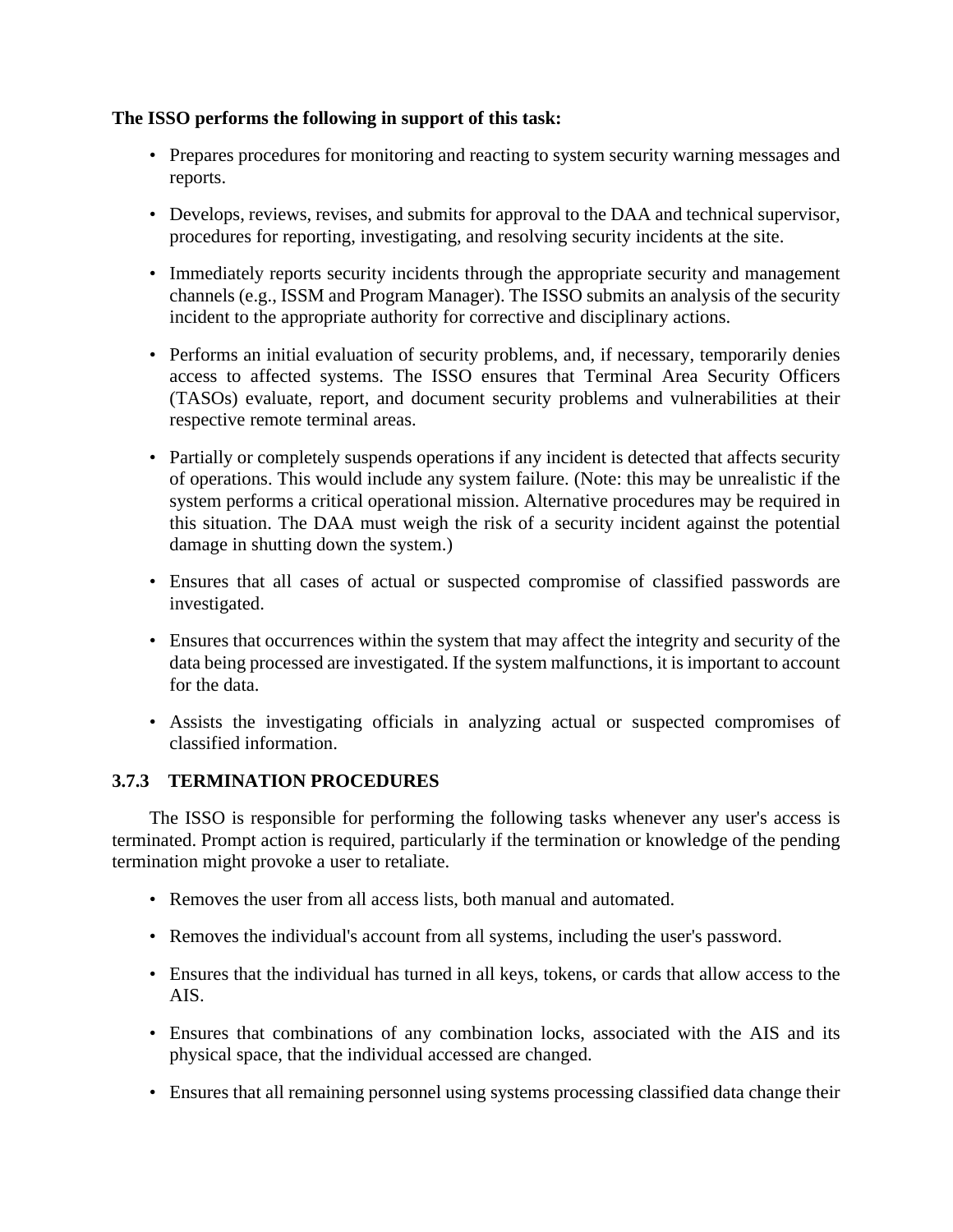**The ISSO performs the following in support of this task:**

- Prepares procedures for monitoring and reacting to system security warning messages and reports.
- Develops, reviews, revises, and submits for approval to the DAA and technical supervisor, procedures for reporting, investigating, and resolving security incidents at the site.
- Immediately reports security incidents through the appropriate security and management channels (e.g., ISSM and Program Manager). The ISSO submits an analysis of the security incident to the appropriate authority for corrective and disciplinary actions.
- Performs an initial evaluation of security problems, and, if necessary, temporarily denies access to affected systems. The ISSO ensures that Terminal Area Security Officers (TASOs) evaluate, report, and document security problems and vulnerabilities at their respective remote terminal areas.
- Partially or completely suspends operations if any incident is detected that affects security of operations. This would include any system failure. (Note: this may be unrealistic if the system performs a critical operational mission. Alternative procedures may be required in this situation. The DAA must weigh the risk of a security incident against the potential damage in shutting down the system.)
- Ensures that all cases of actual or suspected compromise of classified passwords are investigated.
- Ensures that occurrences within the system that may affect the integrity and security of the data being processed are investigated. If the system malfunctions, it is important to account for the data.
- Assists the investigating officials in analyzing actual or suspected compromises of classified information.

### 3.7.3 TERMINATION PROCEDURES

The ISSO is responsible for performing the following tasks whenever any user's access is terminated. Prompt action is required, particularly if the termination or knowledge of the pending termination might provoke a user to retaliate.

- Removes the user from all access lists, both manual and automated.
- Removes the individual's account from all systems, including the user's password.
- Ensures that the individual has turned in all keys, tokens, or cards that allow access to the AIS.
- Ensures that combinations of any combination locks, associated with the AIS and its physical space, that the individual accessed are changed.
- Ensures that all remaining personnel using systems processing classified data change their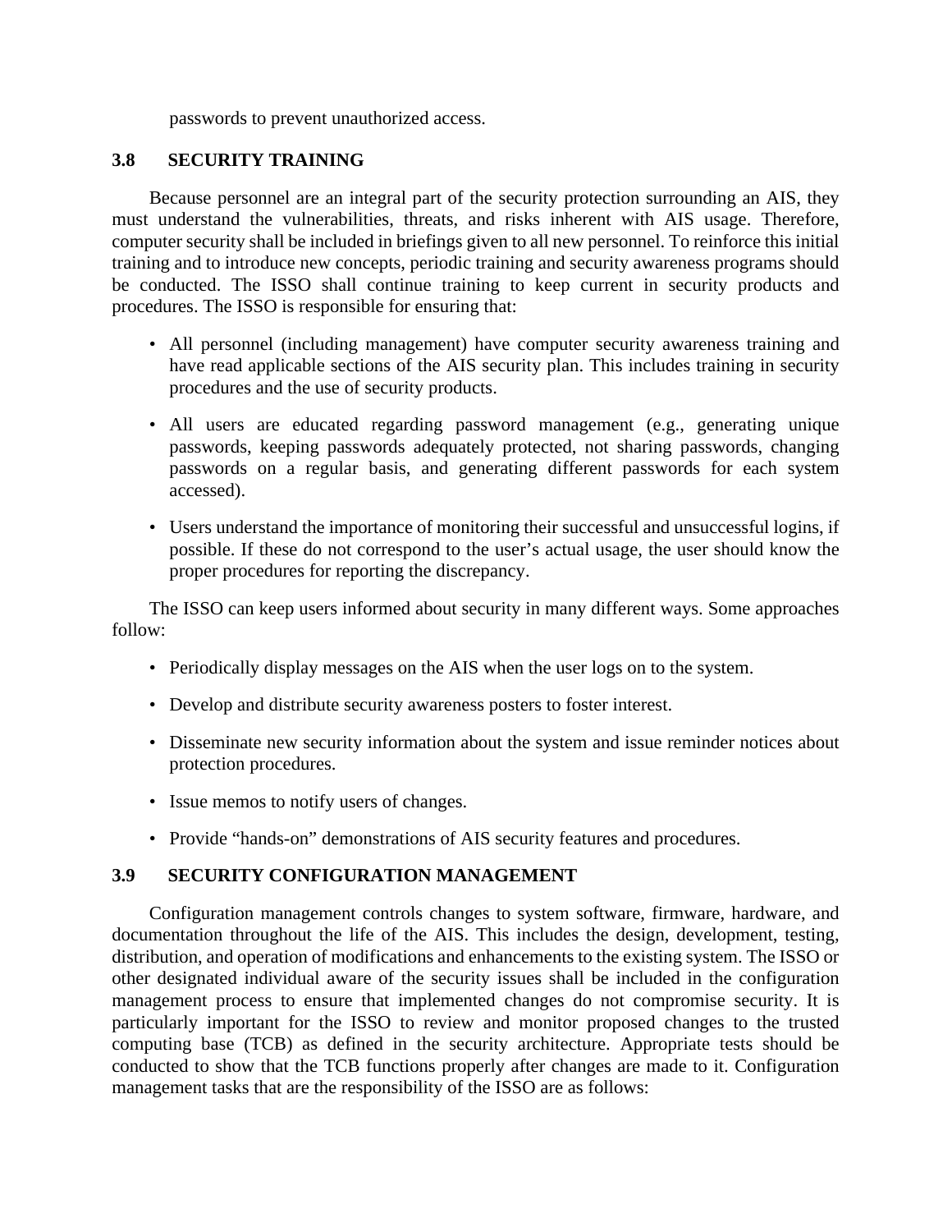passwords to prevent unauthorized access.

## 3.8 SECURITY TRAINING

Because personnel are an integral part of the security protection surrounding an AIS, they must understand the vulnerabilities, threats, and risks inherent with AIS usage. Therefore, computer security shall be included in briefings given to all new personnel. To reinforce this initial training and to introduce new concepts, periodic training and security awareness programs should be conducted. The ISSO shall continue training to keep current in security products and procedures. The ISSO is responsible for ensuring that:

- All personnel (including management) have computer security awareness training and have read applicable sections of the AIS security plan. This includes training in security procedures and the use of security products.
- All users are educated regarding password management (e.g., generating unique passwords, keeping passwords adequately protected, not sharing passwords, changing passwords on a regular basis, and generating different passwords for each system accessed).
- Users understand the importance of monitoring their successful and unsuccessful logins, if possible. If these do not correspond to the user's actual usage, the user should know the proper procedures for reporting the discrepancy.

The ISSO can keep users informed about security in many different ways. Some approaches follow:

- Periodically display messages on the AIS when the user logs on to the system.
- Develop and distribute security awareness posters to foster interest.
- Disseminate new security information about the system and issue reminder notices about protection procedures.
- Issue memos to notify users of changes.
- Provide "hands-on" demonstrations of AIS security features and procedures.

## 3.9 SECURITY CONFIGURATION MANAGEMENT

Configuration management controls changes to system software, firmware, hardware, and documentation throughout the life of the AIS. This includes the design, development, testing, distribution, and operation of modifications and enhancements to the existing system. The ISSO or other designated individual aware of the security issues shall be included in the configuration management process to ensure that implemented changes do not compromise security. It is particularly important for the ISSO to review and monitor proposed changes to the trusted computing base (TCB) as defined in the security architecture. Appropriate tests should be conducted to show that the TCB functions properly after changes are made to it. Configuration management tasks that are the responsibility of the ISSO are as follows: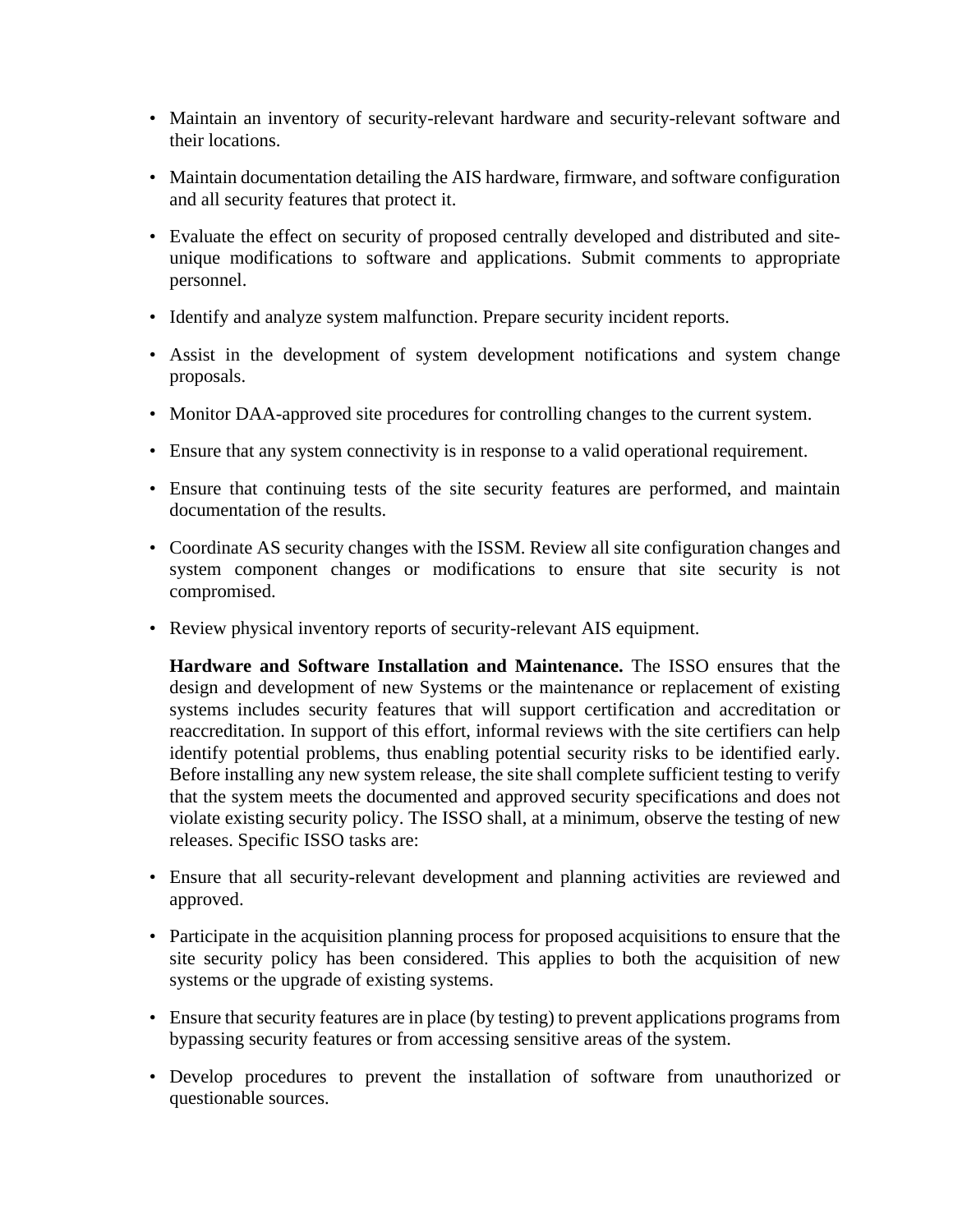- Maintain an inventory of security-relevant hardware and security-relevant software and their locations.
- Maintain documentation detailing the AIS hardware, firmware, and software configuration and all security features that protect it.
- Evaluate the effect on security of proposed centrally developed and distributed and site-unique modifications to software and applications. Submit comments to appropriate personnel.
- Identify and analyze system malfunction. Prepare security incident reports.
- Assist in the development of system development notifications and system change proposals.
- Monitor DAA-approved site procedures for controlling changes to the current system.
- Ensure that any system connectivity is in response to a valid operational requirement.
- Ensure that continuing tests of the site security features are performed, and maintain documentation of the results.
- Coordinate AS security changes with the ISSM. Review all site configuration changes and system component changes or modifications to ensure that site security is not compromised.
- Review physical inventory reports of security-relevant AIS equipment.

**Hardware and Software Installation and Maintenance.** The ISSO ensures that the design and development of new Systems or the maintenance or replacement of existing systems includes security features that will support certification and accreditation or reaccreditation. In support of this effort, informal reviews with the site certifiers can help identify potential problems, thus enabling potential security risks to be identified early. Before installing any new system release, the site shall complete sufficient testing to verify that the system meets the documented and approved security specifications and does not violate existing security policy. The ISSO shall, at a minimum, observe the testing of new releases. Specific ISSO tasks are:

- Ensure that all security-relevant development and planning activities are reviewed and approved.
- Participate in the acquisition planning process for proposed acquisitions to ensure that the site security policy has been considered. This applies to both the acquisition of new systems or the upgrade of existing systems.
- Ensure that security features are in place (by testing) to prevent applications programs from bypassing security features or from accessing sensitive areas of the system.
- Develop procedures to prevent the installation of software from unauthorized or questionable sources.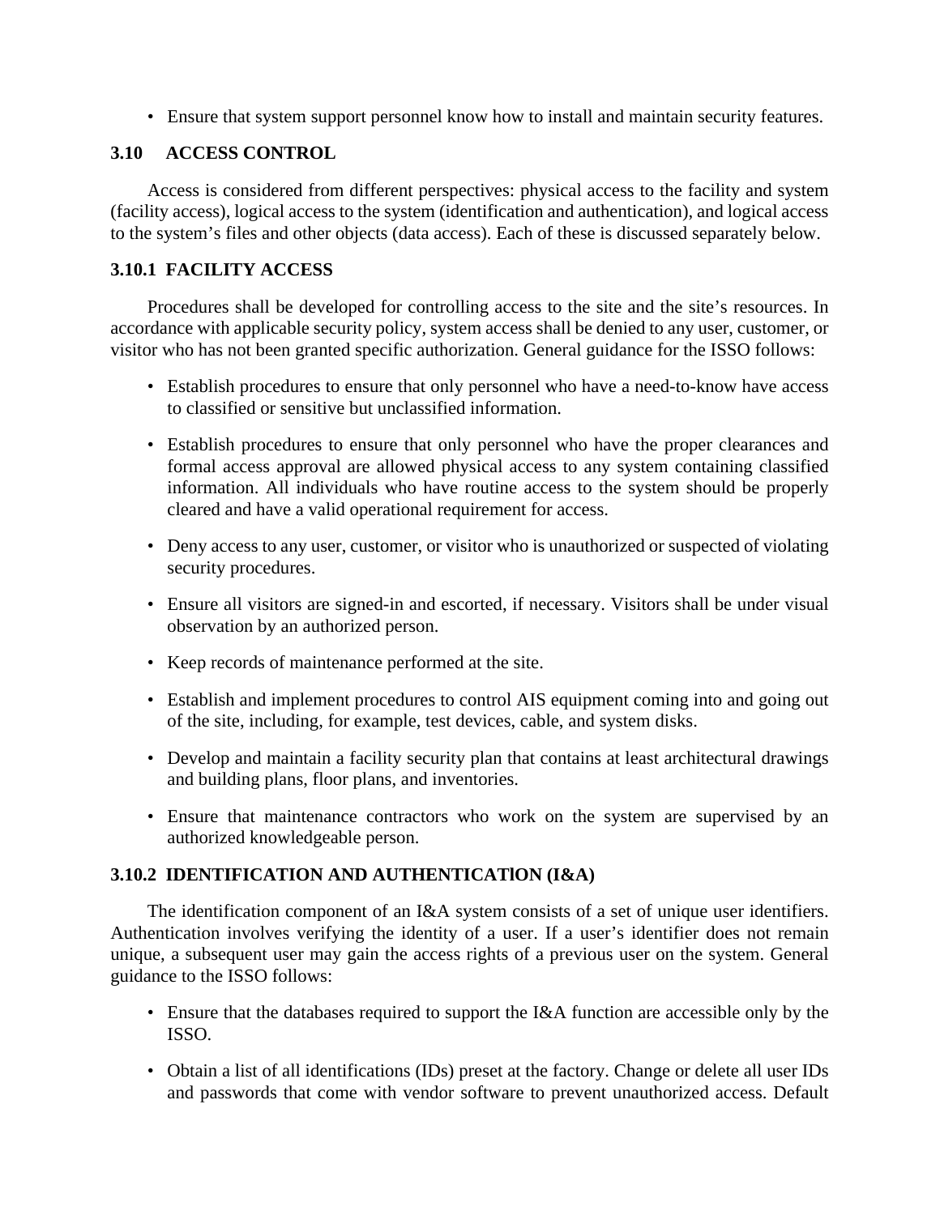- Ensure that system support personnel know how to install and maintain security features.

## 3.10 ACCESS CONTROL

Access is considered from different perspectives: physical access to the facility and system (facility access), logical access to the system (identification and authentication), and logical access to the system's files and other objects (data access). Each of these is discussed separately below.

### 3.10.1 FACILITY ACCESS

Procedures shall be developed for controlling access to the site and the site's resources. In accordance with applicable security policy, system access shall be denied to any user, customer, or visitor who has not been granted specific authorization. General guidance for the ISSO follows:

- Establish procedures to ensure that only personnel who have a need-to-know have access to classified or sensitive but unclassified information.
- Establish procedures to ensure that only personnel who have the proper clearances and formal access approval are allowed physical access to any system containing classified information. All individuals who have routine access to the system should be properly cleared and have a valid operational requirement for access.
- Deny access to any user, customer, or visitor who is unauthorized or suspected of violating security procedures.
- Ensure all visitors are signed-in and escorted, if necessary. Visitors shall be under visual observation by an authorized person.
- Keep records of maintenance performed at the site.
- Establish and implement procedures to control AIS equipment coming into and going out of the site, including, for example, test devices, cable, and system disks.
- Develop and maintain a facility security plan that contains at least architectural drawings and building plans, floor plans, and inventories.
- Ensure that maintenance contractors who work on the system are supervised by an authorized knowledgeable person.

### 3.10.2 IDENTIFICATION AND AUTHENTICATION (I&A)

The identification component of an I&A system consists of a set of unique user identifiers. Authentication involves verifying the identity of a user. If a user's identifier does not remain unique, a subsequent user may gain the access rights of a previous user on the system. General guidance to the ISSO follows:

- Ensure that the databases required to support the I&A function are accessible only by the ISSO.
- Obtain a list of all identifications (IDs) preset at the factory. Change or delete all user IDs and passwords that come with vendor software to prevent unauthorized access. Default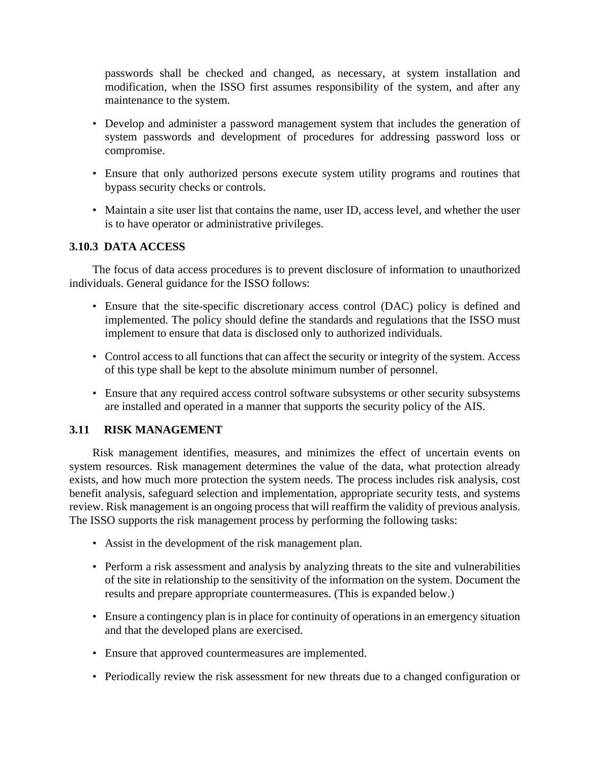passwords shall be checked and changed, as necessary, at system installation and modification, when the ISSO first assumes responsibility of the system, and after any maintenance to the system.

- Develop and administer a password management system that includes the generation of system passwords and development of procedures for addressing password loss or compromise.
- Ensure that only authorized persons execute system utility programs and routines that bypass security checks or controls.
- Maintain a site user list that contains the name, user ID, access level, and whether the user is to have operator or administrative privileges.

### 3.10.3 DATA ACCESS

The focus of data access procedures is to prevent disclosure of information to unauthorized individuals. General guidance for the ISSO follows:

- Ensure that the site-specific discretionary access control (DAC) policy is defined and implemented. The policy should define the standards and regulations that the ISSO must implement to ensure that data is disclosed only to authorized individuals.
- Control access to all functions that can affect the security or integrity of the system. Access of this type shall be kept to the absolute minimum number of personnel.
- Ensure that any required access control software subsystems or other security subsystems are installed and operated in a manner that supports the security policy of the AIS.

## 3.11 RISK MANAGEMENT

Risk management identifies, measures, and minimizes the effect of uncertain events on system resources. Risk management determines the value of the data, what protection already exists, and how much more protection the system needs. The process includes risk analysis, cost benefit analysis, safeguard selection and implementation, appropriate security tests, and systems review. Risk management is an ongoing process that will reaffirm the validity of previous analysis. The ISSO supports the risk management process by performing the following tasks:

- Assist in the development of the risk management plan.
- Perform a risk assessment and analysis by analyzing threats to the site and vulnerabilities of the site in relationship to the sensitivity of the information on the system. Document the results and prepare appropriate countermeasures. (This is expanded below.)
- Ensure a contingency plan is in place for continuity of operations in an emergency situation and that the developed plans are exercised.
- Ensure that approved countermeasures are implemented.
- Periodically review the risk assessment for new threats due to a changed configuration or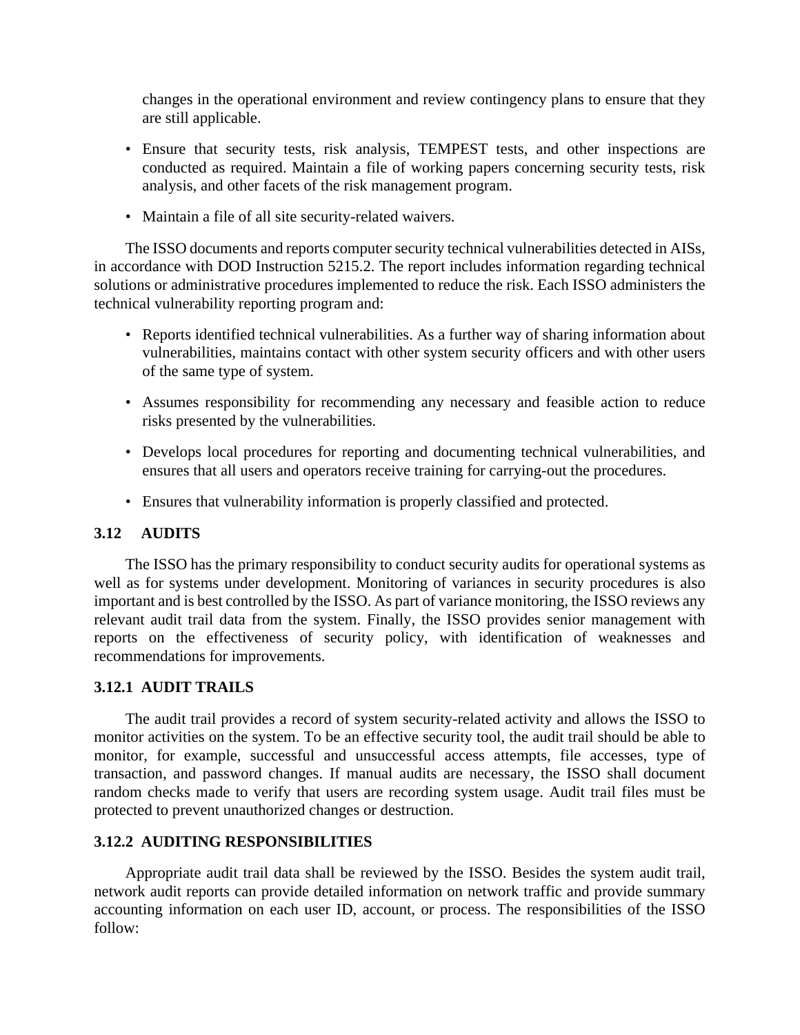changes in the operational environment and review contingency plans to ensure that they are still applicable.

- Ensure that security tests, risk analysis, TEMPEST tests, and other inspections are conducted as required. Maintain a file of working papers concerning security tests, risk analysis, and other facets of the risk management program.
- Maintain a file of all site security-related waivers.

The ISSO documents and reports computer security technical vulnerabilities detected in AISs, in accordance with DOD Instruction 5215.2. The report includes information regarding technical solutions or administrative procedures implemented to reduce the risk. Each ISSO administers the technical vulnerability reporting program and:

- Reports identified technical vulnerabilities. As a further way of sharing information about vulnerabilities, maintains contact with other system security officers and with other users of the same type of system.
- Assumes responsibility for recommending any necessary and feasible action to reduce risks presented by the vulnerabilities.
- Develops local procedures for reporting and documenting technical vulnerabilities, and ensures that all users and operators receive training for carrying-out the procedures.
- Ensures that vulnerability information is properly classified and protected.

### 3.12 AUDITS

The ISSO has the primary responsibility to conduct security audits for operational systems as well as for systems under development. Monitoring of variances in security procedures is also important and is best controlled by the ISSO. As part of variance monitoring, the ISSO reviews any relevant audit trail data from the system. Finally, the ISSO provides senior management with reports on the effectiveness of security policy, with identification of weaknesses and recommendations for improvements.

#### 3.12.1 AUDIT TRAILS

The audit trail provides a record of system security-related activity and allows the ISSO to monitor activities on the system. To be an effective security tool, the audit trail should be able to monitor, for example, successful and unsuccessful access attempts, file accesses, type of transaction, and password changes. If manual audits are necessary, the ISSO shall document random checks made to verify that users are recording system usage. Audit trail files must be protected to prevent unauthorized changes or destruction.

#### 3.12.2 AUDITING RESPONSIBILITIES

Appropriate audit trail data shall be reviewed by the ISSO. Besides the system audit trail, network audit reports can provide detailed information on network traffic and provide summary accounting information on each user ID, account, or process. The responsibilities of the ISSO follow: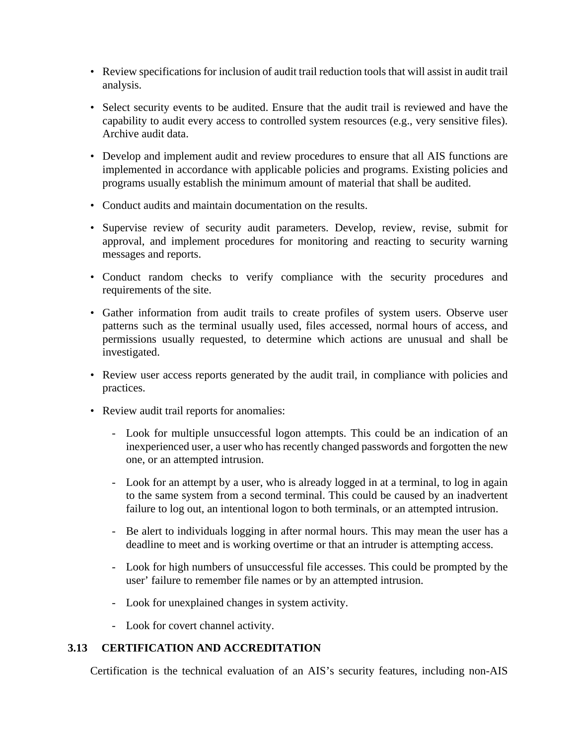- Review specifications for inclusion of audit trail reduction tools that will assist in audit trail analysis.

- Select security events to be audited. Ensure that the audit trail is reviewed and have the capability to audit every access to controlled system resources (e.g., very sensitive files). Archive audit data.

- Develop and implement audit and review procedures to ensure that all AIS functions are implemented in accordance with applicable policies and programs. Existing policies and programs usually establish the minimum amount of material that shall be audited.

- Conduct audits and maintain documentation on the results.

- Supervise review of security audit parameters. Develop, review, revise, submit for approval, and implement procedures for monitoring and reacting to security warning messages and reports.

- Conduct random checks to verify compliance with the security procedures and requirements of the site.

- Gather information from audit trails to create profiles of system users. Observe user patterns such as the terminal usually used, files accessed, normal hours of access, and permissions usually requested, to determine which actions are unusual and shall be investigated.

- Review user access reports generated by the audit trail, in compliance with policies and practices.

- Review audit trail reports for anomalies:

  - Look for multiple unsuccessful logon attempts. This could be an indication of an inexperienced user, a user who has recently changed passwords and forgotten the new one, or an attempted intrusion.

  - Look for an attempt by a user, who is already logged in at a terminal, to log in again to the same system from a second terminal. This could be caused by an inadvertent failure to log out, an intentional logon to both terminals, or an attempted intrusion.

  - Be alert to individuals logging in after normal hours. This may mean the user has a deadline to meet and is working overtime or that an intruder is attempting access.

  - Look for high numbers of unsuccessful file accesses. This could be prompted by the user' failure to remember file names or by an attempted intrusion.

  - Look for unexplained changes in system activity.

  - Look for covert channel activity.

## 3.13 CERTIFICATION AND ACCREDITATION

Certification is the technical evaluation of an AIS's security features, including non-AIS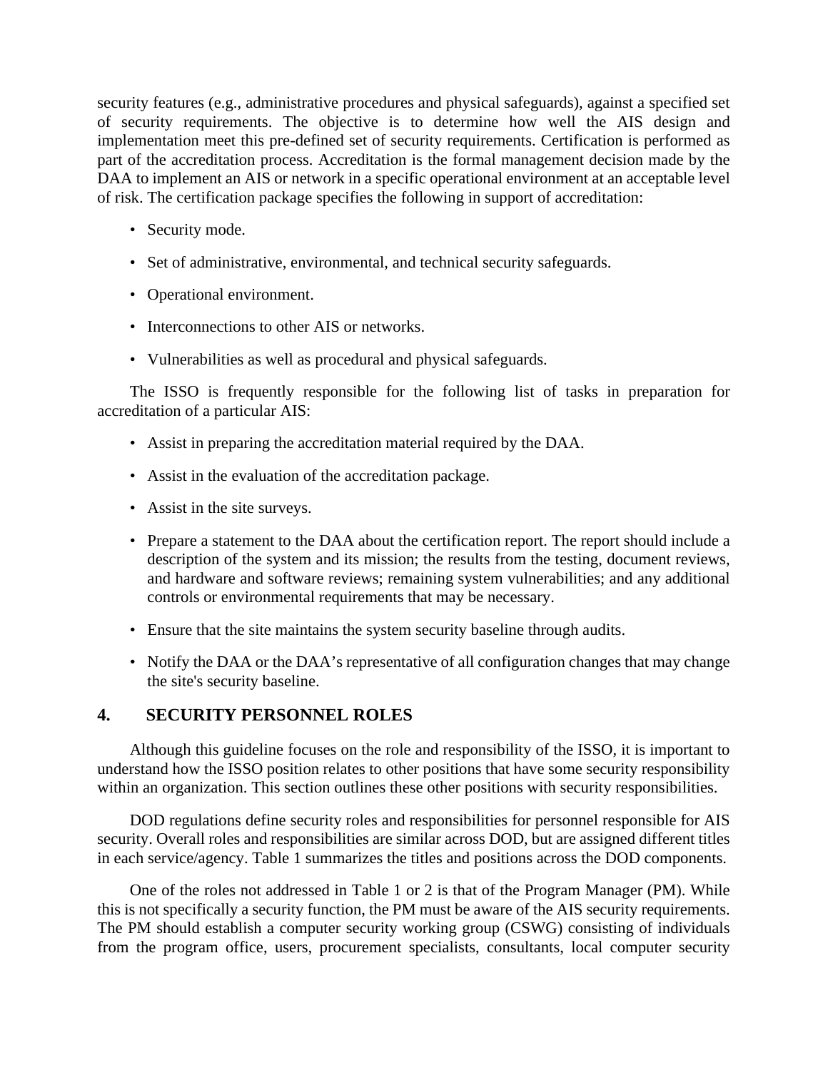security features (e.g., administrative procedures and physical safeguards), against a specified set of security requirements. The objective is to determine how well the AIS design and implementation meet this pre-defined set of security requirements. Certification is performed as part of the accreditation process. Accreditation is the formal management decision made by the DAA to implement an AIS or network in a specific operational environment at an acceptable level of risk. The certification package specifies the following in support of accreditation:

- Security mode.
- Set of administrative, environmental, and technical security safeguards.
- Operational environment.
- Interconnections to other AIS or networks.
- Vulnerabilities as well as procedural and physical safeguards.

The ISSO is frequently responsible for the following list of tasks in preparation for accreditation of a particular AIS:

- Assist in preparing the accreditation material required by the DAA.
- Assist in the evaluation of the accreditation package.
- Assist in the site surveys.
- Prepare a statement to the DAA about the certification report. The report should include a description of the system and its mission; the results from the testing, document reviews, and hardware and software reviews; remaining system vulnerabilities; and any additional controls or environmental requirements that may be necessary.
- Ensure that the site maintains the system security baseline through audits.
- Notify the DAA or the DAA's representative of all configuration changes that may change the site's security baseline.

## 4. SECURITY PERSONNEL ROLES

Although this guideline focuses on the role and responsibility of the ISSO, it is important to understand how the ISSO position relates to other positions that have some security responsibility within an organization. This section outlines these other positions with security responsibilities.

DOD regulations define security roles and responsibilities for personnel responsible for AIS security. Overall roles and responsibilities are similar across DOD, but are assigned different titles in each service/agency. Table 1 summarizes the titles and positions across the DOD components.

One of the roles not addressed in Table 1 or 2 is that of the Program Manager (PM). While this is not specifically a security function, the PM must be aware of the AIS security requirements. The PM should establish a computer security working group (CSWG) consisting of individuals from the program office, users, procurement specialists, consultants, local computer security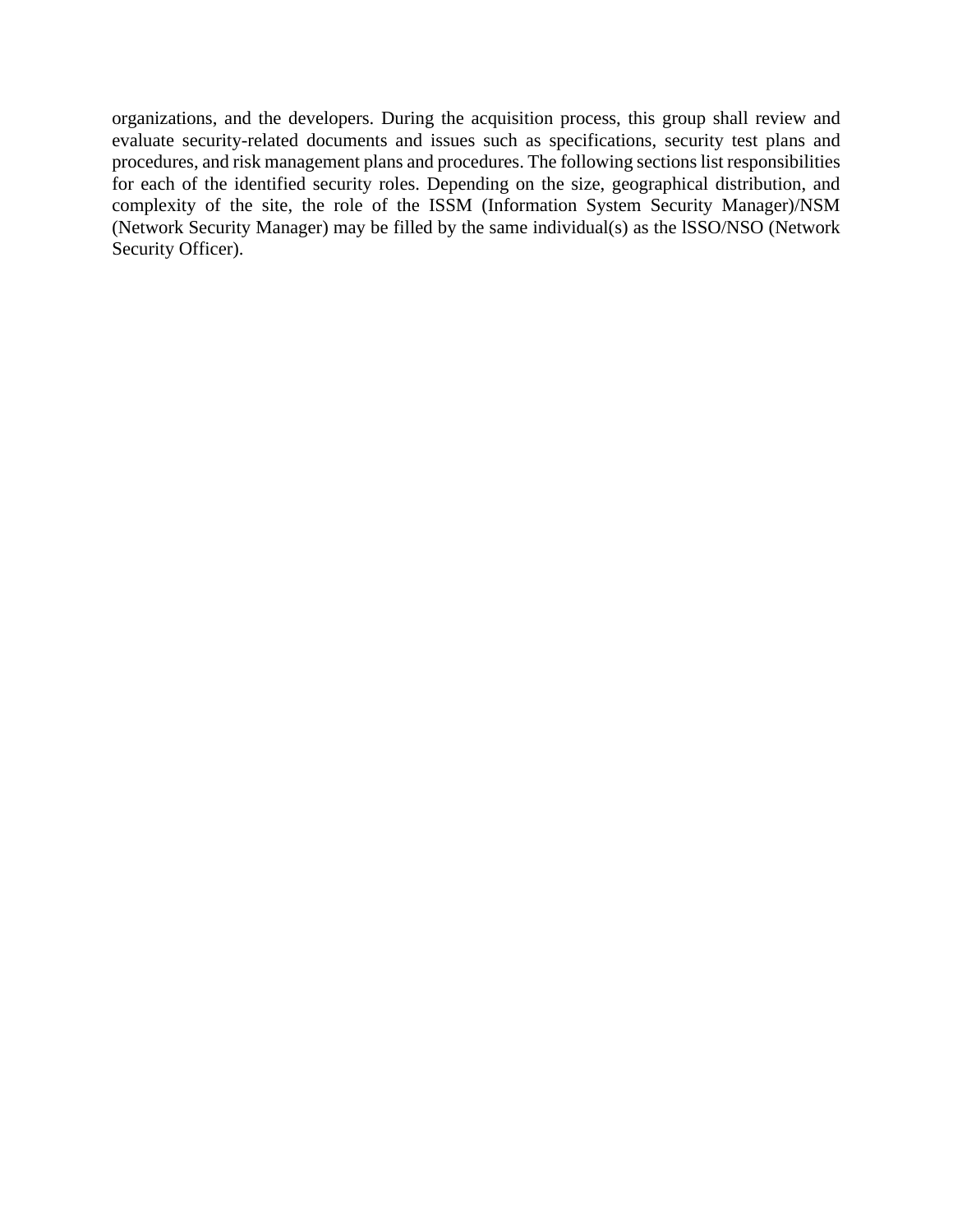organizations, and the developers. During the acquisition process, this group shall review and evaluate security-related documents and issues such as specifications, security test plans and procedures, and risk management plans and procedures. The following sections list responsibilities for each of the identified security roles. Depending on the size, geographical distribution, and complexity of the site, the role of the ISSM (Information System Security Manager)/NSM (Network Security Manager) may be filled by the same individual(s) as the lSSO/NSO (Network Security Officer).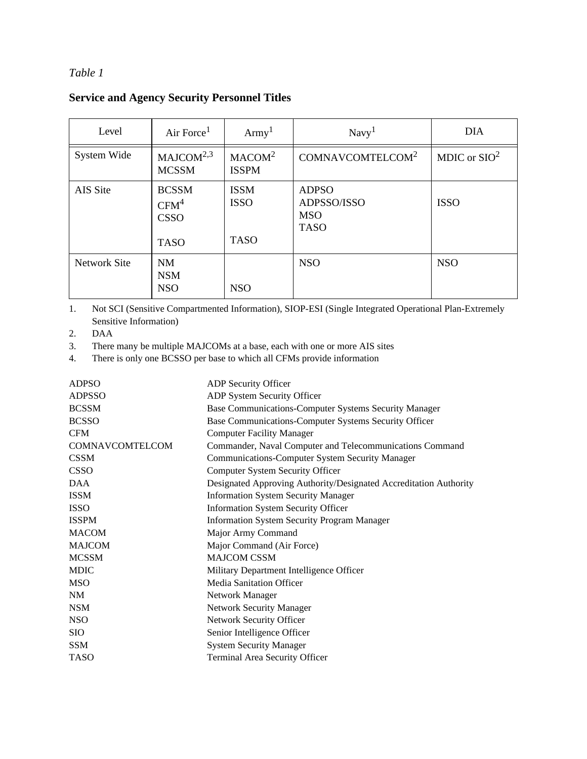*Table 1*

**Service and Agency Security Personnel Titles**

| Level | Air Force[1] | Army[1] | Navy[1] | DIA |
|---|---|---|---|---|
| System Wide | MAJCOM[2,3]<br>MCSSM | MACOM[2]<br>ISSPM | COMNAVCOMTELCOM[2] | MDIC or SIO[2] |
| AIS Site | BCSSM<br>CFM[4]<br>CSSO<br><br>TASO | ISSM<br>ISSO<br><br>TASO | ADPSO<br>ADPSSO/ISSO<br>MSO<br>TASO | ISSO |
| Network Site | NM<br>NSM<br>NSO | NSO | NSO | NSO |

1. Not SCI (Sensitive Compartmented Information), SIOP-ESI (Single Integrated Operational Plan-Extremely Sensitive Information)
2. DAA
3. There many be multiple MAJCOMs at a base, each with one or more AIS sites
4. There is only one BCSSO per base to which all CFMs provide information

| | |
|---|---|
| ADPSO | ADP Security Officer |
| ADPSSO | ADP System Security Officer |
| BCSSM | Base Communications-Computer Systems Security Manager |
| BCSSO | Base Communications-Computer Systems Security Officer |
| CFM | Computer Facility Manager |
| COMNAVCOMTELCOM | Commander, Naval Computer and Telecommunications Command |
| CSSM | Communications-Computer System Security Manager |
| CSSO | Computer System Security Officer |
| DAA | Designated Approving Authority/Designated Accreditation Authority |
| ISSM | Information System Security Manager |
| ISSO | Information System Security Officer |
| ISSPM | Information System Security Program Manager |
| MACOM | Major Army Command |
| MAJCOM | Major Command (Air Force) |
| MCSSM | MAJCOM CSSM |
| MDIC | Military Department Intelligence Officer |
| MSO | Media Sanitation Officer |
| NM | Network Manager |
| NSM | Network Security Manager |
| NSO | Network Security Officer |
| SIO | Senior Intelligence Officer |
| SSM | System Security Manager |
| TASO | Terminal Area Security Officer |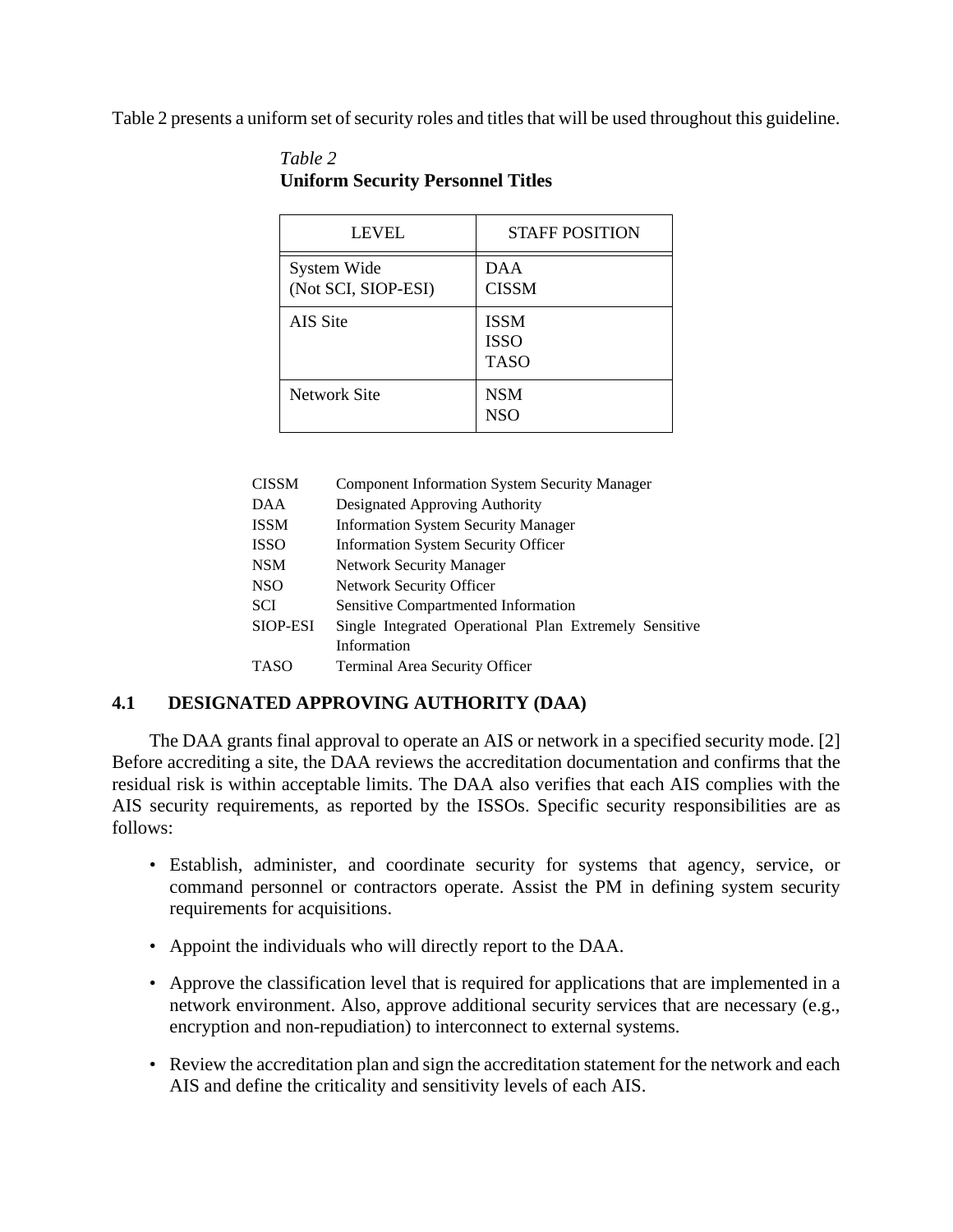Table 2 presents a uniform set of security roles and titles that will be used throughout this guideline.

*Table 2*
**Uniform Security Personnel Titles**

| LEVEL | STAFF POSITION |
|---|---|
| System Wide<br>(Not SCI, SIOP-ESI) | DAA<br>CISSM |
| AIS Site | ISSM<br>ISSO<br>TASO |
| Network Site | NSM<br>NSO |

| | |
|---|---|
| CISSM | Component Information System Security Manager |
| DAA | Designated Approving Authority |
| ISSM | Information System Security Manager |
| ISSO | Information System Security Officer |
| NSM | Network Security Manager |
| NSO | Network Security Officer |
| SCI | Sensitive Compartmented Information |
| SIOP-ESI | Single Integrated Operational Plan Extremely Sensitive Information |
| TASO | Terminal Area Security Officer |

## 4.1 DESIGNATED APPROVING AUTHORITY (DAA)

The DAA grants final approval to operate an AIS or network in a specified security mode. [2] Before accrediting a site, the DAA reviews the accreditation documentation and confirms that the residual risk is within acceptable limits. The DAA also verifies that each AIS complies with the AIS security requirements, as reported by the ISSOs. Specific security responsibilities are as follows:

- Establish, administer, and coordinate security for systems that agency, service, or command personnel or contractors operate. Assist the PM in defining system security requirements for acquisitions.
- Appoint the individuals who will directly report to the DAA.
- Approve the classification level that is required for applications that are implemented in a network environment. Also, approve additional security services that are necessary (e.g., encryption and non-repudiation) to interconnect to external systems.
- Review the accreditation plan and sign the accreditation statement for the network and each AIS and define the criticality and sensitivity levels of each AIS.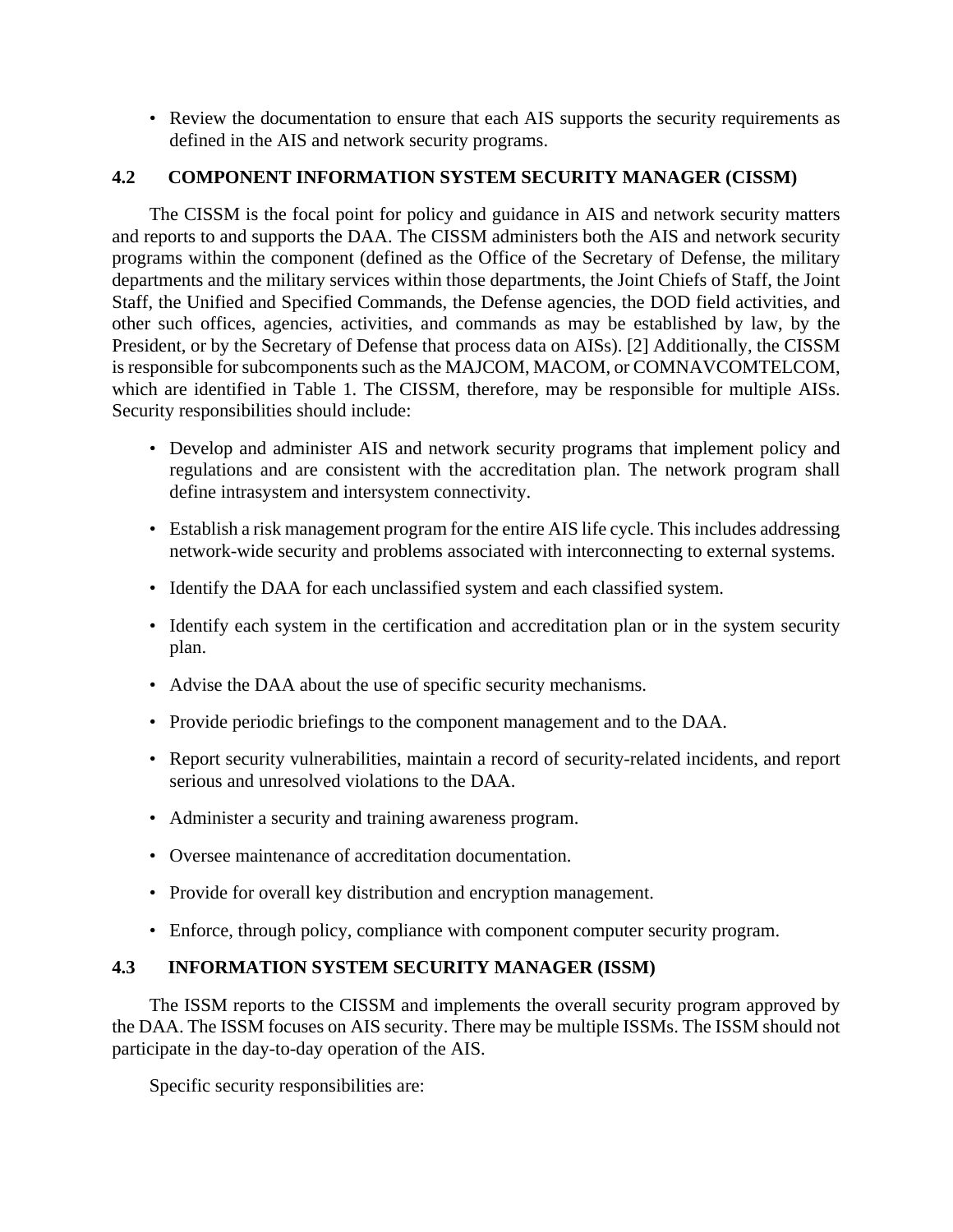- Review the documentation to ensure that each AIS supports the security requirements as defined in the AIS and network security programs.

## 4.2 COMPONENT INFORMATION SYSTEM SECURITY MANAGER (CISSM)

The CISSM is the focal point for policy and guidance in AIS and network security matters and reports to and supports the DAA. The CISSM administers both the AIS and network security programs within the component (defined as the Office of the Secretary of Defense, the military departments and the military services within those departments, the Joint Chiefs of Staff, the Joint Staff, the Unified and Specified Commands, the Defense agencies, the DOD field activities, and other such offices, agencies, activities, and commands as may be established by law, by the President, or by the Secretary of Defense that process data on AISs). [2] Additionally, the CISSM is responsible for subcomponents such as the MAJCOM, MACOM, or COMNAVCOMTELCOM, which are identified in Table 1. The CISSM, therefore, may be responsible for multiple AISs. Security responsibilities should include:

- Develop and administer AIS and network security programs that implement policy and regulations and are consistent with the accreditation plan. The network program shall define intrasystem and intersystem connectivity.
- Establish a risk management program for the entire AIS life cycle. This includes addressing network-wide security and problems associated with interconnecting to external systems.
- Identify the DAA for each unclassified system and each classified system.
- Identify each system in the certification and accreditation plan or in the system security plan.
- Advise the DAA about the use of specific security mechanisms.
- Provide periodic briefings to the component management and to the DAA.
- Report security vulnerabilities, maintain a record of security-related incidents, and report serious and unresolved violations to the DAA.
- Administer a security and training awareness program.
- Oversee maintenance of accreditation documentation.
- Provide for overall key distribution and encryption management.
- Enforce, through policy, compliance with component computer security program.

## 4.3 INFORMATION SYSTEM SECURITY MANAGER (ISSM)

The ISSM reports to the CISSM and implements the overall security program approved by the DAA. The ISSM focuses on AIS security. There may be multiple ISSMs. The ISSM should not participate in the day-to-day operation of the AIS.

Specific security responsibilities are: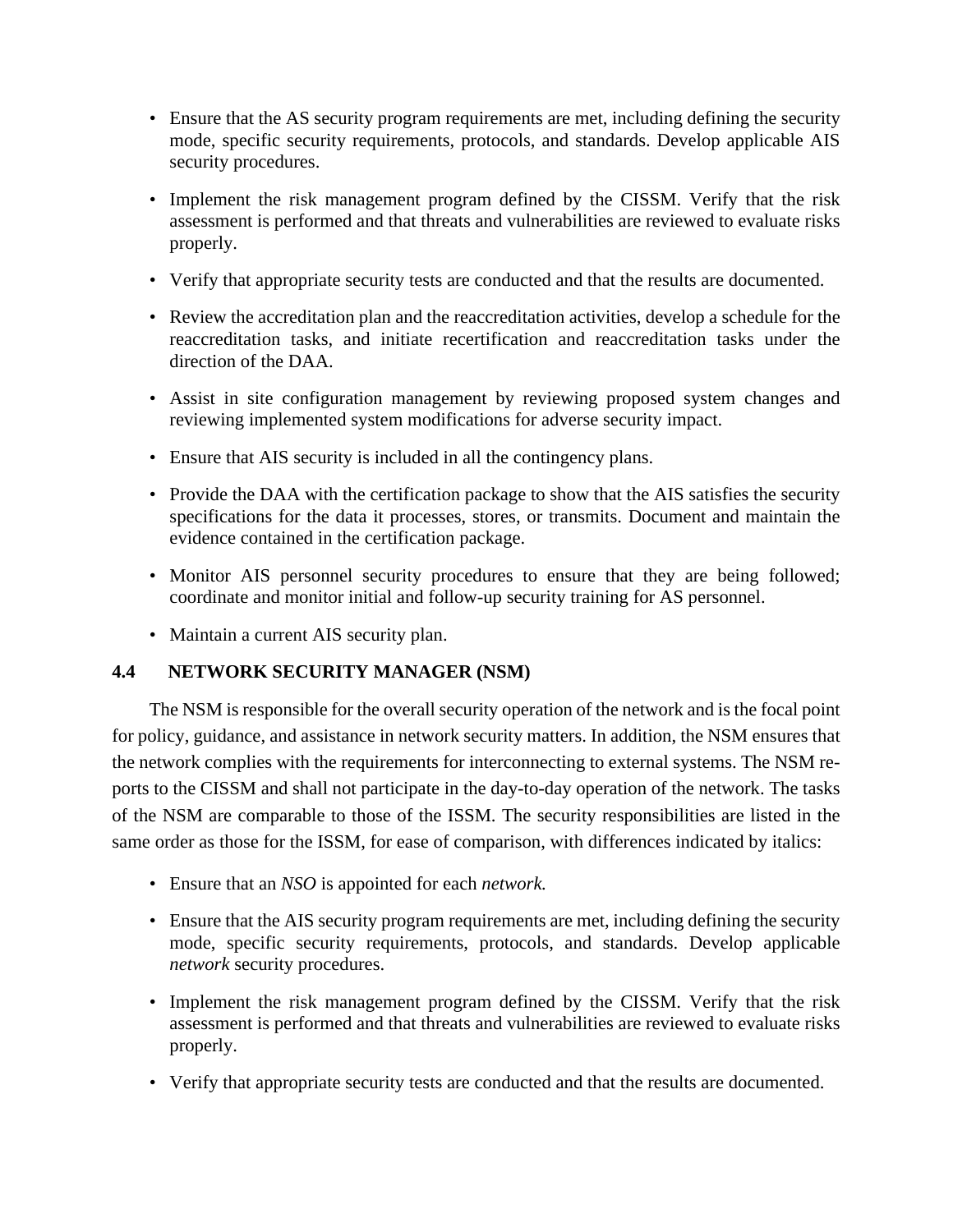- Ensure that the AS security program requirements are met, including defining the security mode, specific security requirements, protocols, and standards. Develop applicable AIS security procedures.
- Implement the risk management program defined by the CISSM. Verify that the risk assessment is performed and that threats and vulnerabilities are reviewed to evaluate risks properly.
- Verify that appropriate security tests are conducted and that the results are documented.
- Review the accreditation plan and the reaccreditation activities, develop a schedule for the reaccreditation tasks, and initiate recertification and reaccreditation tasks under the direction of the DAA.
- Assist in site configuration management by reviewing proposed system changes and reviewing implemented system modifications for adverse security impact.
- Ensure that AIS security is included in all the contingency plans.
- Provide the DAA with the certification package to show that the AIS satisfies the security specifications for the data it processes, stores, or transmits. Document and maintain the evidence contained in the certification package.
- Monitor AIS personnel security procedures to ensure that they are being followed; coordinate and monitor initial and follow-up security training for AS personnel.
- Maintain a current AIS security plan.

## 4.4 NETWORK SECURITY MANAGER (NSM)

The NSM is responsible for the overall security operation of the network and is the focal point for policy, guidance, and assistance in network security matters. In addition, the NSM ensures that the network complies with the requirements for interconnecting to external systems. The NSM reports to the CISSM and shall not participate in the day-to-day operation of the network. The tasks of the NSM are comparable to those of the ISSM. The security responsibilities are listed in the same order as those for the ISSM, for ease of comparison, with differences indicated by italics:

- Ensure that an *NSO* is appointed for each *network.*
- Ensure that the AIS security program requirements are met, including defining the security mode, specific security requirements, protocols, and standards. Develop applicable *network* security procedures.
- Implement the risk management program defined by the CISSM. Verify that the risk assessment is performed and that threats and vulnerabilities are reviewed to evaluate risks properly.
- Verify that appropriate security tests are conducted and that the results are documented.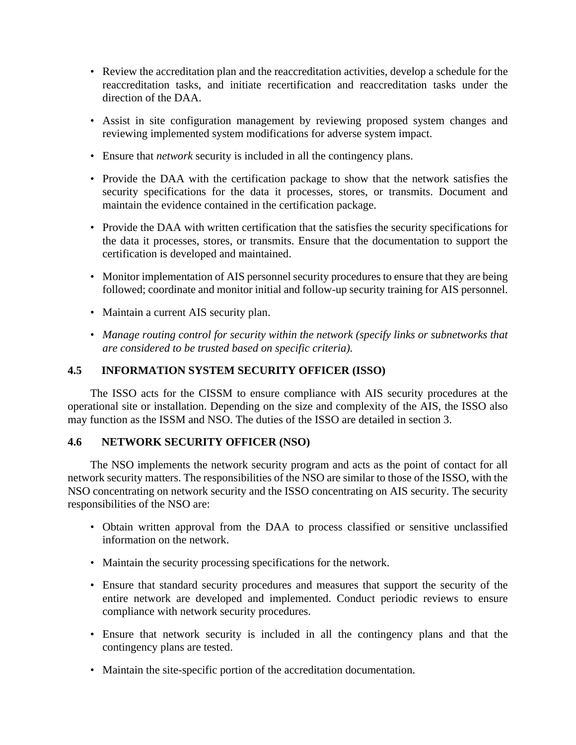- Review the accreditation plan and the reaccreditation activities, develop a schedule for the reaccreditation tasks, and initiate recertification and reaccreditation tasks under the direction of the DAA.

- Assist in site configuration management by reviewing proposed system changes and reviewing implemented system modifications for adverse system impact.

- Ensure that *network* security is included in all the contingency plans.

- Provide the DAA with the certification package to show that the network satisfies the security specifications for the data it processes, stores, or transmits. Document and maintain the evidence contained in the certification package.

- Provide the DAA with written certification that the satisfies the security specifications for the data it processes, stores, or transmits. Ensure that the documentation to support the certification is developed and maintained.

- Monitor implementation of AIS personnel security procedures to ensure that they are being followed; coordinate and monitor initial and follow-up security training for AIS personnel.

- Maintain a current AIS security plan.

- *Manage routing control for security within the network (specify links or subnetworks that are considered to be trusted based on specific criteria).*

### 4.5 INFORMATION SYSTEM SECURITY OFFICER (ISSO)

The ISSO acts for the CISSM to ensure compliance with AIS security procedures at the operational site or installation. Depending on the size and complexity of the AIS, the ISSO also may function as the ISSM and NSO. The duties of the ISSO are detailed in section 3.

### 4.6 NETWORK SECURITY OFFICER (NSO)

The NSO implements the network security program and acts as the point of contact for all network security matters. The responsibilities of the NSO are similar to those of the ISSO, with the NSO concentrating on network security and the ISSO concentrating on AIS security. The security responsibilities of the NSO are:

- Obtain written approval from the DAA to process classified or sensitive unclassified information on the network.

- Maintain the security processing specifications for the network.

- Ensure that standard security procedures and measures that support the security of the entire network are developed and implemented. Conduct periodic reviews to ensure compliance with network security procedures.

- Ensure that network security is included in all the contingency plans and that the contingency plans are tested.

- Maintain the site-specific portion of the accreditation documentation.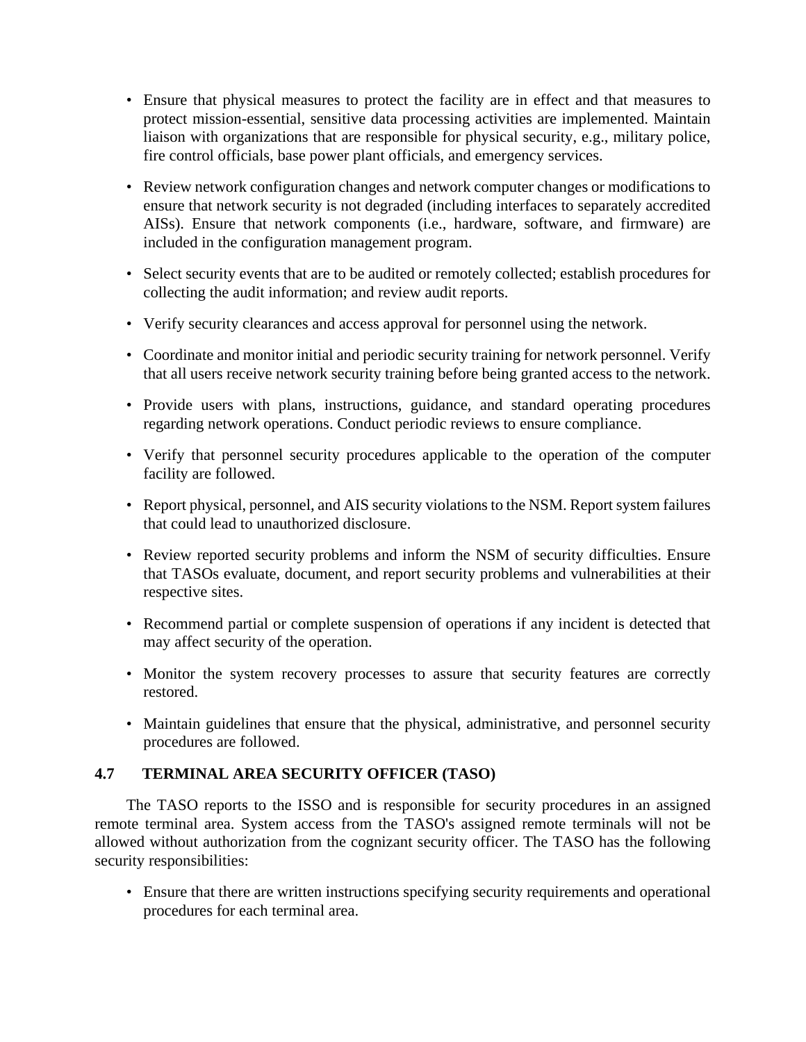- Ensure that physical measures to protect the facility are in effect and that measures to protect mission-essential, sensitive data processing activities are implemented. Maintain liaison with organizations that are responsible for physical security, e.g., military police, fire control officials, base power plant officials, and emergency services.

- Review network configuration changes and network computer changes or modifications to ensure that network security is not degraded (including interfaces to separately accredited AISs). Ensure that network components (i.e., hardware, software, and firmware) are included in the configuration management program.

- Select security events that are to be audited or remotely collected; establish procedures for collecting the audit information; and review audit reports.

- Verify security clearances and access approval for personnel using the network.

- Coordinate and monitor initial and periodic security training for network personnel. Verify that all users receive network security training before being granted access to the network.

- Provide users with plans, instructions, guidance, and standard operating procedures regarding network operations. Conduct periodic reviews to ensure compliance.

- Verify that personnel security procedures applicable to the operation of the computer facility are followed.

- Report physical, personnel, and AIS security violations to the NSM. Report system failures that could lead to unauthorized disclosure.

- Review reported security problems and inform the NSM of security difficulties. Ensure that TASOs evaluate, document, and report security problems and vulnerabilities at their respective sites.

- Recommend partial or complete suspension of operations if any incident is detected that may affect security of the operation.

- Monitor the system recovery processes to assure that security features are correctly restored.

- Maintain guidelines that ensure that the physical, administrative, and personnel security procedures are followed.

## 4.7 TERMINAL AREA SECURITY OFFICER (TASO)

The TASO reports to the ISSO and is responsible for security procedures in an assigned remote terminal area. System access from the TASO's assigned remote terminals will not be allowed without authorization from the cognizant security officer. The TASO has the following security responsibilities:

- Ensure that there are written instructions specifying security requirements and operational procedures for each terminal area.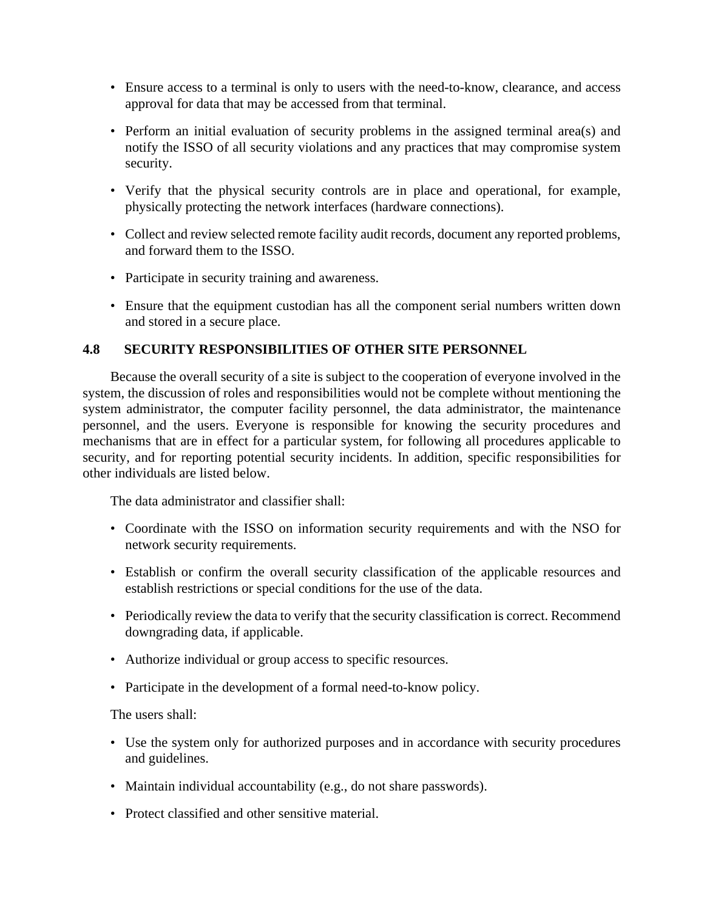- Ensure access to a terminal is only to users with the need-to-know, clearance, and access approval for data that may be accessed from that terminal.
- Perform an initial evaluation of security problems in the assigned terminal area(s) and notify the ISSO of all security violations and any practices that may compromise system security.
- Verify that the physical security controls are in place and operational, for example, physically protecting the network interfaces (hardware connections).
- Collect and review selected remote facility audit records, document any reported problems, and forward them to the ISSO.
- Participate in security training and awareness.
- Ensure that the equipment custodian has all the component serial numbers written down and stored in a secure place.

### 4.8 SECURITY RESPONSIBILITIES OF OTHER SITE PERSONNEL

Because the overall security of a site is subject to the cooperation of everyone involved in the system, the discussion of roles and responsibilities would not be complete without mentioning the system administrator, the computer facility personnel, the data administrator, the maintenance personnel, and the users. Everyone is responsible for knowing the security procedures and mechanisms that are in effect for a particular system, for following all procedures applicable to security, and for reporting potential security incidents. In addition, specific responsibilities for other individuals are listed below.

The data administrator and classifier shall:

- Coordinate with the ISSO on information security requirements and with the NSO for network security requirements.
- Establish or confirm the overall security classification of the applicable resources and establish restrictions or special conditions for the use of the data.
- Periodically review the data to verify that the security classification is correct. Recommend downgrading data, if applicable.
- Authorize individual or group access to specific resources.
- Participate in the development of a formal need-to-know policy.

The users shall:

- Use the system only for authorized purposes and in accordance with security procedures and guidelines.
- Maintain individual accountability (e.g., do not share passwords).
- Protect classified and other sensitive material.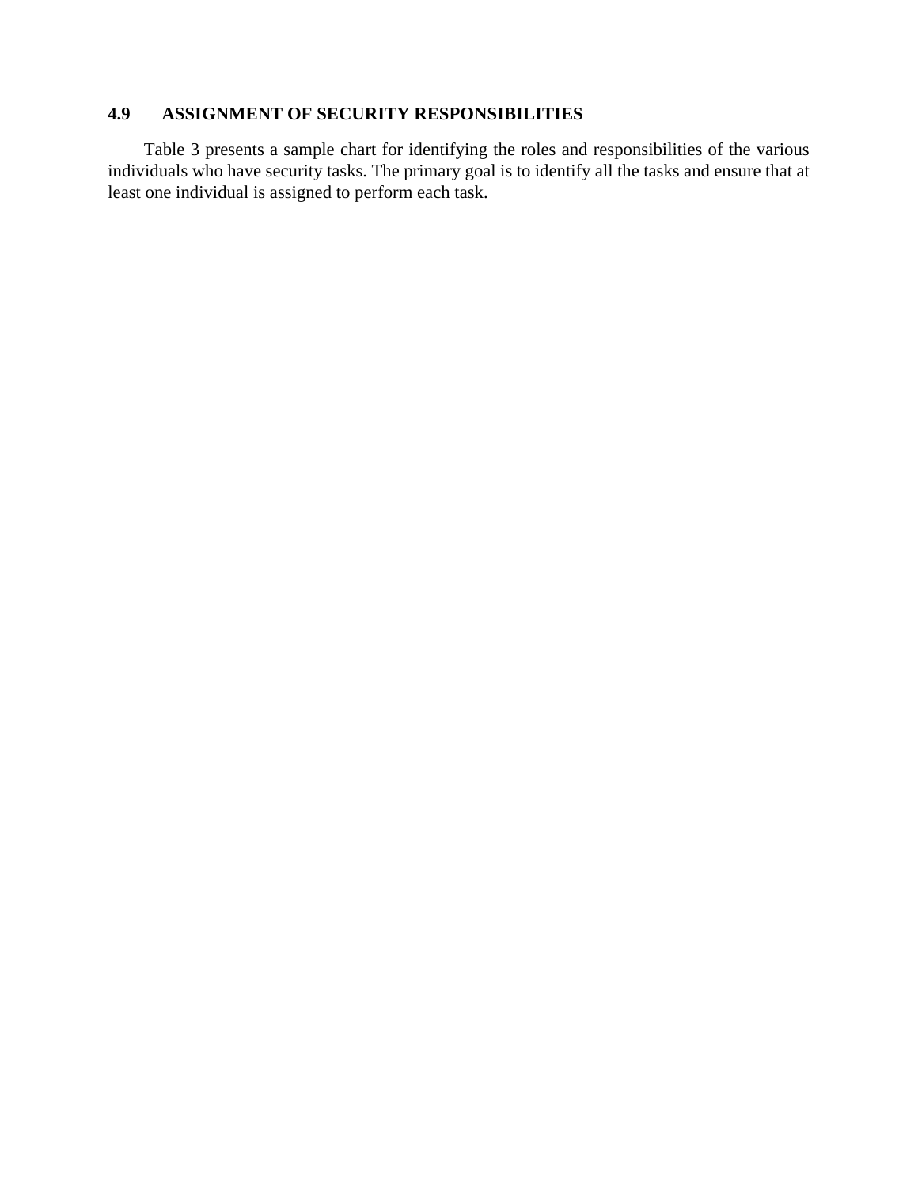## 4.9 ASSIGNMENT OF SECURITY RESPONSIBILITIES

Table 3 presents a sample chart for identifying the roles and responsibilities of the various individuals who have security tasks. The primary goal is to identify all the tasks and ensure that at least one individual is assigned to perform each task.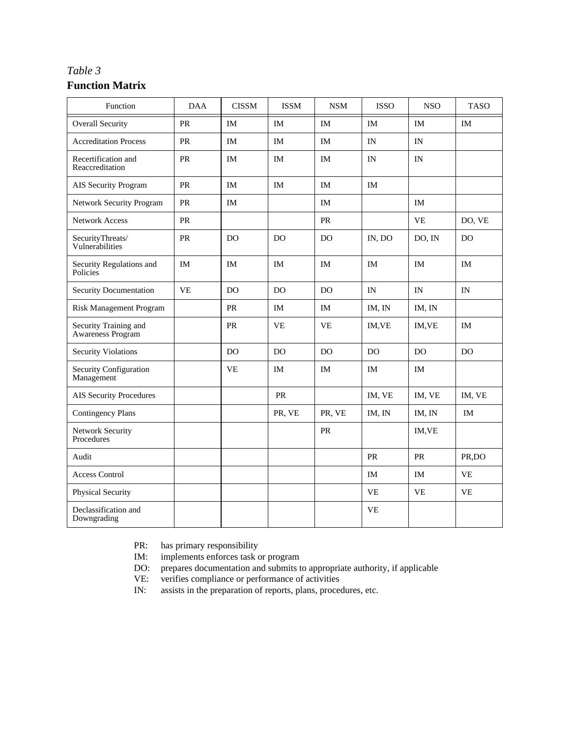*Table 3*

**Function Matrix**

| Function | DAA | CISSM | ISSM | NSM | ISSO | NSO | TASO |
|---|---|---|---|---|---|---|---|
| Overall Security | PR | IM | IM | IM | IM | IM | IM |
| Accreditation Process | PR | IM | IM | IM | IN | IN | |
| Recertification and Reaccreditation | PR | IM | IM | IM | IN | IN | |
| AIS Security Program | PR | IM | IM | IM | IM | | |
| Network Security Program | PR | IM | | IM | | IM | |
| Network Access | PR | | | PR | | VE | DO, VE |
| SecurityThreats/ Vulnerabilities | PR | DO | DO | DO | IN, DO | DO, IN | DO |
| Security Regulations and Policies | IM | IM | IM | IM | IM | IM | IM |
| Security Documentation | VE | DO | DO | DO | IN | IN | IN |
| Risk Management Program | | PR | IM | IM | IM, IN | IM, IN | |
| Security Training and Awareness Program | | PR | VE | VE | IM,VE | IM,VE | IM |
| Security Violations | | DO | DO | DO | DO | DO | DO |
| Security Configuration Management | | VE | IM | IM | IM | IM | |
| AIS Security Procedures | | | PR | | IM, VE | IM, VE | IM, VE |
| Contingency Plans | | | PR, VE | PR, VE | IM, IN | IM, IN | IM |
| Network Security Procedures | | | | PR | | IM,VE | |
| Audit | | | | | PR | PR | PR,DO |
| Access Control | | | | | IM | IM | VE |
| Physical Security | | | | | VE | VE | VE |
| Declassification and Downgrading | | | | | VE | | |

PR: has primary responsibility
IM: implements enforces task or program
DO: prepares documentation and submits to appropriate authority, if applicable
VE: verifies compliance or performance of activities
IN: assists in the preparation of reports, plans, procedures, etc.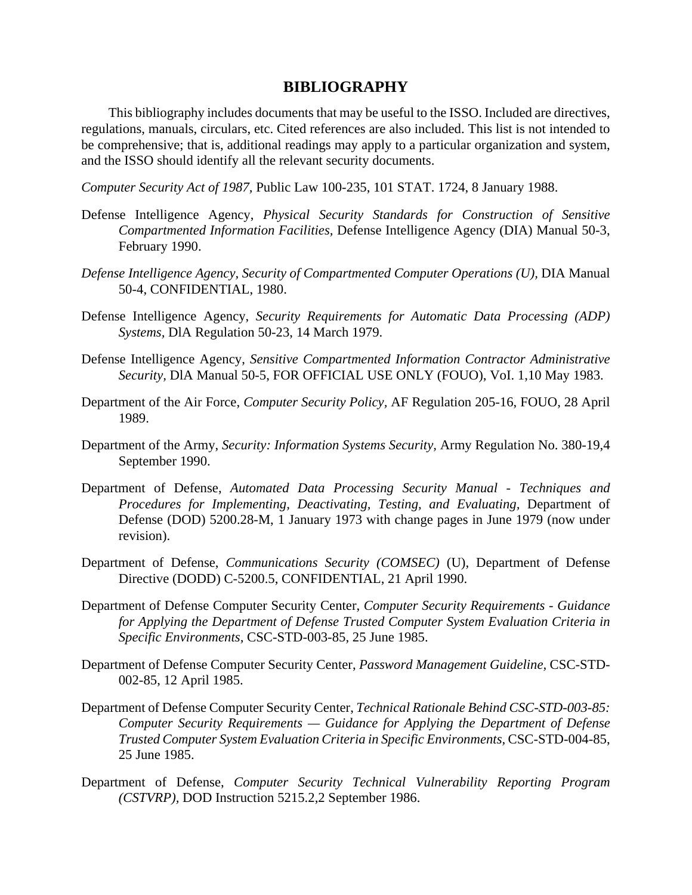# BIBLIOGRAPHY

This bibliography includes documents that may be useful to the ISSO. Included are directives, regulations, manuals, circulars, etc. Cited references are also included. This list is not intended to be comprehensive; that is, additional readings may apply to a particular organization and system, and the ISSO should identify all the relevant security documents.

*Computer Security Act of 1987,* Public Law 100-235, 101 STAT. 1724, 8 January 1988.

Defense Intelligence Agency, *Physical Security Standards for Construction of Sensitive Compartmented Information Facilities,* Defense Intelligence Agency (DIA) Manual 50-3, February 1990.

*Defense Intelligence Agency, Security of Compartmented Computer Operations (U),* DIA Manual 50-4, CONFIDENTIAL, 1980.

Defense Intelligence Agency, *Security Requirements for Automatic Data Processing (ADP) Systems,* DlA Regulation 50-23, 14 March 1979.

Defense Intelligence Agency, *Sensitive Compartmented Information Contractor Administrative Security,* DlA Manual 50-5, FOR OFFICIAL USE ONLY (FOUO), VoI. 1,10 May 1983.

Department of the Air Force, *Computer Security Policy,* AF Regulation 205-16, FOUO, 28 April 1989.

Department of the Army, *Security: Information Systems Security,* Army Regulation No. 380-19,4 September 1990.

Department of Defense, *Automated Data Processing Security Manual - Techniques and Procedures for Implementing, Deactivating, Testing, and Evaluating,* Department of Defense (DOD) 5200.28-M, 1 January 1973 with change pages in June 1979 (now under revision).

Department of Defense, *Communications Security (COMSEC)* (U), Department of Defense Directive (DODD) C-5200.5, CONFIDENTIAL, 21 April 1990.

Department of Defense Computer Security Center, *Computer Security Requirements - Guidance for Applying the Department of Defense Trusted Computer System Evaluation Criteria in Specific Environments,* CSC-STD-003-85, 25 June 1985.

Department of Defense Computer Security Center, *Password Management Guideline,* CSC-STD-002-85, 12 April 1985.

Department of Defense Computer Security Center, *Technical Rationale Behind CSC-STD-003-85: Computer Security Requirements — Guidance for Applying the Department of Defense Trusted Computer System Evaluation Criteria in Specific Environments,* CSC-STD-004-85, 25 June 1985.

Department of Defense, *Computer Security Technical Vulnerability Reporting Program (CSTVRP),* DOD Instruction 5215.2,2 September 1986.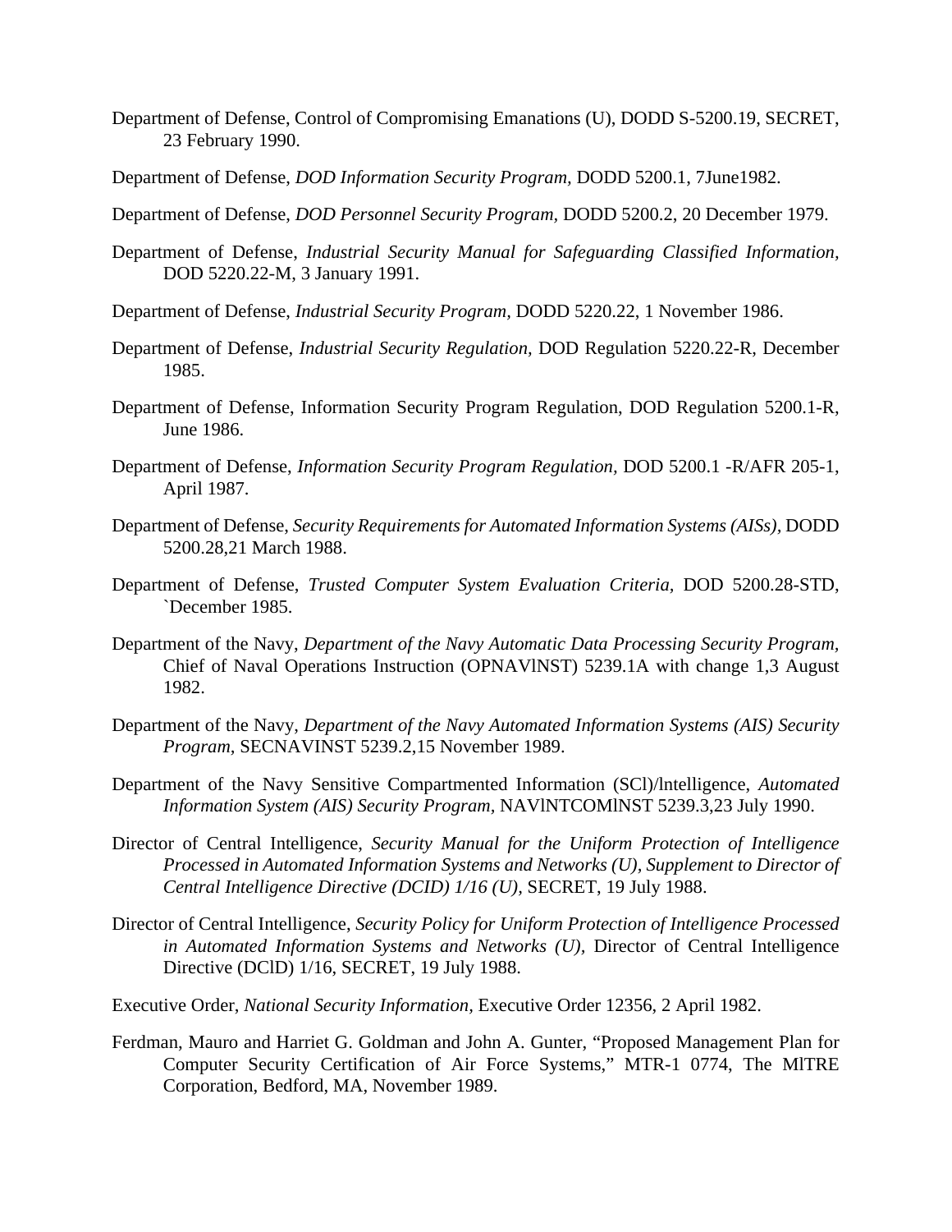Department of Defense, Control of Compromising Emanations (U), DODD S-5200.19, SECRET, 23 February 1990.

Department of Defense, *DOD Information Security Program,* DODD 5200.1, 7June1982.

Department of Defense, *DOD Personnel Security Program,* DODD 5200.2, 20 December 1979.

Department of Defense, *Industrial Security Manual for Safeguarding Classified Information,* DOD 5220.22-M, 3 January 1991.

Department of Defense, *Industrial Security Program,* DODD 5220.22, 1 November 1986.

Department of Defense, *Industrial Security Regulation,* DOD Regulation 5220.22-R, December 1985.

Department of Defense, Information Security Program Regulation, DOD Regulation 5200.1-R, June 1986.

Department of Defense, *Information Security Program Regulation,* DOD 5200.1 -R/AFR 205-1, April 1987.

Department of Defense, *Security Requirements for Automated Information Systems (AISs),* DODD 5200.28,21 March 1988.

Department of Defense, *Trusted Computer System Evaluation Criteria,* DOD 5200.28-STD, `December 1985.

Department of the Navy, *Department of the Navy Automatic Data Processing Security Program,* Chief of Naval Operations Instruction (OPNAVlNST) 5239.1A with change 1,3 August 1982.

Department of the Navy, *Department of the Navy Automated Information Systems (AIS) Security Program,* SECNAVINST 5239.2,15 November 1989.

Department of the Navy Sensitive Compartmented Information (SCl)/lntelligence, *Automated Information System (AIS) Security Program,* NAVlNTCOMlNST 5239.3,23 July 1990.

Director of Central Intelligence, *Security Manual for the Uniform Protection of Intelligence Processed in Automated Information Systems and Networks (U), Supplement to Director of Central Intelligence Directive (DCID) 1/16 (U),* SECRET, 19 July 1988.

Director of Central Intelligence, *Security Policy for Uniform Protection of Intelligence Processed in Automated Information Systems and Networks (U),* Director of Central Intelligence Directive (DClD) 1/16, SECRET, 19 July 1988.

Executive Order, *National Security Information,* Executive Order 12356, 2 April 1982.

Ferdman, Mauro and Harriet G. Goldman and John A. Gunter, "Proposed Management Plan for Computer Security Certification of Air Force Systems," MTR-1 0774, The MlTRE Corporation, Bedford, MA, November 1989.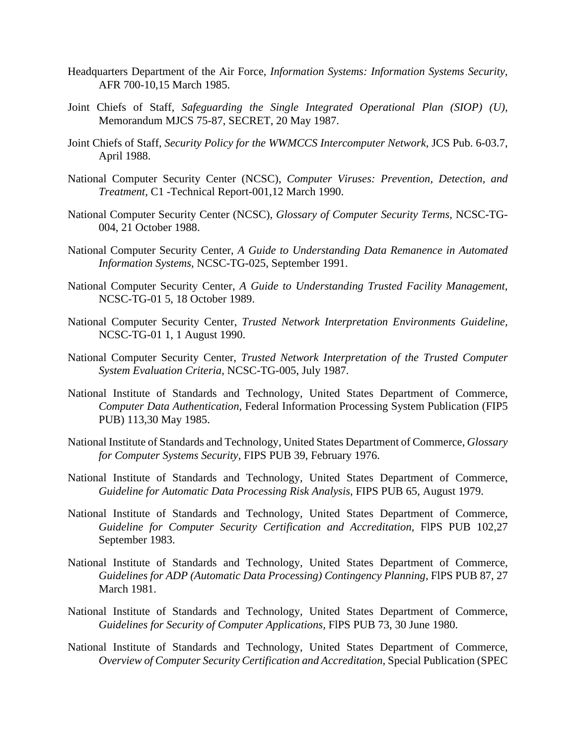Headquarters Department of the Air Force, *Information Systems: Information Systems Security,* AFR 700-10,15 March 1985.

Joint Chiefs of Staff, *Safeguarding the Single Integrated Operational Plan (SIOP) (U),* Memorandum MJCS 75-87, SECRET, 20 May 1987.

Joint Chiefs of Staff, *Security Policy for the WWMCCS Intercomputer Network,* JCS Pub. 6-03.7, April 1988.

National Computer Security Center (NCSC), *Computer Viruses: Prevention, Detection, and Treatment,* C1 -Technical Report-001,12 March 1990.

National Computer Security Center (NCSC), *Glossary of Computer Security Terms,* NCSC-TG-004, 21 October 1988.

National Computer Security Center, *A Guide to Understanding Data Remanence in Automated Information Systems,* NCSC-TG-025, September 1991.

National Computer Security Center, *A Guide to Understanding Trusted Facility Management,* NCSC-TG-01 5, 18 October 1989.

National Computer Security Center, *Trusted Network Interpretation Environments Guideline,* NCSC-TG-01 1, 1 August 1990.

National Computer Security Center, *Trusted Network Interpretation of the Trusted Computer System Evaluation Criteria,* NCSC-TG-005, July 1987.

National Institute of Standards and Technology, United States Department of Commerce, *Computer Data Authentication,* Federal Information Processing System Publication (FIP5 PUB) 113,30 May 1985.

National Institute of Standards and Technology, United States Department of Commerce, *Glossary for Computer Systems Security,* FIPS PUB 39, February 1976.

National Institute of Standards and Technology, United States Department of Commerce, *Guideline for Automatic Data Processing Risk Analysis,* FIPS PUB 65, August 1979.

National Institute of Standards and Technology, United States Department of Commerce, *Guideline for Computer Security Certification and Accreditation,* FlPS PUB 102,27 September 1983.

National Institute of Standards and Technology, United States Department of Commerce, *Guidelines for ADP (Automatic Data Processing) Contingency Planning,* FlPS PUB 87, 27 March 1981.

National Institute of Standards and Technology, United States Department of Commerce, *Guidelines for Security of Computer Applications,* FlPS PUB 73, 30 June 1980.

National Institute of Standards and Technology, United States Department of Commerce, *Overview of Computer Security Certification and Accreditation,* Special Publication (SPEC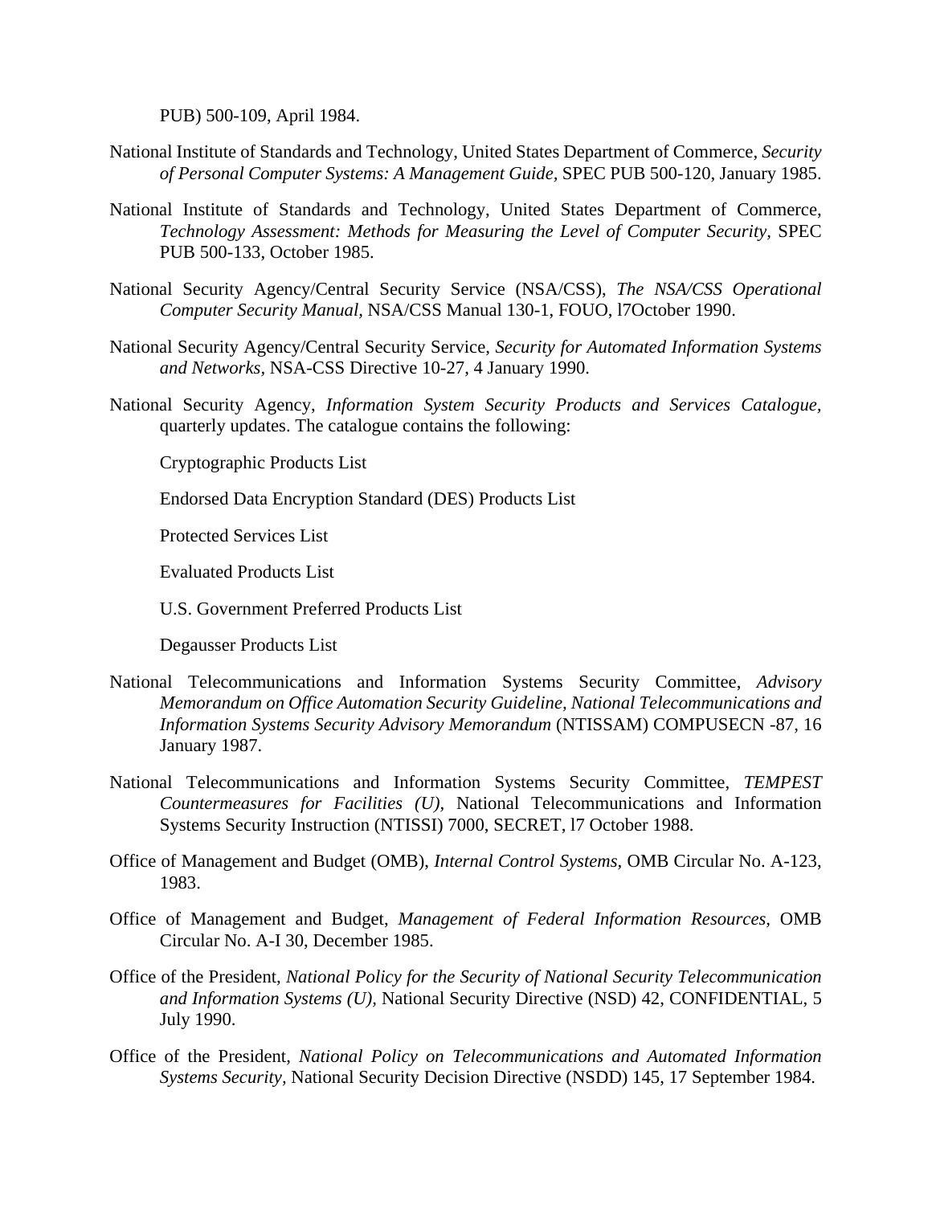PUB) 500-109, April 1984.

National Institute of Standards and Technology, United States Department of Commerce, *Security of Personal Computer Systems: A Management Guide*, SPEC PUB 500-120, January 1985.

National Institute of Standards and Technology, United States Department of Commerce, *Technology Assessment: Methods for Measuring the Level of Computer Security*, SPEC PUB 500-133, October 1985.

National Security Agency/Central Security Service (NSA/CSS), *The NSA/CSS Operational Computer Security Manual*, NSA/CSS Manual 130-1, FOUO, l7October 1990.

National Security Agency/Central Security Service, *Security for Automated Information Systems and Networks,* NSA-CSS Directive 10-27, 4 January 1990.

National Security Agency, *Information System Security Products and Services Catalogue*, quarterly updates. The catalogue contains the following:

Cryptographic Products List

Endorsed Data Encryption Standard (DES) Products List

Protected Services List

Evaluated Products List

U.S. Government Preferred Products List

Degausser Products List

National Telecommunications and Information Systems Security Committee, *Advisory Memorandum on Office Automation Security Guideline, National Telecommunications and Information Systems Security Advisory Memorandum* (NTISSAM) COMPUSECN -87, 16 January 1987.

National Telecommunications and Information Systems Security Committee, *TEMPEST Countermeasures for Facilities (U)*, National Telecommunications and Information Systems Security Instruction (NTISSI) 7000, SECRET, l7 October 1988.

Office of Management and Budget (OMB), *Internal Control Systems*, OMB Circular No. A-123, 1983.

Office of Management and Budget, *Management of Federal Information Resources,* OMB Circular No. A-I 30, December 1985.

Office of the President, *National Policy for the Security of National Security Telecommunication and Information Systems (U),* National Security Directive (NSD) 42, CONFIDENTIAL, 5 July 1990.

Office of the President, *National Policy on Telecommunications and Automated Information Systems Security,* National Security Decision Directive (NSDD) 145, 17 September 1984.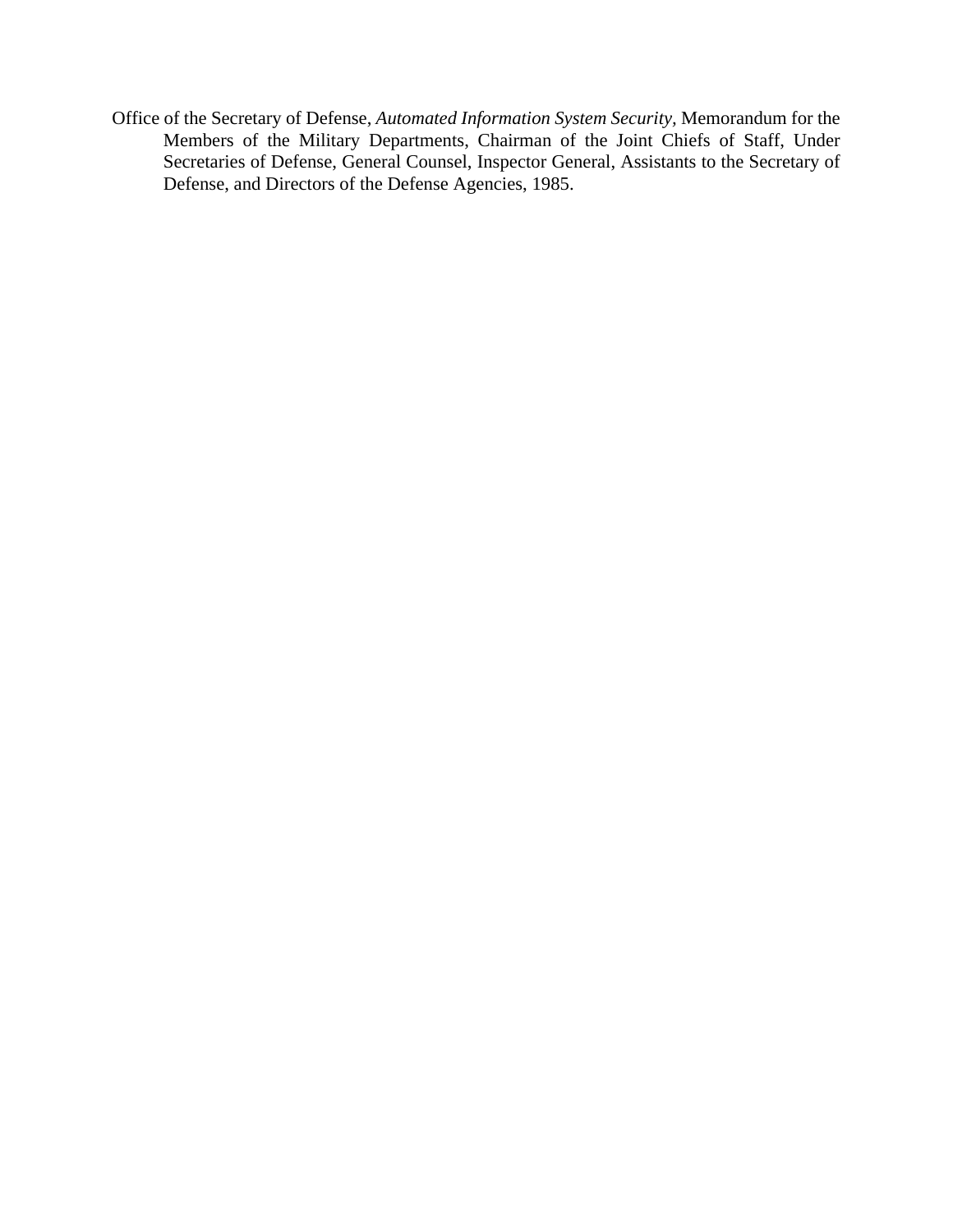Office of the Secretary of Defense, *Automated Information System Security*, Memorandum for the Members of the Military Departments, Chairman of the Joint Chiefs of Staff, Under Secretaries of Defense, General Counsel, Inspector General, Assistants to the Secretary of Defense, and Directors of the Defense Agencies, 1985.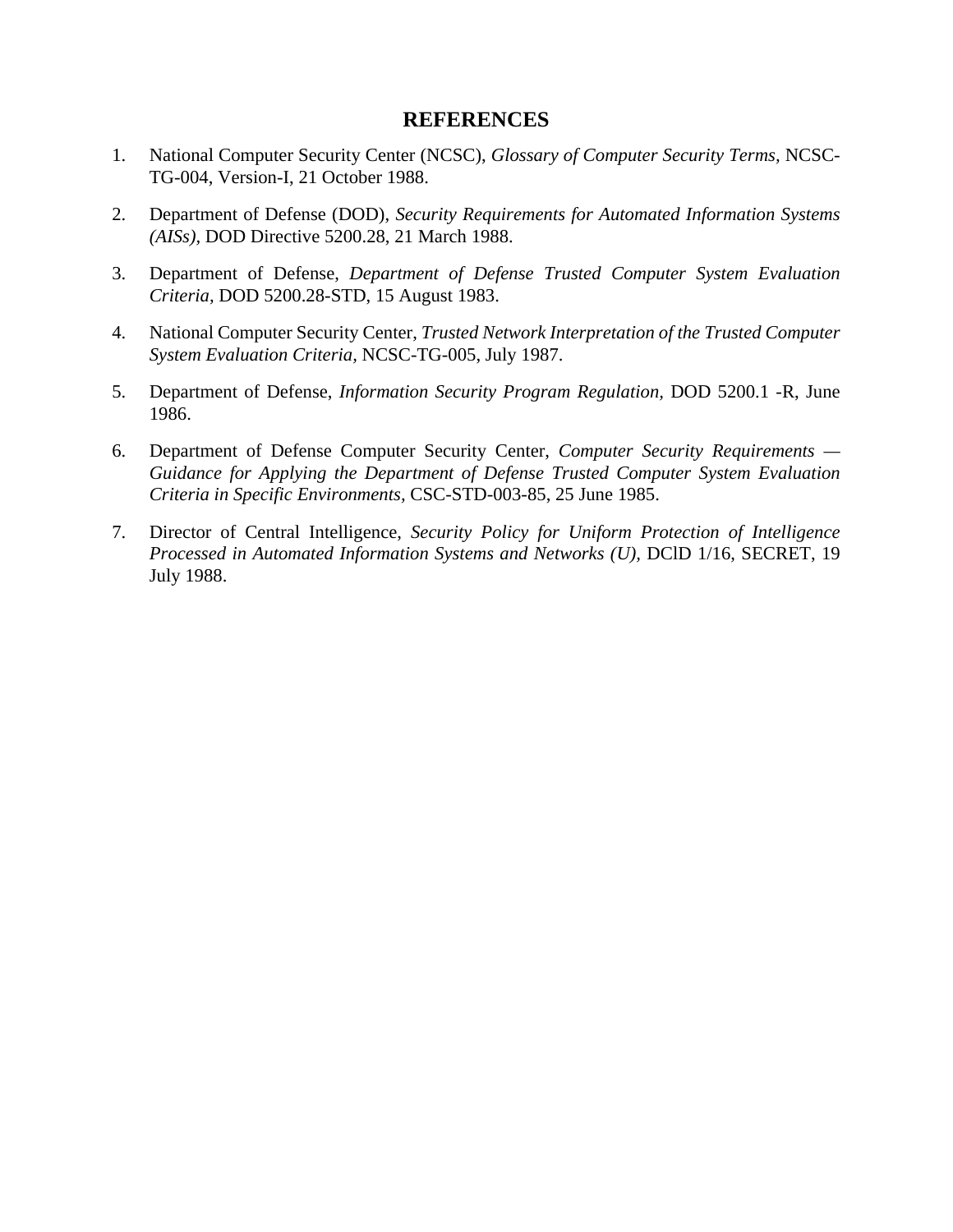## REFERENCES

1. National Computer Security Center (NCSC), *Glossary of Computer Security Terms,* NCSC-TG-004, Version-I, 21 October 1988.

2. Department of Defense (DOD), *Security Requirements for Automated Information Systems (AISs),* DOD Directive 5200.28, 21 March 1988.

3. Department of Defense, *Department of Defense Trusted Computer System Evaluation Criteria,* DOD 5200.28-STD, 15 August 1983.

4. National Computer Security Center, *Trusted Network Interpretation of the Trusted Computer System Evaluation Criteria,* NCSC-TG-005, July 1987.

5. Department of Defense, *Information Security Program Regulation,* DOD 5200.1 -R, June 1986.

6. Department of Defense Computer Security Center, *Computer Security Requirements — Guidance for Applying the Department of Defense Trusted Computer System Evaluation Criteria in Specific Environments,* CSC-STD-003-85, 25 June 1985.

7. Director of Central Intelligence, *Security Policy for Uniform Protection of Intelligence Processed in Automated Information Systems and Networks (U),* DClD 1/16, SECRET, 19 July 1988.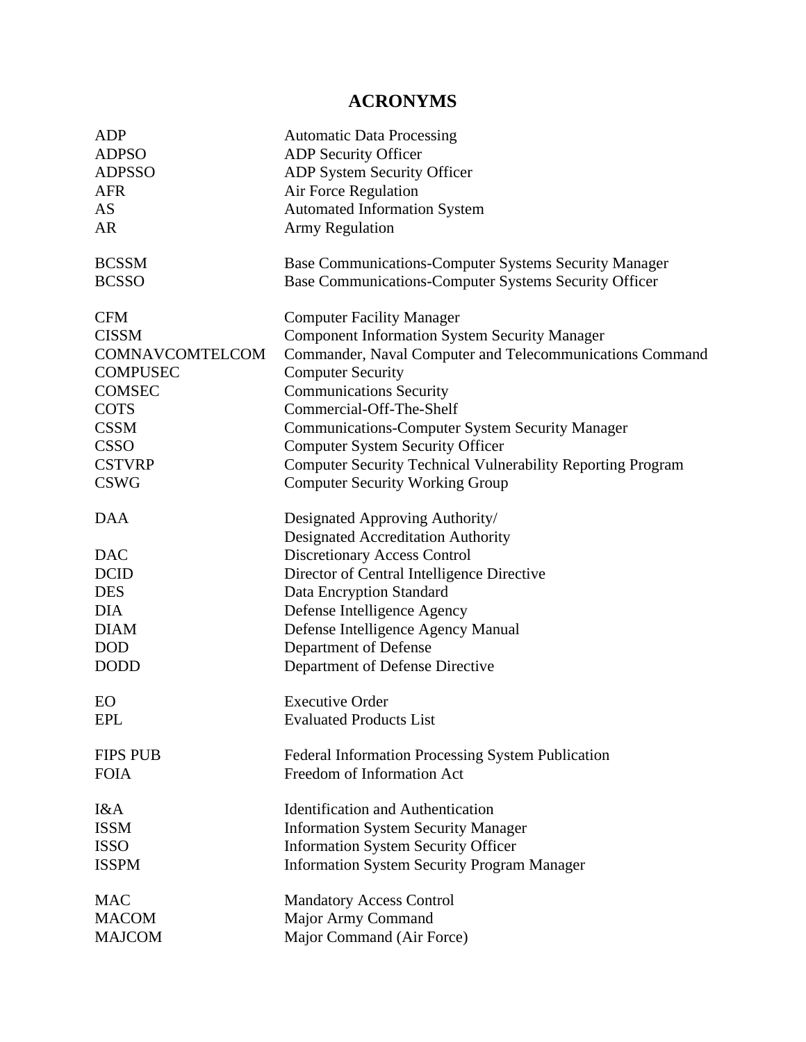# ACRONYMS

| | |
|---|---|
| ADP | Automatic Data Processing |
| ADPSO | ADP Security Officer |
| ADPSSO | ADP System Security Officer |
| AFR | Air Force Regulation |
| AS | Automated Information System |
| AR | Army Regulation |
| | |
| BCSSM | Base Communications-Computer Systems Security Manager |
| BCSSO | Base Communications-Computer Systems Security Officer |
| | |
| CFM | Computer Facility Manager |
| CISSM | Component Information System Security Manager |
| COMNAVCOMTELCOM | Commander, Naval Computer and Telecommunications Command |
| COMPUSEC | Computer Security |
| COMSEC | Communications Security |
| COTS | Commercial-Off-The-Shelf |
| CSSM | Communications-Computer System Security Manager |
| CSSO | Computer System Security Officer |
| CSTVRP | Computer Security Technical Vulnerability Reporting Program |
| CSWG | Computer Security Working Group |
| | |
| DAA | Designated Approving Authority/ Designated Accreditation Authority |
| DAC | Discretionary Access Control |
| DCID | Director of Central Intelligence Directive |
| DES | Data Encryption Standard |
| DIA | Defense Intelligence Agency |
| DIAM | Defense Intelligence Agency Manual |
| DOD | Department of Defense |
| DODD | Department of Defense Directive |
| | |
| EO | Executive Order |
| EPL | Evaluated Products List |
| | |
| FIPS PUB | Federal Information Processing System Publication |
| FOIA | Freedom of Information Act |
| | |
| I&A | Identification and Authentication |
| ISSM | Information System Security Manager |
| ISSO | Information System Security Officer |
| ISSPM | Information System Security Program Manager |
| | |
| MAC | Mandatory Access Control |
| MACOM | Major Army Command |
| MAJCOM | Major Command (Air Force) |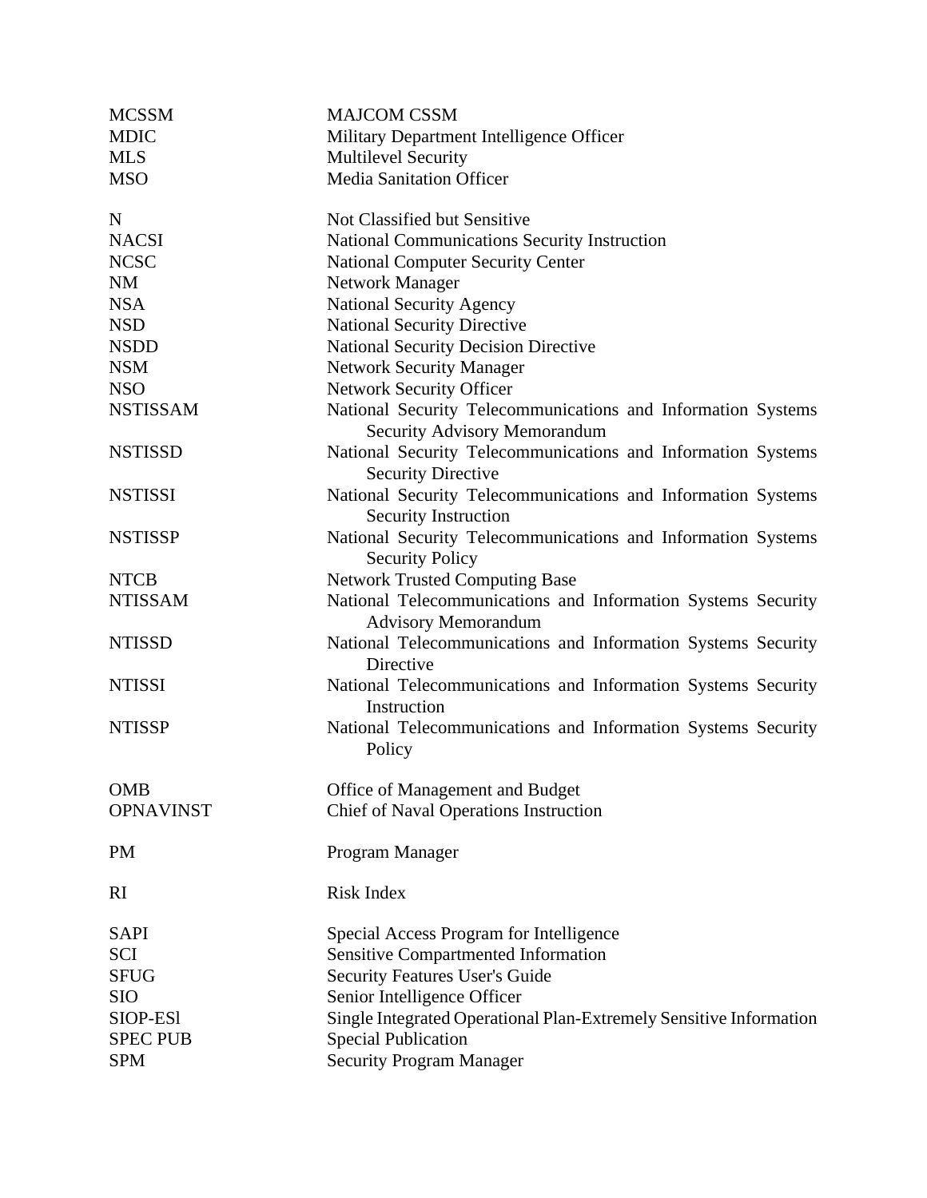| | |
|---|---|
| MCSSM | MAJCOM CSSM |
| MDIC | Military Department Intelligence Officer |
| MLS | Multilevel Security |
| MSO | Media Sanitation Officer |
| | |
| N | Not Classified but Sensitive |
| NACSI | National Communications Security Instruction |
| NCSC | National Computer Security Center |
| NM | Network Manager |
| NSA | National Security Agency |
| NSD | National Security Directive |
| NSDD | National Security Decision Directive |
| NSM | Network Security Manager |
| NSO | Network Security Officer |
| NSTISSAM | National Security Telecommunications and Information Systems Security Advisory Memorandum |
| NSTISSD | National Security Telecommunications and Information Systems Security Directive |
| NSTISSI | National Security Telecommunications and Information Systems Security Instruction |
| NSTISSP | National Security Telecommunications and Information Systems Security Policy |
| NTCB | Network Trusted Computing Base |
| NTISSAM | National Telecommunications and Information Systems Security Advisory Memorandum |
| NTISSD | National Telecommunications and Information Systems Security Directive |
| NTISSI | National Telecommunications and Information Systems Security Instruction |
| NTISSP | National Telecommunications and Information Systems Security Policy |
| | |
| OMB | Office of Management and Budget |
| OPNAVINST | Chief of Naval Operations Instruction |
| | |
| PM | Program Manager |
| | |
| RI | Risk Index |
| | |
| SAPI | Special Access Program for Intelligence |
| SCI | Sensitive Compartmented Information |
| SFUG | Security Features User's Guide |
| SIO | Senior Intelligence Officer |
| SIOP-ESl | Single Integrated Operational Plan-Extremely Sensitive Information |
| SPEC PUB | Special Publication |
| SPM | Security Program Manager |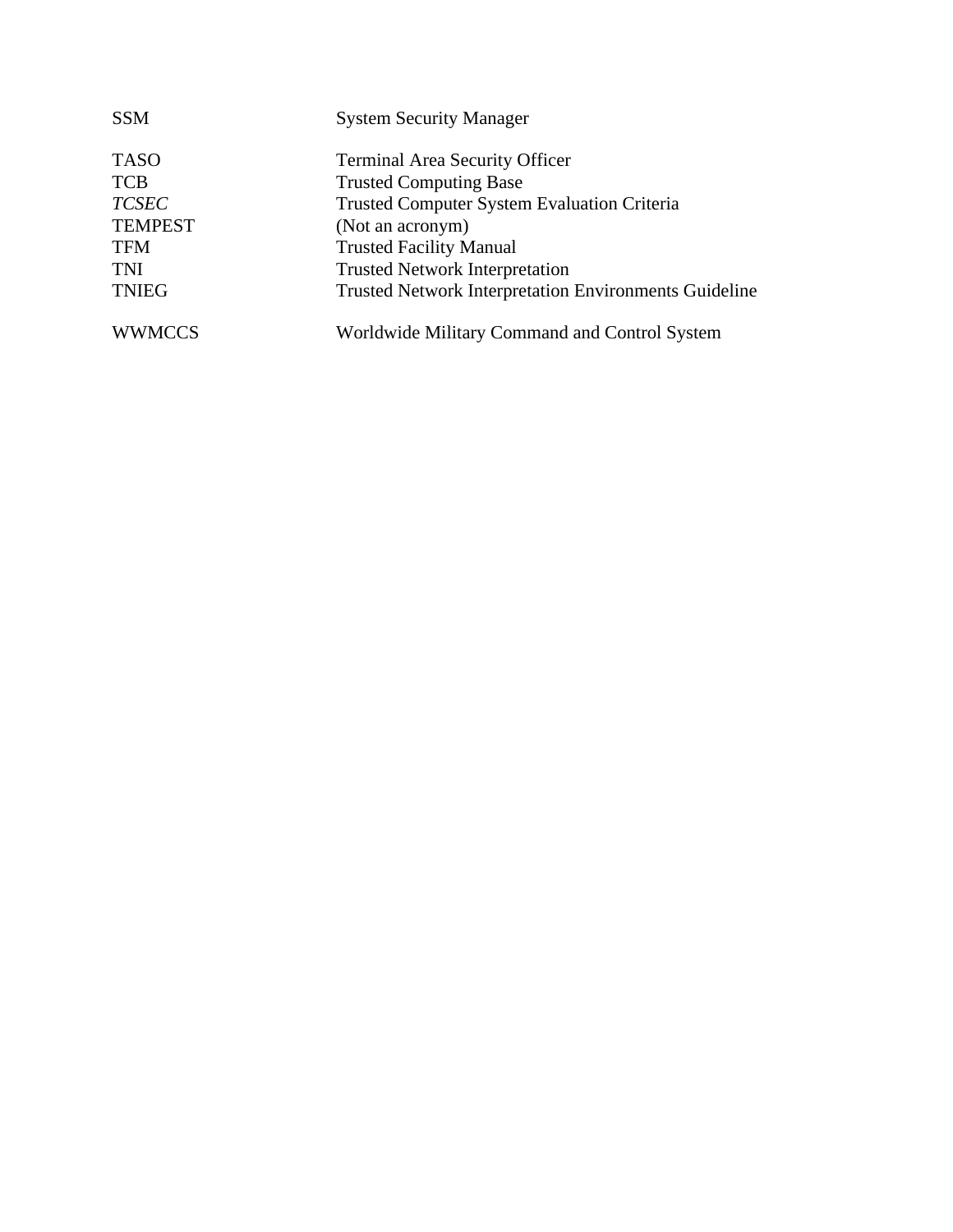| | |
|---|---|
| SSM | System Security Manager |
| | |
| TASO | Terminal Area Security Officer |
| TCB | Trusted Computing Base |
| *TCSEC* | Trusted Computer System Evaluation Criteria |
| TEMPEST | (Not an acronym) |
| TFM | Trusted Facility Manual |
| TNI | Trusted Network Interpretation |
| TNIEG | Trusted Network Interpretation Environments Guideline |
| | |
| WWMCCS | Worldwide Military Command and Control System |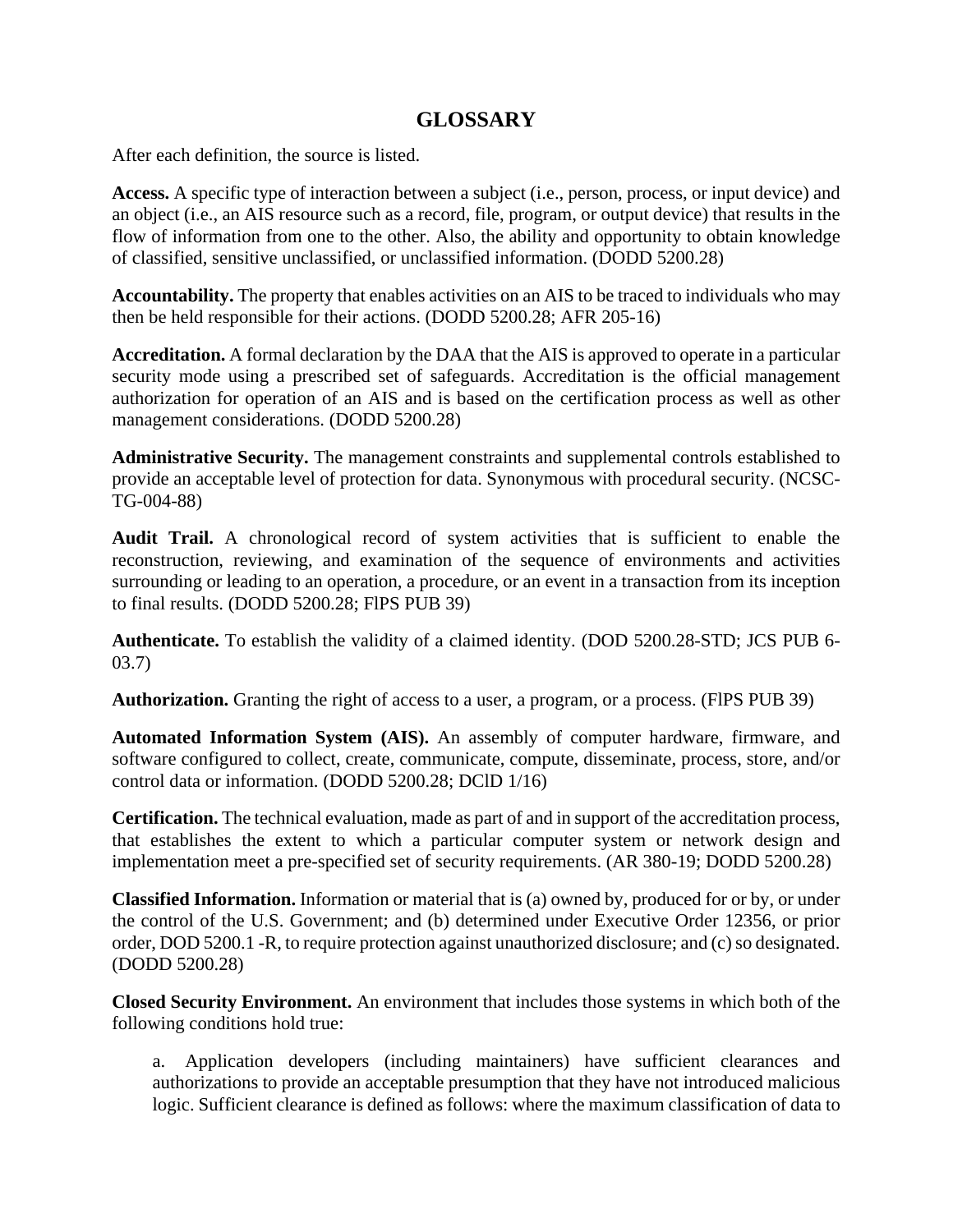# GLOSSARY

After each definition, the source is listed.

**Access.** A specific type of interaction between a subject (i.e., person, process, or input device) and an object (i.e., an AIS resource such as a record, file, program, or output device) that results in the flow of information from one to the other. Also, the ability and opportunity to obtain knowledge of classified, sensitive unclassified, or unclassified information. (DODD 5200.28)

**Accountability.** The property that enables activities on an AIS to be traced to individuals who may then be held responsible for their actions. (DODD 5200.28; AFR 205-16)

**Accreditation.** A formal declaration by the DAA that the AIS is approved to operate in a particular security mode using a prescribed set of safeguards. Accreditation is the official management authorization for operation of an AIS and is based on the certification process as well as other management considerations. (DODD 5200.28)

**Administrative Security.** The management constraints and supplemental controls established to provide an acceptable level of protection for data. Synonymous with procedural security. (NCSC-TG-004-88)

**Audit Trail.** A chronological record of system activities that is sufficient to enable the reconstruction, reviewing, and examination of the sequence of environments and activities surrounding or leading to an operation, a procedure, or an event in a transaction from its inception to final results. (DODD 5200.28; FIPS PUB 39)

**Authenticate.** To establish the validity of a claimed identity. (DOD 5200.28-STD; JCS PUB 6-03.7)

**Authorization.** Granting the right of access to a user, a program, or a process. (FIPS PUB 39)

**Automated Information System (AIS).** An assembly of computer hardware, firmware, and software configured to collect, create, communicate, compute, disseminate, process, store, and/or control data or information. (DODD 5200.28; DCID 1/16)

**Certification.** The technical evaluation, made as part of and in support of the accreditation process, that establishes the extent to which a particular computer system or network design and implementation meet a pre-specified set of security requirements. (AR 380-19; DODD 5200.28)

**Classified Information.** Information or material that is (a) owned by, produced for or by, or under the control of the U.S. Government; and (b) determined under Executive Order 12356, or prior order, DOD 5200.1 -R, to require protection against unauthorized disclosure; and (c) so designated. (DODD 5200.28)

**Closed Security Environment.** An environment that includes those systems in which both of the following conditions hold true:

a. Application developers (including maintainers) have sufficient clearances and authorizations to provide an acceptable presumption that they have not introduced malicious logic. Sufficient clearance is defined as follows: where the maximum classification of data to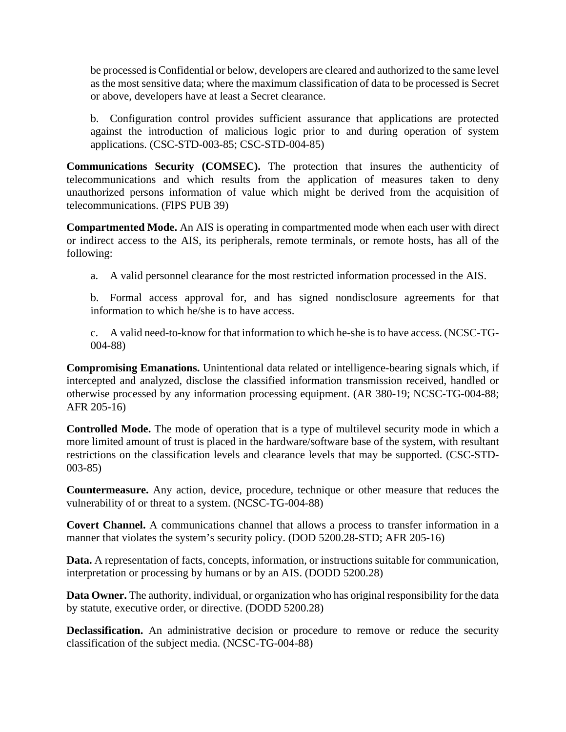be processed is Confidential or below, developers are cleared and authorized to the same level as the most sensitive data; where the maximum classification of data to be processed is Secret or above, developers have at least a Secret clearance.

b. Configuration control provides sufficient assurance that applications are protected against the introduction of malicious logic prior to and during operation of system applications. (CSC-STD-003-85; CSC-STD-004-85)

**Communications Security (COMSEC).** The protection that insures the authenticity of telecommunications and which results from the application of measures taken to deny unauthorized persons information of value which might be derived from the acquisition of telecommunications. (FIPS PUB 39)

**Compartmented Mode.** An AIS is operating in compartmented mode when each user with direct or indirect access to the AIS, its peripherals, remote terminals, or remote hosts, has all of the following:

a. A valid personnel clearance for the most restricted information processed in the AIS.

b. Formal access approval for, and has signed nondisclosure agreements for that information to which he/she is to have access.

c. A valid need-to-know for that information to which he-she is to have access. (NCSC-TG-004-88)

**Compromising Emanations.** Unintentional data related or intelligence-bearing signals which, if intercepted and analyzed, disclose the classified information transmission received, handled or otherwise processed by any information processing equipment. (AR 380-19; NCSC-TG-004-88; AFR 205-16)

**Controlled Mode.** The mode of operation that is a type of multilevel security mode in which a more limited amount of trust is placed in the hardware/software base of the system, with resultant restrictions on the classification levels and clearance levels that may be supported. (CSC-STD-003-85)

**Countermeasure.** Any action, device, procedure, technique or other measure that reduces the vulnerability of or threat to a system. (NCSC-TG-004-88)

**Covert Channel.** A communications channel that allows a process to transfer information in a manner that violates the system's security policy. (DOD 5200.28-STD; AFR 205-16)

**Data.** A representation of facts, concepts, information, or instructions suitable for communication, interpretation or processing by humans or by an AIS. (DODD 5200.28)

**Data Owner.** The authority, individual, or organization who has original responsibility for the data by statute, executive order, or directive. (DODD 5200.28)

**Declassification.** An administrative decision or procedure to remove or reduce the security classification of the subject media. (NCSC-TG-004-88)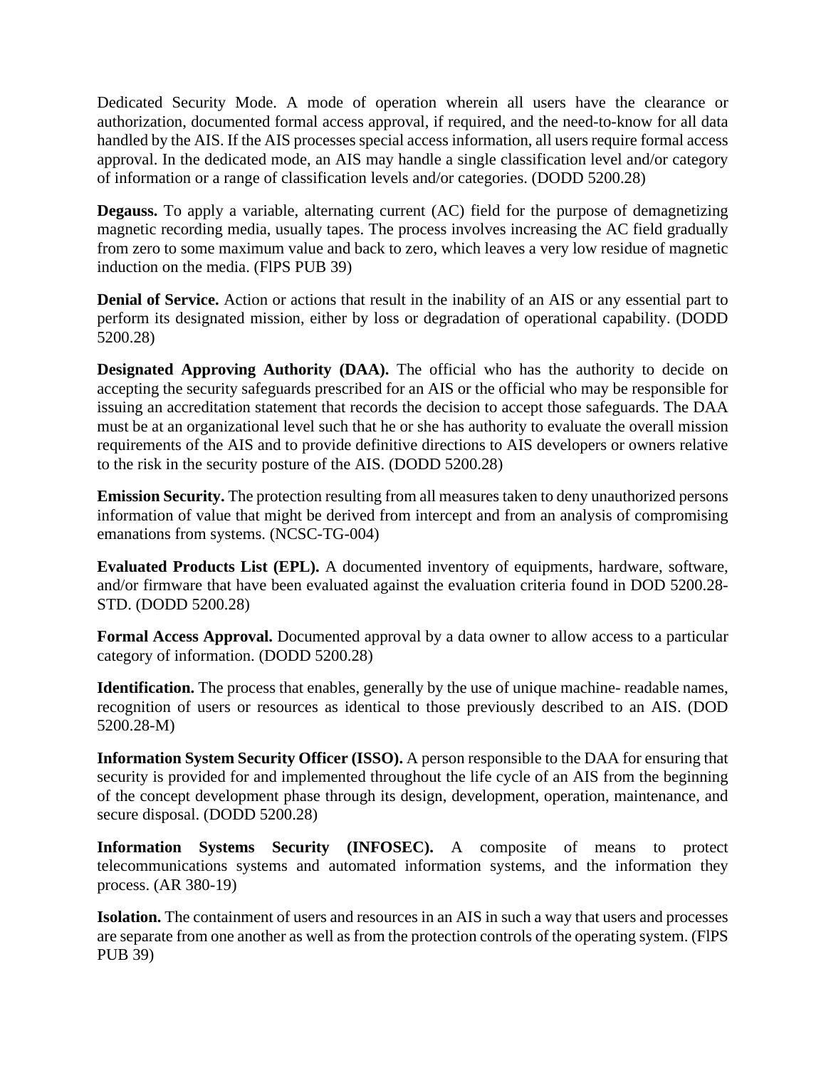Dedicated Security Mode. A mode of operation wherein all users have the clearance or authorization, documented formal access approval, if required, and the need-to-know for all data handled by the AIS. If the AIS processes special access information, all users require formal access approval. In the dedicated mode, an AIS may handle a single classification level and/or category of information or a range of classification levels and/or categories. (DODD 5200.28)

**Degauss.** To apply a variable, alternating current (AC) field for the purpose of demagnetizing magnetic recording media, usually tapes. The process involves increasing the AC field gradually from zero to some maximum value and back to zero, which leaves a very low residue of magnetic induction on the media. (FlPS PUB 39)

**Denial of Service.** Action or actions that result in the inability of an AIS or any essential part to perform its designated mission, either by loss or degradation of operational capability. (DODD 5200.28)

**Designated Approving Authority (DAA).** The official who has the authority to decide on accepting the security safeguards prescribed for an AIS or the official who may be responsible for issuing an accreditation statement that records the decision to accept those safeguards. The DAA must be at an organizational level such that he or she has authority to evaluate the overall mission requirements of the AIS and to provide definitive directions to AIS developers or owners relative to the risk in the security posture of the AIS. (DODD 5200.28)

**Emission Security.** The protection resulting from all measures taken to deny unauthorized persons information of value that might be derived from intercept and from an analysis of compromising emanations from systems. (NCSC-TG-004)

**Evaluated Products List (EPL).** A documented inventory of equipments, hardware, software, and/or firmware that have been evaluated against the evaluation criteria found in DOD 5200.28-STD. (DODD 5200.28)

**Formal Access Approval.** Documented approval by a data owner to allow access to a particular category of information. (DODD 5200.28)

**Identification.** The process that enables, generally by the use of unique machine- readable names, recognition of users or resources as identical to those previously described to an AIS. (DOD 5200.28-M)

**Information System Security Officer (ISSO).** A person responsible to the DAA for ensuring that security is provided for and implemented throughout the life cycle of an AIS from the beginning of the concept development phase through its design, development, operation, maintenance, and secure disposal. (DODD 5200.28)

**Information Systems Security (INFOSEC).** A composite of means to protect telecommunications systems and automated information systems, and the information they process. (AR 380-19)

**Isolation.** The containment of users and resources in an AIS in such a way that users and processes are separate from one another as well as from the protection controls of the operating system. (FlPS PUB 39)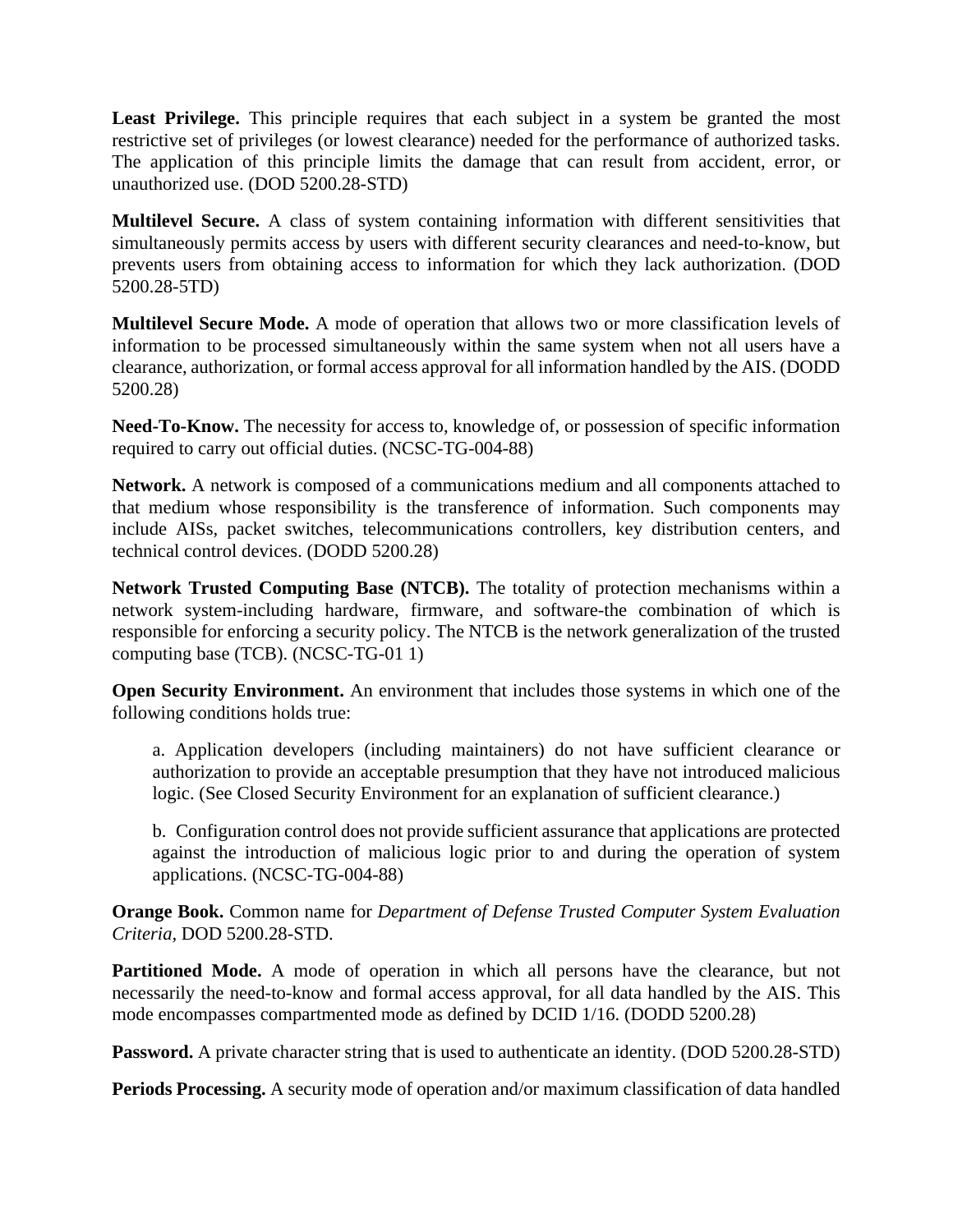**Least Privilege.** This principle requires that each subject in a system be granted the most restrictive set of privileges (or lowest clearance) needed for the performance of authorized tasks. The application of this principle limits the damage that can result from accident, error, or unauthorized use. (DOD 5200.28-STD)

**Multilevel Secure.** A class of system containing information with different sensitivities that simultaneously permits access by users with different security clearances and need-to-know, but prevents users from obtaining access to information for which they lack authorization. (DOD 5200.28-5TD)

**Multilevel Secure Mode.** A mode of operation that allows two or more classification levels of information to be processed simultaneously within the same system when not all users have a clearance, authorization, or formal access approval for all information handled by the AIS. (DODD 5200.28)

**Need-To-Know.** The necessity for access to, knowledge of, or possession of specific information required to carry out official duties. (NCSC-TG-004-88)

**Network.** A network is composed of a communications medium and all components attached to that medium whose responsibility is the transference of information. Such components may include AISs, packet switches, telecommunications controllers, key distribution centers, and technical control devices. (DODD 5200.28)

**Network Trusted Computing Base (NTCB).** The totality of protection mechanisms within a network system-including hardware, firmware, and software-the combination of which is responsible for enforcing a security policy. The NTCB is the network generalization of the trusted computing base (TCB). (NCSC-TG-01 1)

**Open Security Environment.** An environment that includes those systems in which one of the following conditions holds true:

a. Application developers (including maintainers) do not have sufficient clearance or authorization to provide an acceptable presumption that they have not introduced malicious logic. (See Closed Security Environment for an explanation of sufficient clearance.)

b. Configuration control does not provide sufficient assurance that applications are protected against the introduction of malicious logic prior to and during the operation of system applications. (NCSC-TG-004-88)

**Orange Book.** Common name for *Department of Defense Trusted Computer System Evaluation Criteria*, DOD 5200.28-STD.

**Partitioned Mode.** A mode of operation in which all persons have the clearance, but not necessarily the need-to-know and formal access approval, for all data handled by the AIS. This mode encompasses compartmented mode as defined by DCID 1/16. (DODD 5200.28)

**Password.** A private character string that is used to authenticate an identity. (DOD 5200.28-STD)

**Periods Processing.** A security mode of operation and/or maximum classification of data handled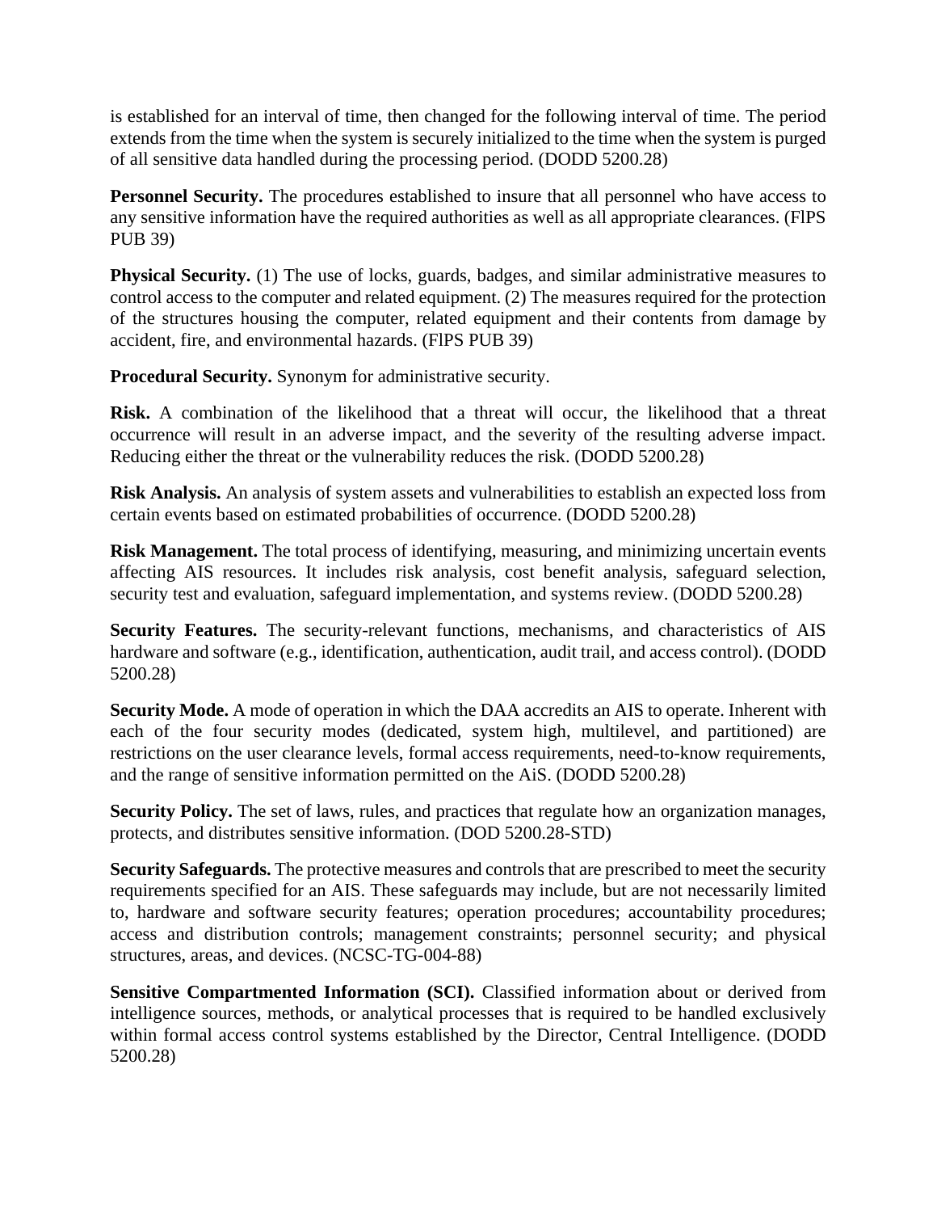is established for an interval of time, then changed for the following interval of time. The period extends from the time when the system is securely initialized to the time when the system is purged of all sensitive data handled during the processing period. (DODD 5200.28)

**Personnel Security.** The procedures established to insure that all personnel who have access to any sensitive information have the required authorities as well as all appropriate clearances. (FlPS PUB 39)

**Physical Security.** (1) The use of locks, guards, badges, and similar administrative measures to control access to the computer and related equipment. (2) The measures required for the protection of the structures housing the computer, related equipment and their contents from damage by accident, fire, and environmental hazards. (FlPS PUB 39)

**Procedural Security.** Synonym for administrative security.

**Risk.** A combination of the likelihood that a threat will occur, the likelihood that a threat occurrence will result in an adverse impact, and the severity of the resulting adverse impact. Reducing either the threat or the vulnerability reduces the risk. (DODD 5200.28)

**Risk Analysis.** An analysis of system assets and vulnerabilities to establish an expected loss from certain events based on estimated probabilities of occurrence. (DODD 5200.28)

**Risk Management.** The total process of identifying, measuring, and minimizing uncertain events affecting AIS resources. It includes risk analysis, cost benefit analysis, safeguard selection, security test and evaluation, safeguard implementation, and systems review. (DODD 5200.28)

**Security Features.** The security-relevant functions, mechanisms, and characteristics of AIS hardware and software (e.g., identification, authentication, audit trail, and access control). (DODD 5200.28)

**Security Mode.** A mode of operation in which the DAA accredits an AIS to operate. Inherent with each of the four security modes (dedicated, system high, multilevel, and partitioned) are restrictions on the user clearance levels, formal access requirements, need-to-know requirements, and the range of sensitive information permitted on the AiS. (DODD 5200.28)

**Security Policy.** The set of laws, rules, and practices that regulate how an organization manages, protects, and distributes sensitive information. (DOD 5200.28-STD)

**Security Safeguards.** The protective measures and controls that are prescribed to meet the security requirements specified for an AIS. These safeguards may include, but are not necessarily limited to, hardware and software security features; operation procedures; accountability procedures; access and distribution controls; management constraints; personnel security; and physical structures, areas, and devices. (NCSC-TG-004-88)

**Sensitive Compartmented Information (SCI).** Classified information about or derived from intelligence sources, methods, or analytical processes that is required to be handled exclusively within formal access control systems established by the Director, Central Intelligence. (DODD 5200.28)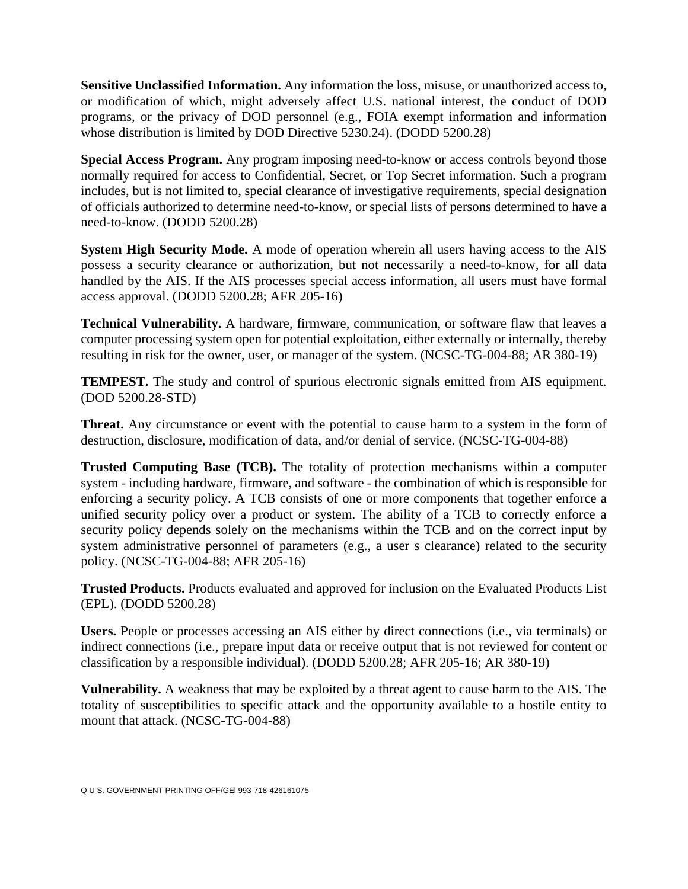**Sensitive Unclassified Information.** Any information the loss, misuse, or unauthorized access to, or modification of which, might adversely affect U.S. national interest, the conduct of DOD programs, or the privacy of DOD personnel (e.g., FOIA exempt information and information whose distribution is limited by DOD Directive 5230.24). (DODD 5200.28)

**Special Access Program.** Any program imposing need-to-know or access controls beyond those normally required for access to Confidential, Secret, or Top Secret information. Such a program includes, but is not limited to, special clearance of investigative requirements, special designation of officials authorized to determine need-to-know, or special lists of persons determined to have a need-to-know. (DODD 5200.28)

**System High Security Mode.** A mode of operation wherein all users having access to the AIS possess a security clearance or authorization, but not necessarily a need-to-know, for all data handled by the AIS. If the AIS processes special access information, all users must have formal access approval. (DODD 5200.28; AFR 205-16)

**Technical Vulnerability.** A hardware, firmware, communication, or software flaw that leaves a computer processing system open for potential exploitation, either externally or internally, thereby resulting in risk for the owner, user, or manager of the system. (NCSC-TG-004-88; AR 380-19)

**TEMPEST.** The study and control of spurious electronic signals emitted from AIS equipment. (DOD 5200.28-STD)

**Threat.** Any circumstance or event with the potential to cause harm to a system in the form of destruction, disclosure, modification of data, and/or denial of service. (NCSC-TG-004-88)

**Trusted Computing Base (TCB).** The totality of protection mechanisms within a computer system - including hardware, firmware, and software - the combination of which is responsible for enforcing a security policy. A TCB consists of one or more components that together enforce a unified security policy over a product or system. The ability of a TCB to correctly enforce a security policy depends solely on the mechanisms within the TCB and on the correct input by system administrative personnel of parameters (e.g., a user s clearance) related to the security policy. (NCSC-TG-004-88; AFR 205-16)

**Trusted Products.** Products evaluated and approved for inclusion on the Evaluated Products List (EPL). (DODD 5200.28)

**Users.** People or processes accessing an AIS either by direct connections (i.e., via terminals) or indirect connections (i.e., prepare input data or receive output that is not reviewed for content or classification by a responsible individual). (DODD 5200.28; AFR 205-16; AR 380-19)

**Vulnerability.** A weakness that may be exploited by a threat agent to cause harm to the AIS. The totality of susceptibilities to specific attack and the opportunity available to a hostile entity to mount that attack. (NCSC-TG-004-88)

Q U S. GOVERNMENT PRINTING OFF/GEl 993-718-426161075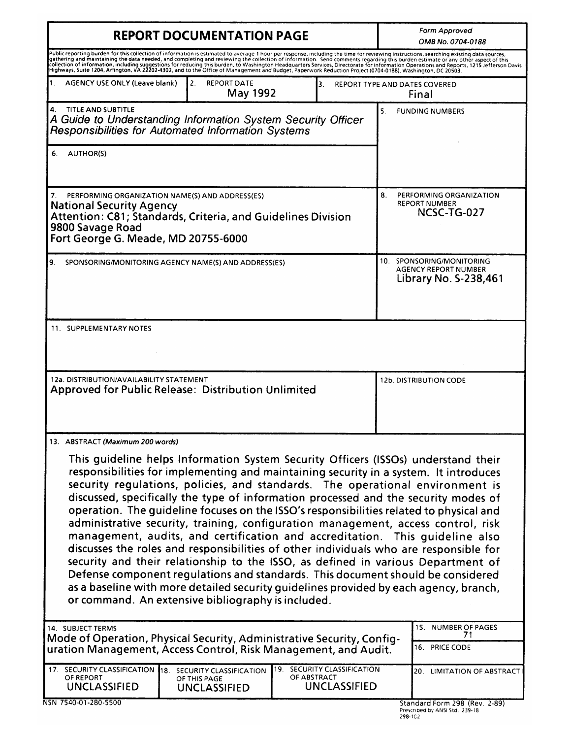# REPORT DOCUMENTATION PAGE

*Form Approved*
*OMB No. 0704-0188*

Public reporting burden for this collection of information is estimated to average 1 hour per response, including the time for reviewing instructions, searching existing data sources, gathering and maintaining the data needed, and completing and reviewing the collection of information. Send comments regarding this burden estimate or any other aspect of this collection of information, including suggestions for reducing this burden, to Washington Headquarters Services, Directorate for Information Operations and Reports, 1215 Jefferson Davis Highways, Suite 1204, Arlington, VA 22202-4302, and to the Office of Management and Budget, Paperwork Reduction Project (0704-0188), Washington, DC 20503.

| | | |
|---|---|---|
| 1. AGENCY USE ONLY (Leave blank) | 2. REPORT DATE<br>May 1992 | 3. REPORT TYPE AND DATES COVERED<br>Final |

**4. TITLE AND SUBTITLE**
*A Guide to Understanding Information System Security Officer Responsibilities for Automated Information Systems*

**5. FUNDING NUMBERS**

**6. AUTHOR(S)**

**7. PERFORMING ORGANIZATION NAME(S) AND ADDRESS(ES)**
National Security Agency
Attention: C81; Standards, Criteria, and Guidelines Division
9800 Savage Road
Fort George G. Meade, MD 20755-6000

**8. PERFORMING ORGANIZATION REPORT NUMBER**
NCSC-TG-027

**9. SPONSORING/MONITORING AGENCY NAME(S) AND ADDRESS(ES)**

**10. SPONSORING/MONITORING AGENCY REPORT NUMBER**
Library No. S-238,461

**11. SUPPLEMENTARY NOTES**

**12a. DISTRIBUTION/AVAILABILITY STATEMENT**
Approved for Public Release: Distribution Unlimited

**12b. DISTRIBUTION CODE**

**13. ABSTRACT** *(Maximum 200 words)*

This guideline helps Information System Security Officers (ISSOs) understand their responsibilities for implementing and maintaining security in a system. It introduces security regulations, policies, and standards. The operational environment is discussed, specifically the type of information processed and the security modes of operation. The guideline focuses on the ISSO's responsibilities related to physical and administrative security, training, configuration management, access control, risk management, audits, and certification and accreditation. This guideline also discusses the roles and responsibilities of other individuals who are responsible for security and their relationship to the ISSO, as defined in various Department of Defense component regulations and standards. This document should be considered as a baseline with more detailed security guidelines provided by each agency, branch, or command. An extensive bibliography is included.

**14. SUBJECT TERMS**
Mode of Operation, Physical Security, Administrative Security, Configuration Management, Access Control, Risk Management, and Audit.

**15. NUMBER OF PAGES**
71

**16. PRICE CODE**

| | | | |
|---|---|---|---|
| 17. SECURITY CLASSIFICATION OF REPORT<br>UNCLASSIFIED | 18. SECURITY CLASSIFICATION OF THIS PAGE<br>UNCLASSIFIED | 19. SECURITY CLASSIFICATION OF ABSTRACT<br>UNCLASSIFIED | 20. LIMITATION OF ABSTRACT |

NSN 7540-01-280-5500

Standard Form 298 (Rev. 2-89)
Prescribed by ANSI Std. 239-18
298-102